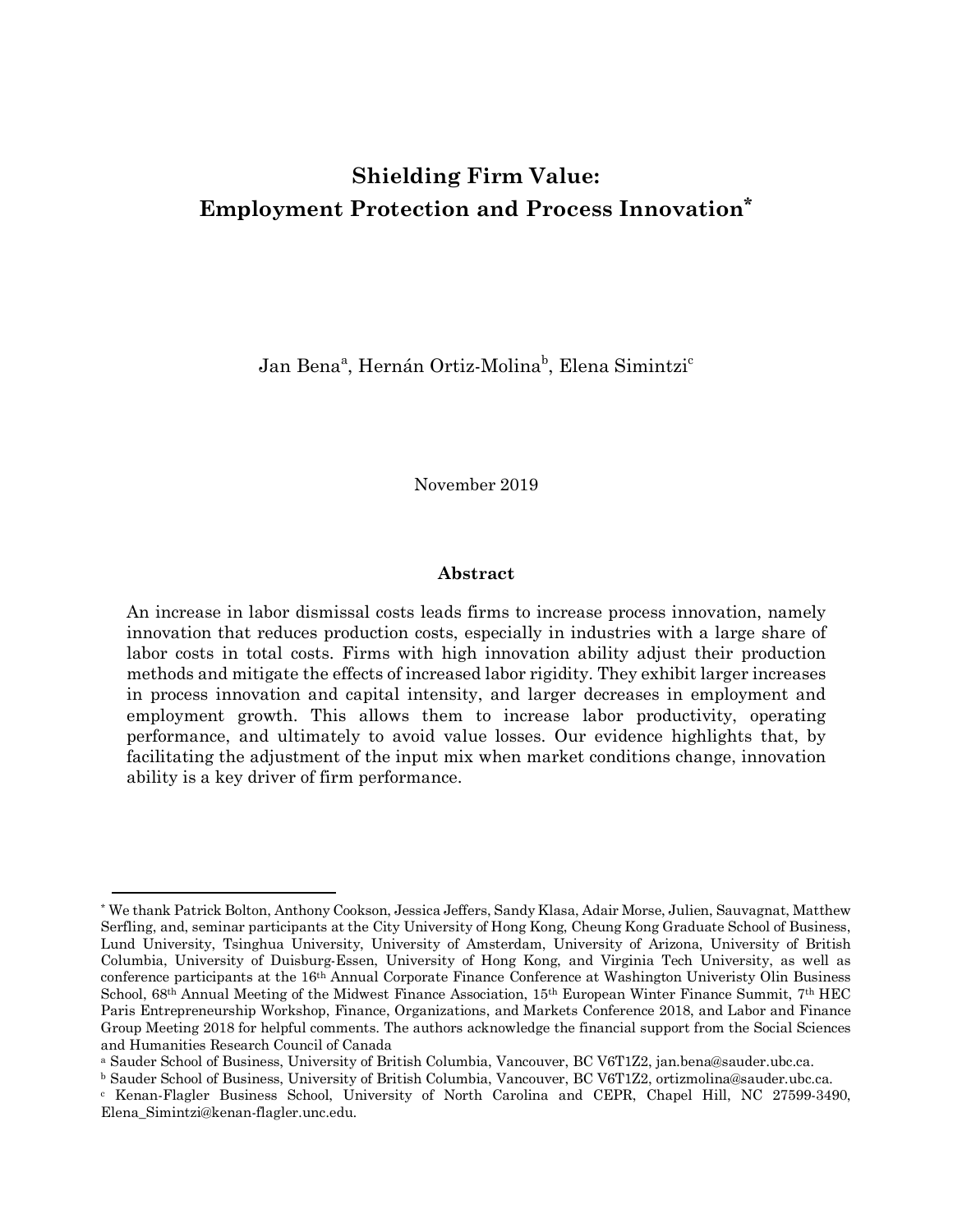# Shielding Firm Value: Employment Protection and Process Innovation*

Jan Bena[a], Hernán Ortiz-Molina[b], Elena Simintzi[c]

November 2019

## Abstract

An increase in labor dismissal costs leads firms to increase process innovation, namely innovation that reduces production costs, especially in industries with a large share of labor costs in total costs. Firms with high innovation ability adjust their production methods and mitigate the effects of increased labor rigidity. They exhibit larger increases in process innovation and capital intensity, and larger decreases in employment and employment growth. This allows them to increase labor productivity, operating performance, and ultimately to avoid value losses. Our evidence highlights that, by facilitating the adjustment of the input mix when market conditions change, innovation ability is a key driver of firm performance.

---

* We thank Patrick Bolton, Anthony Cookson, Jessica Jeffers, Sandy Klasa, Adair Morse, Julien, Sauvagnat, Matthew Serfling, and, seminar participants at the City University of Hong Kong, Cheung Kong Graduate School of Business, Lund University, Tsinghua University, University of Amsterdam, University of Arizona, University of British Columbia, University of Duisburg-Essen, University of Hong Kong, and Virginia Tech University, as well as conference participants at the 16th Annual Corporate Finance Conference at Washington Univeristy Olin Business School, 68th Annual Meeting of the Midwest Finance Association, 15th European Winter Finance Summit, 7th HEC Paris Entrepreneurship Workshop, Finance, Organizations, and Markets Conference 2018, and Labor and Finance Group Meeting 2018 for helpful comments. The authors acknowledge the financial support from the Social Sciences and Humanities Research Council of Canada

[a] Sauder School of Business, University of British Columbia, Vancouver, BC V6T1Z2, jan.bena@sauder.ubc.ca.

[b] Sauder School of Business, University of British Columbia, Vancouver, BC V6T1Z2, ortizmolina@sauder.ubc.ca.

[c] Kenan-Flagler Business School, University of North Carolina and CEPR, Chapel Hill, NC 27599-3490, Elena_Simintzi@kenan-flagler.unc.edu.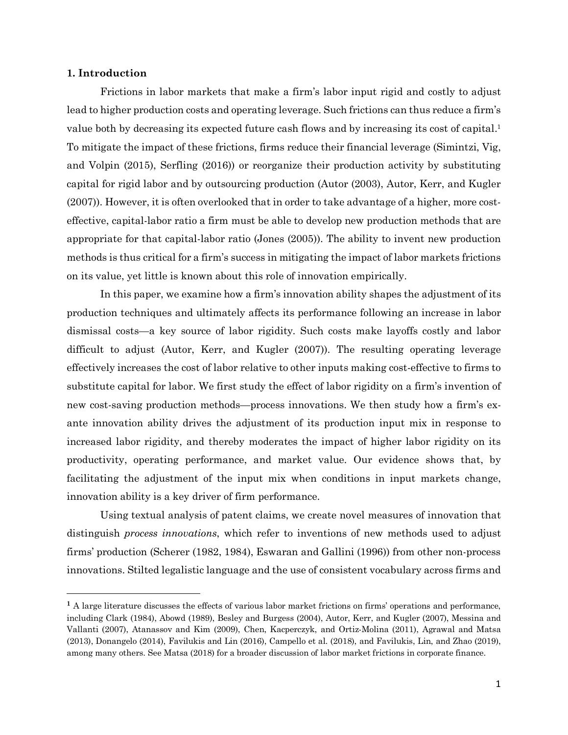## 1. Introduction

Frictions in labor markets that make a firm's labor input rigid and costly to adjust lead to higher production costs and operating leverage. Such frictions can thus reduce a firm's value both by decreasing its expected future cash flows and by increasing its cost of capital.[1] To mitigate the impact of these frictions, firms reduce their financial leverage (Simintzi, Vig, and Volpin (2015), Serfling (2016)) or reorganize their production activity by substituting capital for rigid labor and by outsourcing production (Autor (2003), Autor, Kerr, and Kugler (2007)). However, it is often overlooked that in order to take advantage of a higher, more cost-effective, capital-labor ratio a firm must be able to develop new production methods that are appropriate for that capital-labor ratio (Jones (2005)). The ability to invent new production methods is thus critical for a firm's success in mitigating the impact of labor markets frictions on its value, yet little is known about this role of innovation empirically.

In this paper, we examine how a firm's innovation ability shapes the adjustment of its production techniques and ultimately affects its performance following an increase in labor dismissal costs—a key source of labor rigidity. Such costs make layoffs costly and labor difficult to adjust (Autor, Kerr, and Kugler (2007)). The resulting operating leverage effectively increases the cost of labor relative to other inputs making cost-effective to firms to substitute capital for labor. We first study the effect of labor rigidity on a firm's invention of new cost-saving production methods—process innovations. We then study how a firm's ex-ante innovation ability drives the adjustment of its production input mix in response to increased labor rigidity, and thereby moderates the impact of higher labor rigidity on its productivity, operating performance, and market value. Our evidence shows that, by facilitating the adjustment of the input mix when conditions in input markets change, innovation ability is a key driver of firm performance.

Using textual analysis of patent claims, we create novel measures of innovation that distinguish *process innovations*, which refer to inventions of new methods used to adjust firms' production (Scherer (1982, 1984), Eswaran and Gallini (1996)) from other non-process innovations. Stilted legalistic language and the use of consistent vocabulary across firms and

[1] A large literature discusses the effects of various labor market frictions on firms' operations and performance, including Clark (1984), Abowd (1989), Besley and Burgess (2004), Autor, Kerr, and Kugler (2007), Messina and Vallanti (2007), Atanassov and Kim (2009), Chen, Kacperczyk, and Ortiz-Molina (2011), Agrawal and Matsa (2013), Donangelo (2014), Favilukis and Lin (2016), Campello et al. (2018), and Favilukis, Lin, and Zhao (2019), among many others. See Matsa (2018) for a broader discussion of labor market frictions in corporate finance.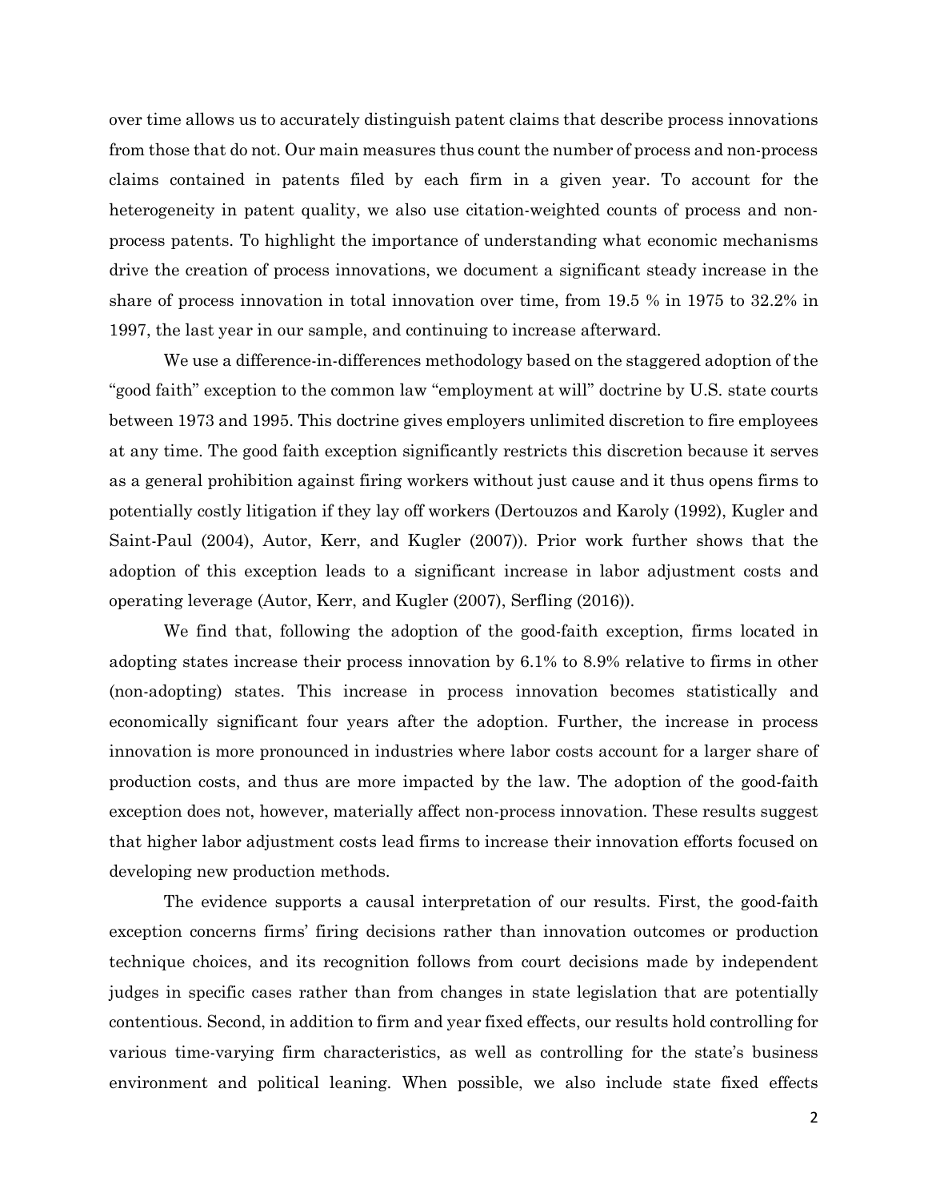over time allows us to accurately distinguish patent claims that describe process innovations from those that do not. Our main measures thus count the number of process and non-process claims contained in patents filed by each firm in a given year. To account for the heterogeneity in patent quality, we also use citation-weighted counts of process and non-process patents. To highlight the importance of understanding what economic mechanisms drive the creation of process innovations, we document a significant steady increase in the share of process innovation in total innovation over time, from 19.5 % in 1975 to 32.2% in 1997, the last year in our sample, and continuing to increase afterward.

We use a difference-in-differences methodology based on the staggered adoption of the "good faith" exception to the common law "employment at will" doctrine by U.S. state courts between 1973 and 1995. This doctrine gives employers unlimited discretion to fire employees at any time. The good faith exception significantly restricts this discretion because it serves as a general prohibition against firing workers without just cause and it thus opens firms to potentially costly litigation if they lay off workers (Dertouzos and Karoly (1992), Kugler and Saint-Paul (2004), Autor, Kerr, and Kugler (2007)). Prior work further shows that the adoption of this exception leads to a significant increase in labor adjustment costs and operating leverage (Autor, Kerr, and Kugler (2007), Serfling (2016)).

We find that, following the adoption of the good-faith exception, firms located in adopting states increase their process innovation by 6.1% to 8.9% relative to firms in other (non-adopting) states. This increase in process innovation becomes statistically and economically significant four years after the adoption. Further, the increase in process innovation is more pronounced in industries where labor costs account for a larger share of production costs, and thus are more impacted by the law. The adoption of the good-faith exception does not, however, materially affect non-process innovation. These results suggest that higher labor adjustment costs lead firms to increase their innovation efforts focused on developing new production methods.

The evidence supports a causal interpretation of our results. First, the good-faith exception concerns firms' firing decisions rather than innovation outcomes or production technique choices, and its recognition follows from court decisions made by independent judges in specific cases rather than from changes in state legislation that are potentially contentious. Second, in addition to firm and year fixed effects, our results hold controlling for various time-varying firm characteristics, as well as controlling for the state's business environment and political leaning. When possible, we also include state fixed effects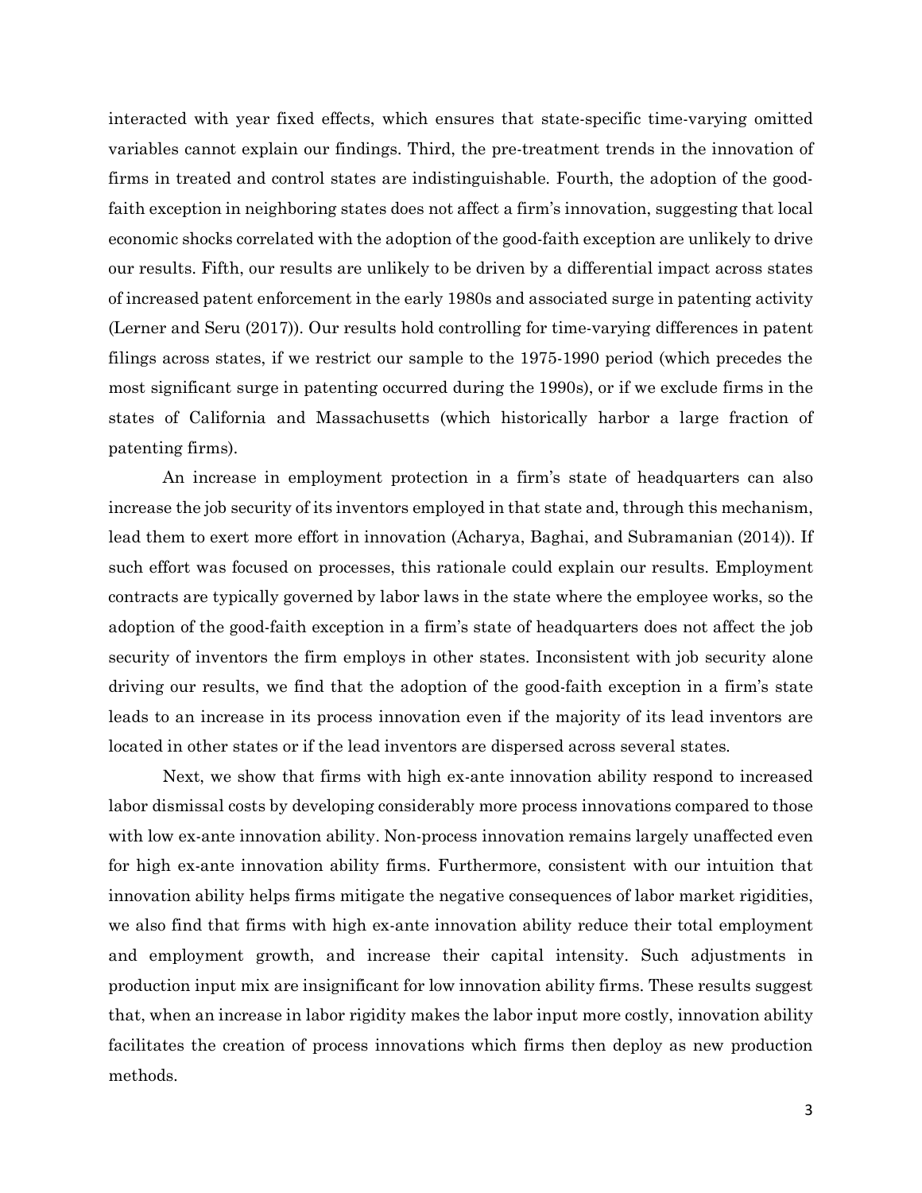interacted with year fixed effects, which ensures that state-specific time-varying omitted variables cannot explain our findings. Third, the pre-treatment trends in the innovation of firms in treated and control states are indistinguishable. Fourth, the adoption of the good-faith exception in neighboring states does not affect a firm's innovation, suggesting that local economic shocks correlated with the adoption of the good-faith exception are unlikely to drive our results. Fifth, our results are unlikely to be driven by a differential impact across states of increased patent enforcement in the early 1980s and associated surge in patenting activity (Lerner and Seru (2017)). Our results hold controlling for time-varying differences in patent filings across states, if we restrict our sample to the 1975-1990 period (which precedes the most significant surge in patenting occurred during the 1990s), or if we exclude firms in the states of California and Massachusetts (which historically harbor a large fraction of patenting firms).

An increase in employment protection in a firm's state of headquarters can also increase the job security of its inventors employed in that state and, through this mechanism, lead them to exert more effort in innovation (Acharya, Baghai, and Subramanian (2014)). If such effort was focused on processes, this rationale could explain our results. Employment contracts are typically governed by labor laws in the state where the employee works, so the adoption of the good-faith exception in a firm's state of headquarters does not affect the job security of inventors the firm employs in other states. Inconsistent with job security alone driving our results, we find that the adoption of the good-faith exception in a firm's state leads to an increase in its process innovation even if the majority of its lead inventors are located in other states or if the lead inventors are dispersed across several states.

Next, we show that firms with high ex-ante innovation ability respond to increased labor dismissal costs by developing considerably more process innovations compared to those with low ex-ante innovation ability. Non-process innovation remains largely unaffected even for high ex-ante innovation ability firms. Furthermore, consistent with our intuition that innovation ability helps firms mitigate the negative consequences of labor market rigidities, we also find that firms with high ex-ante innovation ability reduce their total employment and employment growth, and increase their capital intensity. Such adjustments in production input mix are insignificant for low innovation ability firms. These results suggest that, when an increase in labor rigidity makes the labor input more costly, innovation ability facilitates the creation of process innovations which firms then deploy as new production methods.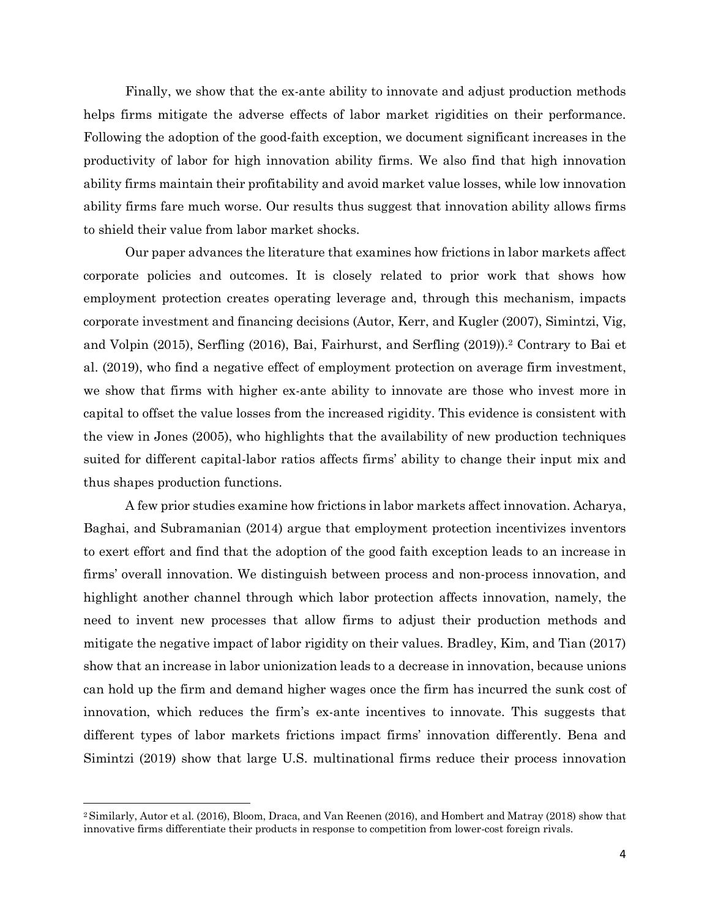Finally, we show that the ex-ante ability to innovate and adjust production methods helps firms mitigate the adverse effects of labor market rigidities on their performance. Following the adoption of the good-faith exception, we document significant increases in the productivity of labor for high innovation ability firms. We also find that high innovation ability firms maintain their profitability and avoid market value losses, while low innovation ability firms fare much worse. Our results thus suggest that innovation ability allows firms to shield their value from labor market shocks.

Our paper advances the literature that examines how frictions in labor markets affect corporate policies and outcomes. It is closely related to prior work that shows how employment protection creates operating leverage and, through this mechanism, impacts corporate investment and financing decisions (Autor, Kerr, and Kugler (2007), Simintzi, Vig, and Volpin (2015), Serfling (2016), Bai, Fairhurst, and Serfling (2019)).[2] Contrary to Bai et al. (2019), who find a negative effect of employment protection on average firm investment, we show that firms with higher ex-ante ability to innovate are those who invest more in capital to offset the value losses from the increased rigidity. This evidence is consistent with the view in Jones (2005), who highlights that the availability of new production techniques suited for different capital-labor ratios affects firms' ability to change their input mix and thus shapes production functions.

A few prior studies examine how frictions in labor markets affect innovation. Acharya, Baghai, and Subramanian (2014) argue that employment protection incentivizes inventors to exert effort and find that the adoption of the good faith exception leads to an increase in firms' overall innovation. We distinguish between process and non-process innovation, and highlight another channel through which labor protection affects innovation, namely, the need to invent new processes that allow firms to adjust their production methods and mitigate the negative impact of labor rigidity on their values. Bradley, Kim, and Tian (2017) show that an increase in labor unionization leads to a decrease in innovation, because unions can hold up the firm and demand higher wages once the firm has incurred the sunk cost of innovation, which reduces the firm's ex-ante incentives to innovate. This suggests that different types of labor markets frictions impact firms' innovation differently. Bena and Simintzi (2019) show that large U.S. multinational firms reduce their process innovation

[2] Similarly, Autor et al. (2016), Bloom, Draca, and Van Reenen (2016), and Hombert and Matray (2018) show that innovative firms differentiate their products in response to competition from lower-cost foreign rivals.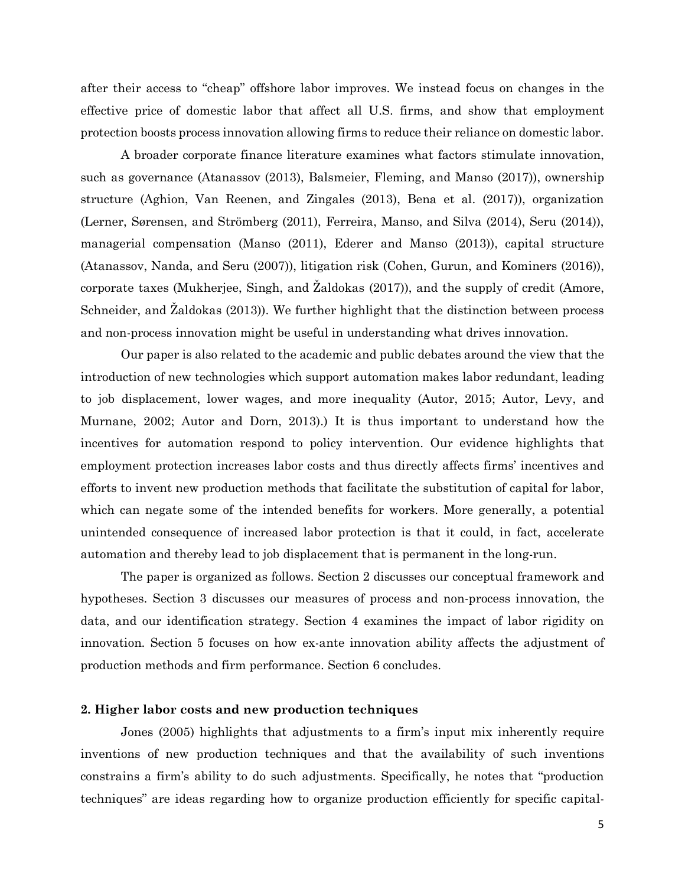after their access to "cheap" offshore labor improves. We instead focus on changes in the effective price of domestic labor that affect all U.S. firms, and show that employment protection boosts process innovation allowing firms to reduce their reliance on domestic labor.

A broader corporate finance literature examines what factors stimulate innovation, such as governance (Atanassov (2013), Balsmeier, Fleming, and Manso (2017)), ownership structure (Aghion, Van Reenen, and Zingales (2013), Bena et al. (2017)), organization (Lerner, Sørensen, and Strömberg (2011), Ferreira, Manso, and Silva (2014), Seru (2014)), managerial compensation (Manso (2011), Ederer and Manso (2013)), capital structure (Atanassov, Nanda, and Seru (2007)), litigation risk (Cohen, Gurun, and Kominers (2016)), corporate taxes (Mukherjee, Singh, and Žaldokas (2017)), and the supply of credit (Amore, Schneider, and Žaldokas (2013)). We further highlight that the distinction between process and non-process innovation might be useful in understanding what drives innovation.

Our paper is also related to the academic and public debates around the view that the introduction of new technologies which support automation makes labor redundant, leading to job displacement, lower wages, and more inequality (Autor, 2015; Autor, Levy, and Murnane, 2002; Autor and Dorn, 2013).) It is thus important to understand how the incentives for automation respond to policy intervention. Our evidence highlights that employment protection increases labor costs and thus directly affects firms' incentives and efforts to invent new production methods that facilitate the substitution of capital for labor, which can negate some of the intended benefits for workers. More generally, a potential unintended consequence of increased labor protection is that it could, in fact, accelerate automation and thereby lead to job displacement that is permanent in the long-run.

The paper is organized as follows. Section 2 discusses our conceptual framework and hypotheses. Section 3 discusses our measures of process and non-process innovation, the data, and our identification strategy. Section 4 examines the impact of labor rigidity on innovation. Section 5 focuses on how ex-ante innovation ability affects the adjustment of production methods and firm performance. Section 6 concludes.

## 2. Higher labor costs and new production techniques

Jones (2005) highlights that adjustments to a firm's input mix inherently require inventions of new production techniques and that the availability of such inventions constrains a firm's ability to do such adjustments. Specifically, he notes that "production techniques" are ideas regarding how to organize production efficiently for specific capital-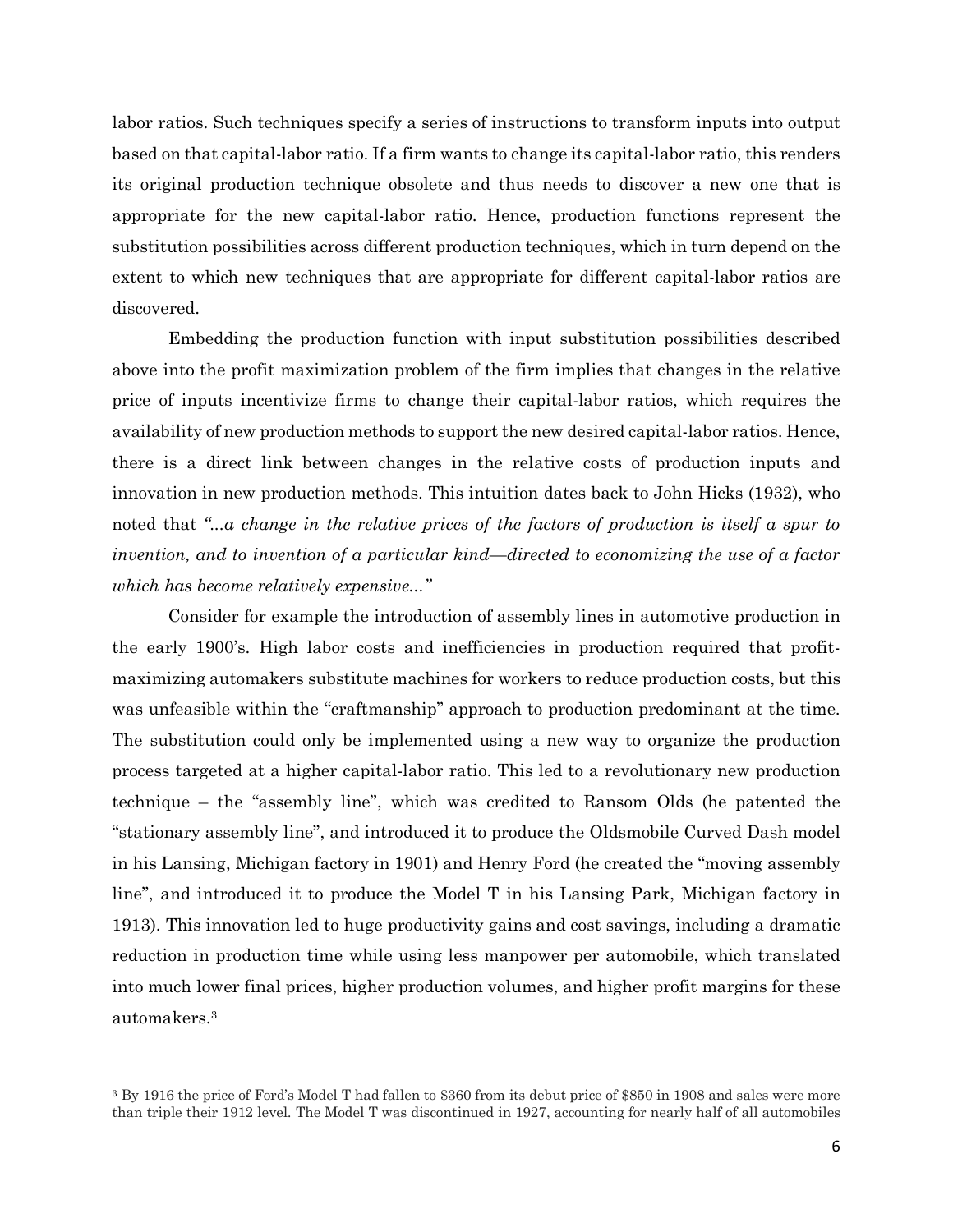labor ratios. Such techniques specify a series of instructions to transform inputs into output based on that capital-labor ratio. If a firm wants to change its capital-labor ratio, this renders its original production technique obsolete and thus needs to discover a new one that is appropriate for the new capital-labor ratio. Hence, production functions represent the substitution possibilities across different production techniques, which in turn depend on the extent to which new techniques that are appropriate for different capital-labor ratios are discovered.

Embedding the production function with input substitution possibilities described above into the profit maximization problem of the firm implies that changes in the relative price of inputs incentivize firms to change their capital-labor ratios, which requires the availability of new production methods to support the new desired capital-labor ratios. Hence, there is a direct link between changes in the relative costs of production inputs and innovation in new production methods. This intuition dates back to John Hicks (1932), who noted that *"...a change in the relative prices of the factors of production is itself a spur to invention, and to invention of a particular kind—directed to economizing the use of a factor which has become relatively expensive..."*

Consider for example the introduction of assembly lines in automotive production in the early 1900's. High labor costs and inefficiencies in production required that profit-maximizing automakers substitute machines for workers to reduce production costs, but this was unfeasible within the "craftmanship" approach to production predominant at the time. The substitution could only be implemented using a new way to organize the production process targeted at a higher capital-labor ratio. This led to a revolutionary new production technique – the "assembly line", which was credited to Ransom Olds (he patented the "stationary assembly line", and introduced it to produce the Oldsmobile Curved Dash model in his Lansing, Michigan factory in 1901) and Henry Ford (he created the "moving assembly line", and introduced it to produce the Model T in his Lansing Park, Michigan factory in 1913). This innovation led to huge productivity gains and cost savings, including a dramatic reduction in production time while using less manpower per automobile, which translated into much lower final prices, higher production volumes, and higher profit margins for these automakers.[3]

[3] By 1916 the price of Ford's Model T had fallen to $360 from its debut price of $850 in 1908 and sales were more than triple their 1912 level. The Model T was discontinued in 1927, accounting for nearly half of all automobiles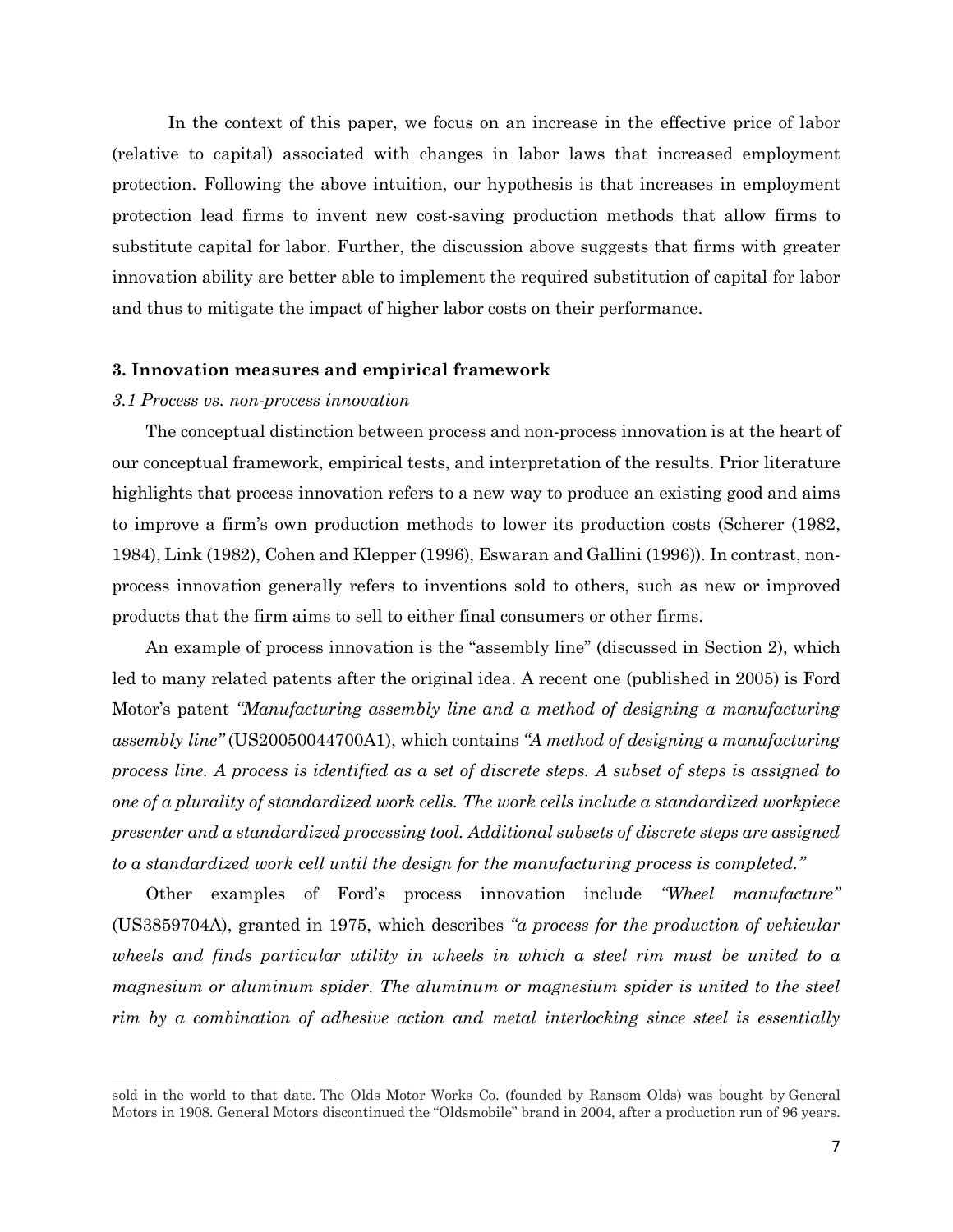In the context of this paper, we focus on an increase in the effective price of labor (relative to capital) associated with changes in labor laws that increased employment protection. Following the above intuition, our hypothesis is that increases in employment protection lead firms to invent new cost-saving production methods that allow firms to substitute capital for labor. Further, the discussion above suggests that firms with greater innovation ability are better able to implement the required substitution of capital for labor and thus to mitigate the impact of higher labor costs on their performance.

## 3. Innovation measures and empirical framework

### *3.1 Process vs. non-process innovation*

The conceptual distinction between process and non-process innovation is at the heart of our conceptual framework, empirical tests, and interpretation of the results. Prior literature highlights that process innovation refers to a new way to produce an existing good and aims to improve a firm's own production methods to lower its production costs (Scherer (1982, 1984), Link (1982), Cohen and Klepper (1996), Eswaran and Gallini (1996)). In contrast, non-process innovation generally refers to inventions sold to others, such as new or improved products that the firm aims to sell to either final consumers or other firms.

An example of process innovation is the "assembly line" (discussed in Section 2), which led to many related patents after the original idea. A recent one (published in 2005) is Ford Motor's patent *"Manufacturing assembly line and a method of designing a manufacturing assembly line"* (US20050044700A1), which contains *"A method of designing a manufacturing process line. A process is identified as a set of discrete steps. A subset of steps is assigned to one of a plurality of standardized work cells. The work cells include a standardized workpiece presenter and a standardized processing tool. Additional subsets of discrete steps are assigned to a standardized work cell until the design for the manufacturing process is completed."*

Other examples of Ford's process innovation include *"Wheel manufacture"* (US3859704A), granted in 1975, which describes *"a process for the production of vehicular wheels and finds particular utility in wheels in which a steel rim must be united to a magnesium or aluminum spider. The aluminum or magnesium spider is united to the steel rim by a combination of adhesive action and metal interlocking since steel is essentially*

---

sold in the world to that date. The Olds Motor Works Co. (founded by Ransom Olds) was bought by General Motors in 1908. General Motors discontinued the "Oldsmobile" brand in 2004, after a production run of 96 years.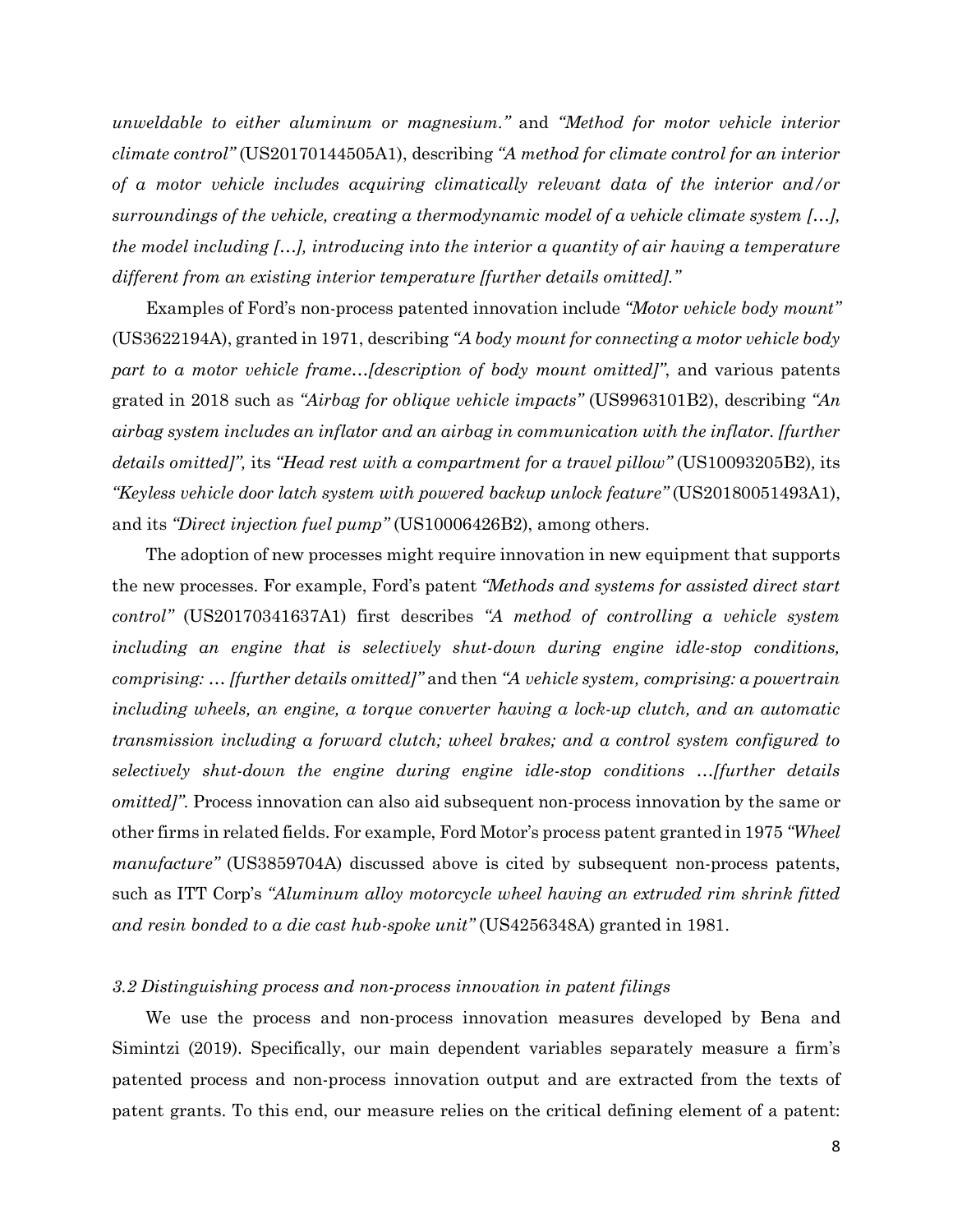*unweldable to either aluminum or magnesium."* and *"Method for motor vehicle interior climate control"* (US20170144505A1), describing *"A method for climate control for an interior of a motor vehicle includes acquiring climatically relevant data of the interior and/or surroundings of the vehicle, creating a thermodynamic model of a vehicle climate system […], the model including […], introducing into the interior a quantity of air having a temperature different from an existing interior temperature [further details omitted]."*

Examples of Ford's non-process patented innovation include *"Motor vehicle body mount"* (US3622194A), granted in 1971, describing *"A body mount for connecting a motor vehicle body part to a motor vehicle frame…[description of body mount omitted]"*, and various patents grated in 2018 such as *"Airbag for oblique vehicle impacts"* (US9963101B2), describing *"An airbag system includes an inflator and an airbag in communication with the inflator. [further details omitted]",* its *"Head rest with a compartment for a travel pillow"* (US10093205B2)*,* its *"Keyless vehicle door latch system with powered backup unlock feature"* (US20180051493A1), and its *"Direct injection fuel pump"* (US10006426B2), among others.

The adoption of new processes might require innovation in new equipment that supports the new processes. For example, Ford's patent *"Methods and systems for assisted direct start control"* (US20170341637A1) first describes *"A method of controlling a vehicle system including an engine that is selectively shut-down during engine idle-stop conditions, comprising: … [further details omitted]"* and then *"A vehicle system, comprising: a powertrain including wheels, an engine, a torque converter having a lock-up clutch, and an automatic transmission including a forward clutch; wheel brakes; and a control system configured to selectively shut-down the engine during engine idle-stop conditions …[further details omitted]".* Process innovation can also aid subsequent non-process innovation by the same or other firms in related fields. For example, Ford Motor's process patent granted in 1975 *"Wheel manufacture"* (US3859704A) discussed above is cited by subsequent non-process patents, such as ITT Corp's *"Aluminum alloy motorcycle wheel having an extruded rim shrink fitted and resin bonded to a die cast hub-spoke unit"* (US4256348A) granted in 1981.

### *3.2 Distinguishing process and non-process innovation in patent filings*

We use the process and non-process innovation measures developed by Bena and Simintzi (2019). Specifically, our main dependent variables separately measure a firm's patented process and non-process innovation output and are extracted from the texts of patent grants. To this end, our measure relies on the critical defining element of a patent: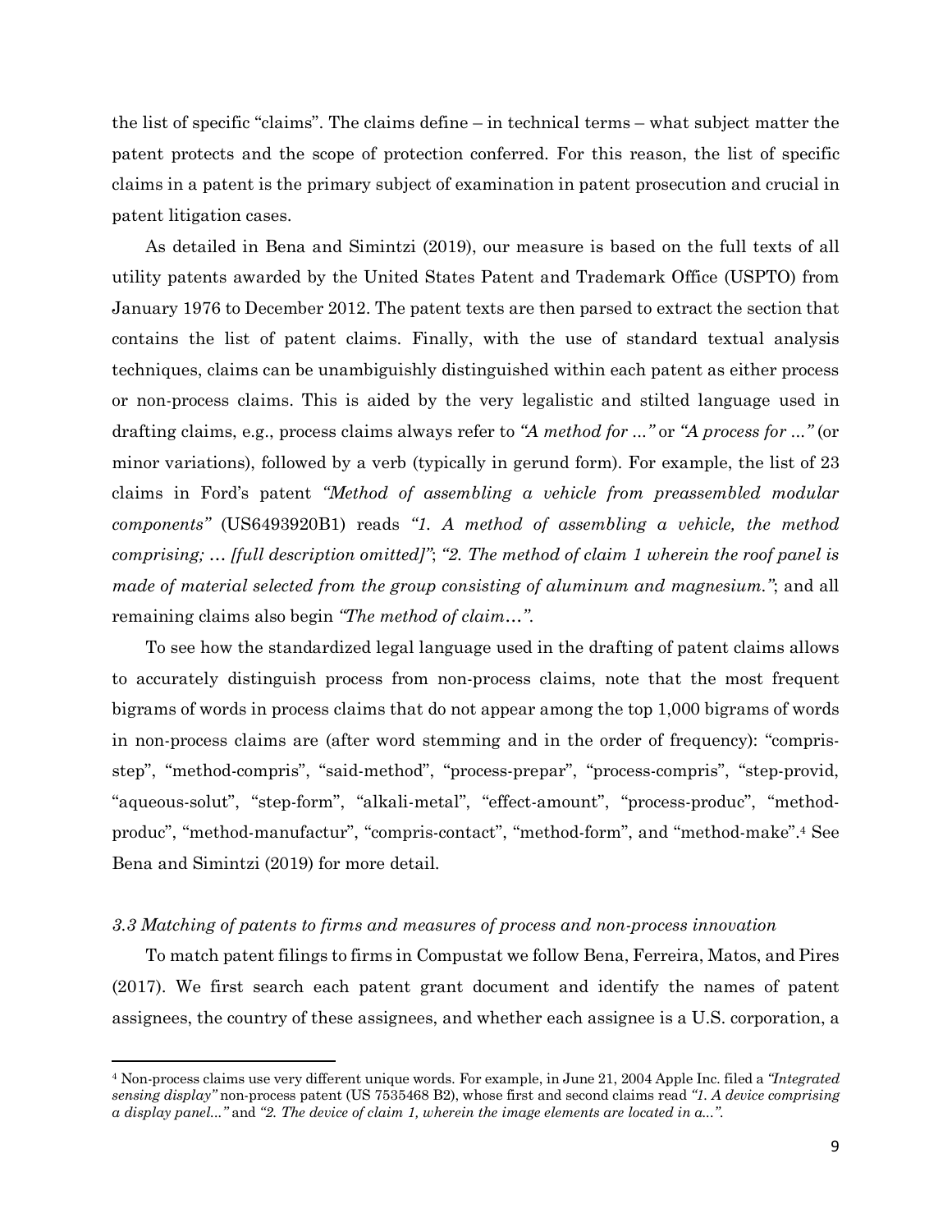the list of specific "claims". The claims define – in technical terms – what subject matter the patent protects and the scope of protection conferred. For this reason, the list of specific claims in a patent is the primary subject of examination in patent prosecution and crucial in patent litigation cases.

As detailed in Bena and Simintzi (2019), our measure is based on the full texts of all utility patents awarded by the United States Patent and Trademark Office (USPTO) from January 1976 to December 2012. The patent texts are then parsed to extract the section that contains the list of patent claims. Finally, with the use of standard textual analysis techniques, claims can be unambiguishly distinguished within each patent as either process or non-process claims. This is aided by the very legalistic and stilted language used in drafting claims, e.g., process claims always refer to *"A method for ..."* or *"A process for ..."* (or minor variations), followed by a verb (typically in gerund form). For example, the list of 23 claims in Ford's patent *"Method of assembling a vehicle from preassembled modular components"* (US6493920B1) reads *"1. A method of assembling a vehicle, the method comprising; … [full description omitted]"*; *"2. The method of claim 1 wherein the roof panel is made of material selected from the group consisting of aluminum and magnesium."*; and all remaining claims also begin *"The method of claim…"*.

To see how the standardized legal language used in the drafting of patent claims allows to accurately distinguish process from non-process claims, note that the most frequent bigrams of words in process claims that do not appear among the top 1,000 bigrams of words in non-process claims are (after word stemming and in the order of frequency): "compris-step", "method-compris", "said-method", "process-prepar", "process-compris", "step-provid, "aqueous-solut", "step-form", "alkali-metal", "effect-amount", "process-produc", "method-produc", "method-manufactur", "compris-contact", "method-form", and "method-make".[4] See Bena and Simintzi (2019) for more detail.

### *3.3 Matching of patents to firms and measures of process and non-process innovation*

To match patent filings to firms in Compustat we follow Bena, Ferreira, Matos, and Pires (2017). We first search each patent grant document and identify the names of patent assignees, the country of these assignees, and whether each assignee is a U.S. corporation, a

[4] Non-process claims use very different unique words. For example, in June 21, 2004 Apple Inc. filed a *"Integrated sensing display"* non-process patent (US 7535468 B2), whose first and second claims read *"1. A device comprising a display panel..."* and *"2. The device of claim 1, wherein the image elements are located in a..."*.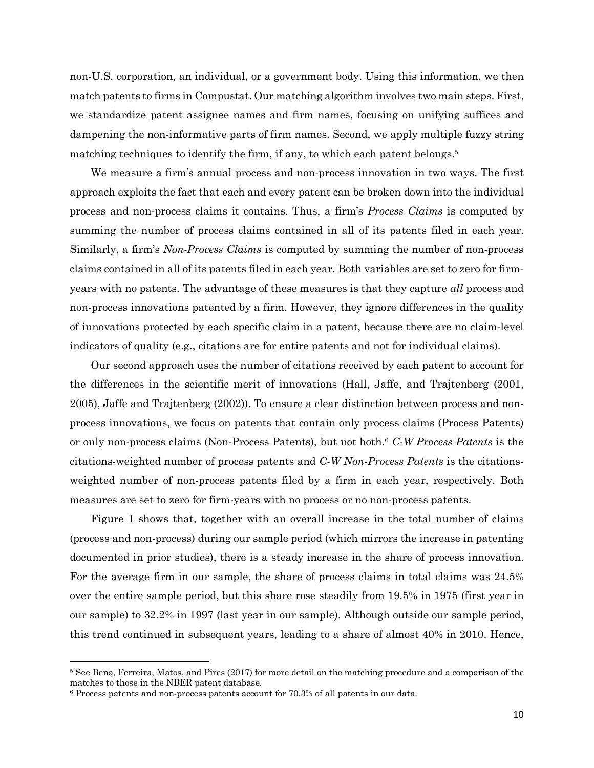non-U.S. corporation, an individual, or a government body. Using this information, we then match patents to firms in Compustat. Our matching algorithm involves two main steps. First, we standardize patent assignee names and firm names, focusing on unifying suffices and dampening the non-informative parts of firm names. Second, we apply multiple fuzzy string matching techniques to identify the firm, if any, to which each patent belongs.[5]

We measure a firm's annual process and non-process innovation in two ways. The first approach exploits the fact that each and every patent can be broken down into the individual process and non-process claims it contains. Thus, a firm's *Process Claims* is computed by summing the number of process claims contained in all of its patents filed in each year. Similarly, a firm's *Non-Process Claims* is computed by summing the number of non-process claims contained in all of its patents filed in each year. Both variables are set to zero for firm-years with no patents. The advantage of these measures is that they capture *all* process and non-process innovations patented by a firm. However, they ignore differences in the quality of innovations protected by each specific claim in a patent, because there are no claim-level indicators of quality (e.g., citations are for entire patents and not for individual claims).

Our second approach uses the number of citations received by each patent to account for the differences in the scientific merit of innovations (Hall, Jaffe, and Trajtenberg (2001, 2005), Jaffe and Trajtenberg (2002)). To ensure a clear distinction between process and non-process innovations, we focus on patents that contain only process claims (Process Patents) or only non-process claims (Non-Process Patents), but not both.[6] *C-W Process Patents* is the citations-weighted number of process patents and *C-W Non-Process Patents* is the citations-weighted number of non-process patents filed by a firm in each year, respectively. Both measures are set to zero for firm-years with no process or no non-process patents.

Figure 1 shows that, together with an overall increase in the total number of claims (process and non-process) during our sample period (which mirrors the increase in patenting documented in prior studies), there is a steady increase in the share of process innovation. For the average firm in our sample, the share of process claims in total claims was 24.5% over the entire sample period, but this share rose steadily from 19.5% in 1975 (first year in our sample) to 32.2% in 1997 (last year in our sample). Although outside our sample period, this trend continued in subsequent years, leading to a share of almost 40% in 2010. Hence,

---

[5] See Bena, Ferreira, Matos, and Pires (2017) for more detail on the matching procedure and a comparison of the matches to those in the NBER patent database.

[6] Process patents and non-process patents account for 70.3% of all patents in our data.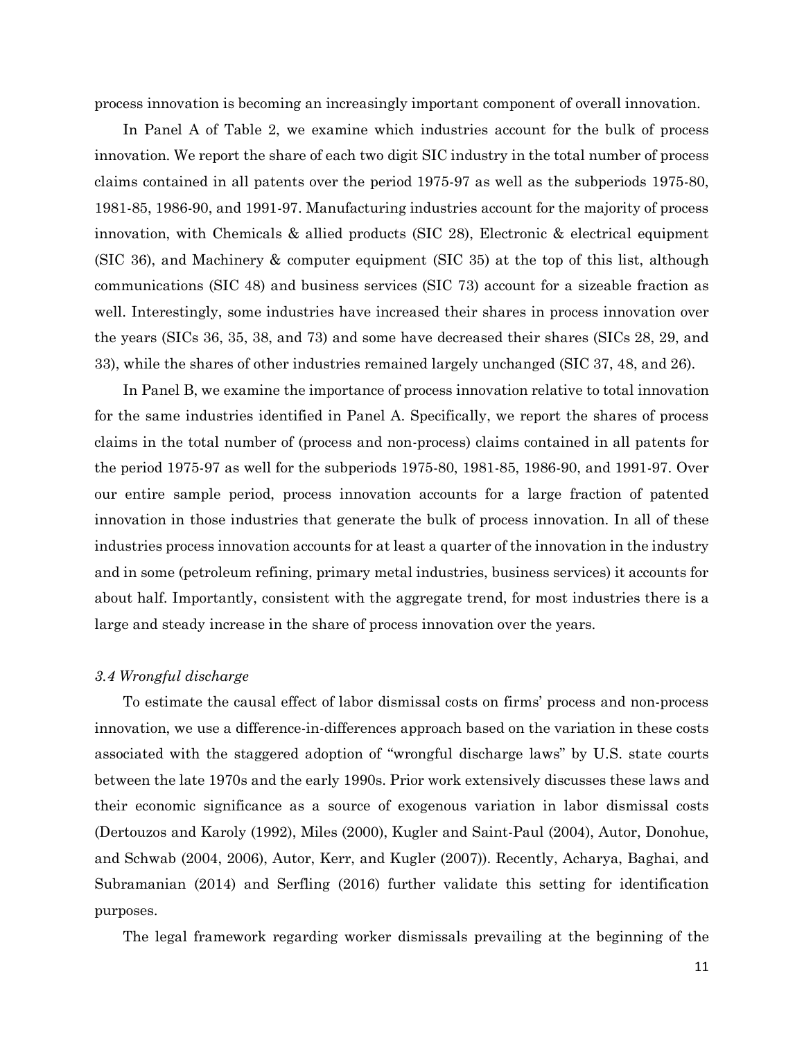process innovation is becoming an increasingly important component of overall innovation.

In Panel A of Table 2, we examine which industries account for the bulk of process innovation. We report the share of each two digit SIC industry in the total number of process claims contained in all patents over the period 1975-97 as well as the subperiods 1975-80, 1981-85, 1986-90, and 1991-97. Manufacturing industries account for the majority of process innovation, with Chemicals & allied products (SIC 28), Electronic & electrical equipment (SIC 36), and Machinery & computer equipment (SIC 35) at the top of this list, although communications (SIC 48) and business services (SIC 73) account for a sizeable fraction as well. Interestingly, some industries have increased their shares in process innovation over the years (SICs 36, 35, 38, and 73) and some have decreased their shares (SICs 28, 29, and 33), while the shares of other industries remained largely unchanged (SIC 37, 48, and 26).

In Panel B, we examine the importance of process innovation relative to total innovation for the same industries identified in Panel A. Specifically, we report the shares of process claims in the total number of (process and non-process) claims contained in all patents for the period 1975-97 as well for the subperiods 1975-80, 1981-85, 1986-90, and 1991-97. Over our entire sample period, process innovation accounts for a large fraction of patented innovation in those industries that generate the bulk of process innovation. In all of these industries process innovation accounts for at least a quarter of the innovation in the industry and in some (petroleum refining, primary metal industries, business services) it accounts for about half. Importantly, consistent with the aggregate trend, for most industries there is a large and steady increase in the share of process innovation over the years.

### *3.4 Wrongful discharge*

To estimate the causal effect of labor dismissal costs on firms' process and non-process innovation, we use a difference-in-differences approach based on the variation in these costs associated with the staggered adoption of "wrongful discharge laws" by U.S. state courts between the late 1970s and the early 1990s. Prior work extensively discusses these laws and their economic significance as a source of exogenous variation in labor dismissal costs (Dertouzos and Karoly (1992), Miles (2000), Kugler and Saint-Paul (2004), Autor, Donohue, and Schwab (2004, 2006), Autor, Kerr, and Kugler (2007)). Recently, Acharya, Baghai, and Subramanian (2014) and Serfling (2016) further validate this setting for identification purposes.

The legal framework regarding worker dismissals prevailing at the beginning of the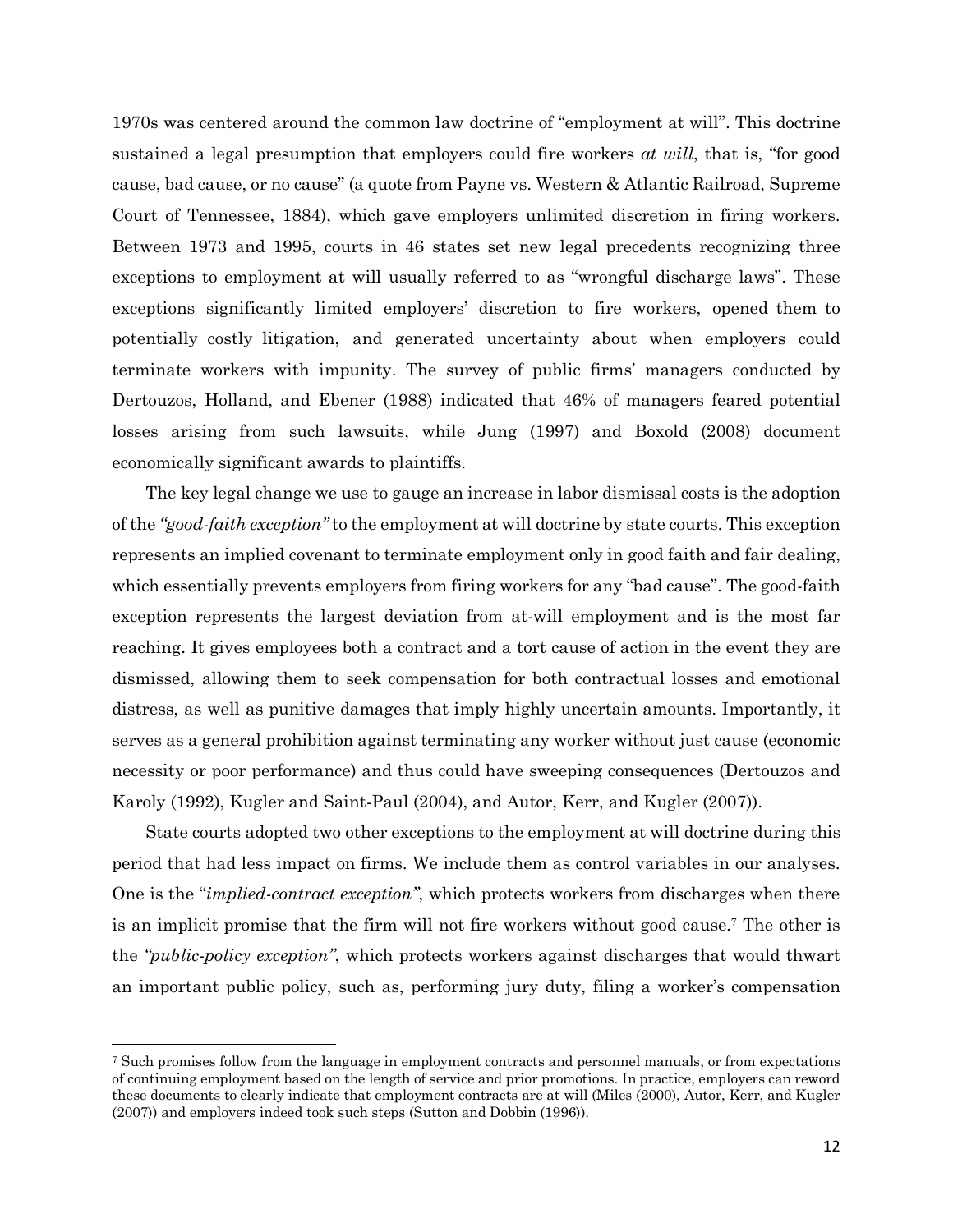1970s was centered around the common law doctrine of "employment at will". This doctrine sustained a legal presumption that employers could fire workers *at will*, that is, "for good cause, bad cause, or no cause" (a quote from Payne vs. Western & Atlantic Railroad, Supreme Court of Tennessee, 1884), which gave employers unlimited discretion in firing workers. Between 1973 and 1995, courts in 46 states set new legal precedents recognizing three exceptions to employment at will usually referred to as "wrongful discharge laws". These exceptions significantly limited employers' discretion to fire workers, opened them to potentially costly litigation, and generated uncertainty about when employers could terminate workers with impunity. The survey of public firms' managers conducted by Dertouzos, Holland, and Ebener (1988) indicated that 46% of managers feared potential losses arising from such lawsuits, while Jung (1997) and Boxold (2008) document economically significant awards to plaintiffs.

The key legal change we use to gauge an increase in labor dismissal costs is the adoption of the *"good-faith exception"* to the employment at will doctrine by state courts. This exception represents an implied covenant to terminate employment only in good faith and fair dealing, which essentially prevents employers from firing workers for any "bad cause". The good-faith exception represents the largest deviation from at-will employment and is the most far reaching. It gives employees both a contract and a tort cause of action in the event they are dismissed, allowing them to seek compensation for both contractual losses and emotional distress, as well as punitive damages that imply highly uncertain amounts. Importantly, it serves as a general prohibition against terminating any worker without just cause (economic necessity or poor performance) and thus could have sweeping consequences (Dertouzos and Karoly (1992), Kugler and Saint-Paul (2004), and Autor, Kerr, and Kugler (2007)).

State courts adopted two other exceptions to the employment at will doctrine during this period that had less impact on firms. We include them as control variables in our analyses. One is the "*implied-contract exception"*, which protects workers from discharges when there is an implicit promise that the firm will not fire workers without good cause.[7] The other is the *"public-policy exception"*, which protects workers against discharges that would thwart an important public policy, such as, performing jury duty, filing a worker's compensation

[7] Such promises follow from the language in employment contracts and personnel manuals, or from expectations of continuing employment based on the length of service and prior promotions. In practice, employers can reword these documents to clearly indicate that employment contracts are at will (Miles (2000), Autor, Kerr, and Kugler (2007)) and employers indeed took such steps (Sutton and Dobbin (1996)).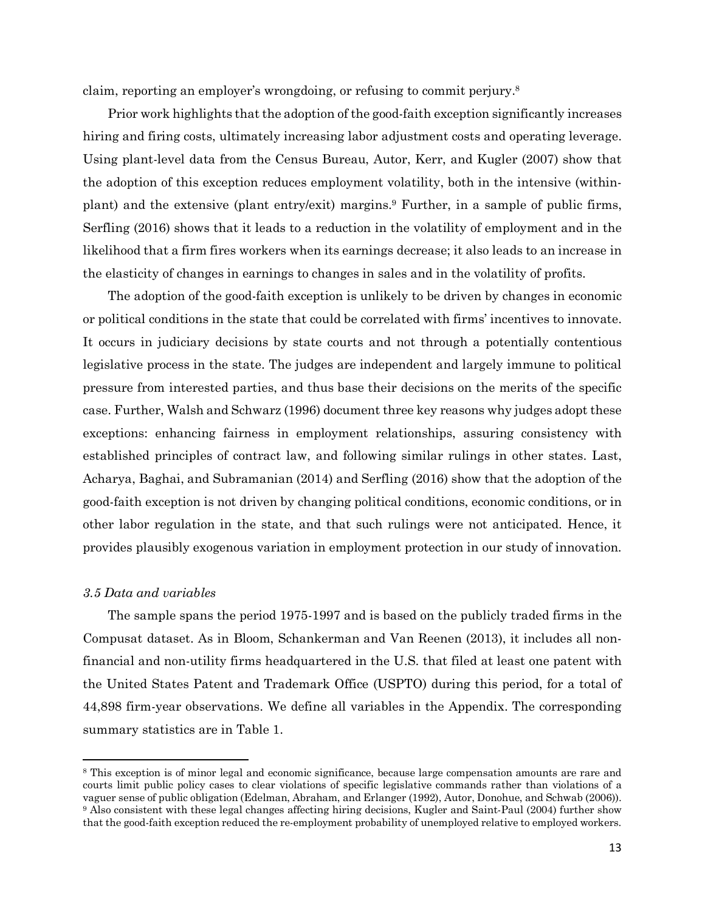claim, reporting an employer's wrongdoing, or refusing to commit perjury.[8]

Prior work highlights that the adoption of the good-faith exception significantly increases hiring and firing costs, ultimately increasing labor adjustment costs and operating leverage. Using plant-level data from the Census Bureau, Autor, Kerr, and Kugler (2007) show that the adoption of this exception reduces employment volatility, both in the intensive (within-plant) and the extensive (plant entry/exit) margins.[9] Further, in a sample of public firms, Serfling (2016) shows that it leads to a reduction in the volatility of employment and in the likelihood that a firm fires workers when its earnings decrease; it also leads to an increase in the elasticity of changes in earnings to changes in sales and in the volatility of profits.

The adoption of the good-faith exception is unlikely to be driven by changes in economic or political conditions in the state that could be correlated with firms' incentives to innovate. It occurs in judiciary decisions by state courts and not through a potentially contentious legislative process in the state. The judges are independent and largely immune to political pressure from interested parties, and thus base their decisions on the merits of the specific case. Further, Walsh and Schwarz (1996) document three key reasons why judges adopt these exceptions: enhancing fairness in employment relationships, assuring consistency with established principles of contract law, and following similar rulings in other states. Last, Acharya, Baghai, and Subramanian (2014) and Serfling (2016) show that the adoption of the good-faith exception is not driven by changing political conditions, economic conditions, or in other labor regulation in the state, and that such rulings were not anticipated. Hence, it provides plausibly exogenous variation in employment protection in our study of innovation.

### *3.5 Data and variables*

The sample spans the period 1975-1997 and is based on the publicly traded firms in the Compusat dataset. As in Bloom, Schankerman and Van Reenen (2013), it includes all non-financial and non-utility firms headquartered in the U.S. that filed at least one patent with the United States Patent and Trademark Office (USPTO) during this period, for a total of 44,898 firm-year observations. We define all variables in the Appendix. The corresponding summary statistics are in Table 1.

---

[8] This exception is of minor legal and economic significance, because large compensation amounts are rare and courts limit public policy cases to clear violations of specific legislative commands rather than violations of a vaguer sense of public obligation (Edelman, Abraham, and Erlanger (1992), Autor, Donohue, and Schwab (2006)).

[9] Also consistent with these legal changes affecting hiring decisions, Kugler and Saint-Paul (2004) further show that the good-faith exception reduced the re-employment probability of unemployed relative to employed workers.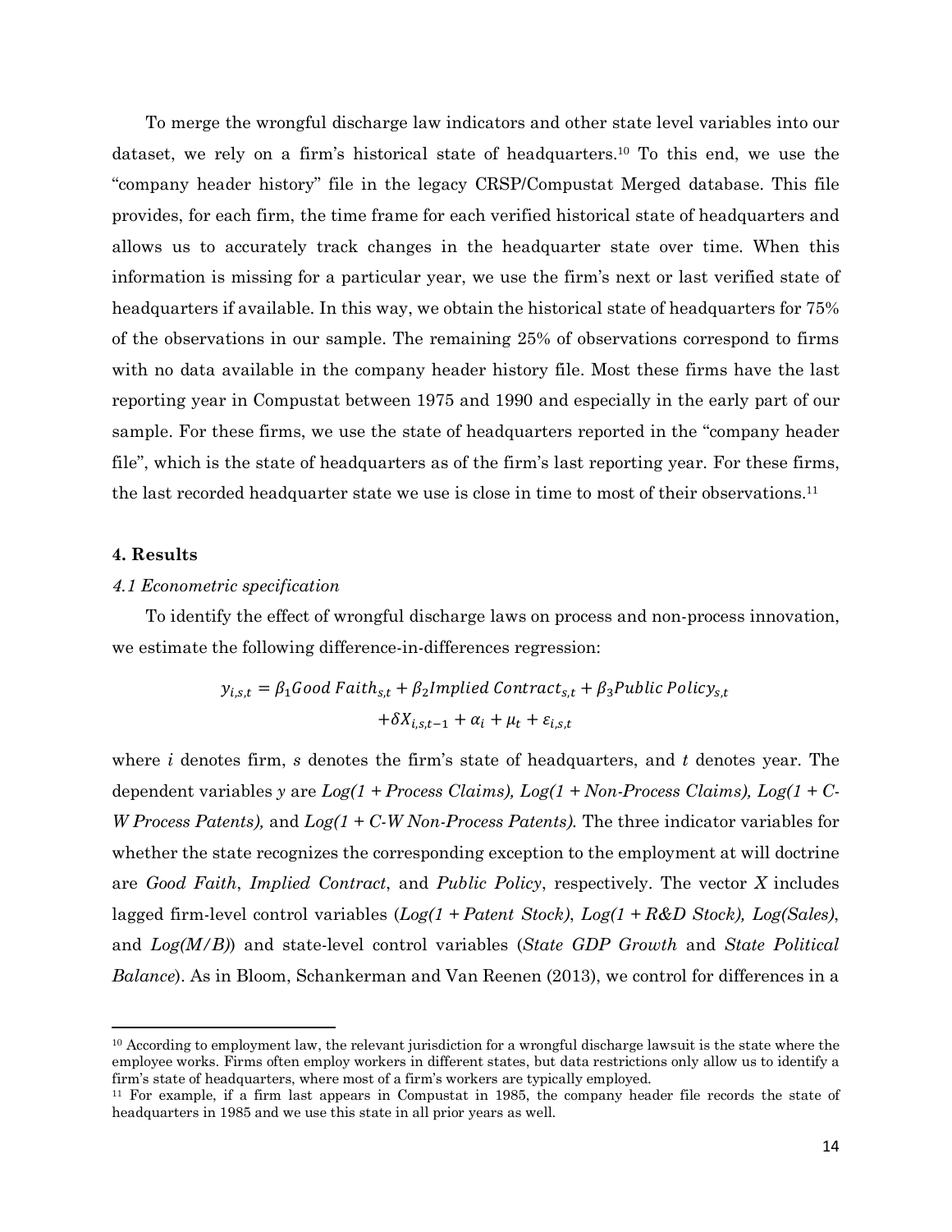To merge the wrongful discharge law indicators and other state level variables into our dataset, we rely on a firm's historical state of headquarters.[10] To this end, we use the "company header history" file in the legacy CRSP/Compustat Merged database. This file provides, for each firm, the time frame for each verified historical state of headquarters and allows us to accurately track changes in the headquarter state over time. When this information is missing for a particular year, we use the firm's next or last verified state of headquarters if available. In this way, we obtain the historical state of headquarters for 75% of the observations in our sample. The remaining 25% of observations correspond to firms with no data available in the company header history file. Most these firms have the last reporting year in Compustat between 1975 and 1990 and especially in the early part of our sample. For these firms, we use the state of headquarters reported in the "company header file", which is the state of headquarters as of the firm's last reporting year. For these firms, the last recorded headquarter state we use is close in time to most of their observations.[11]

## 4. Results

### *4.1 Econometric specification*

To identify the effect of wrongful discharge laws on process and non-process innovation, we estimate the following difference-in-differences regression:

$$y_{i,s,t} = \beta_1 Good\ Faith_{s,t} + \beta_2 Implied\ Contract_{s,t} + \beta_3 Public\ Policy_{s,t} + \delta X_{i,s,t-1} + \alpha_i + \mu_t + \varepsilon_{i,s,t}$$

where $i$ denotes firm, $s$ denotes the firm's state of headquarters, and $t$ denotes year. The dependent variables $y$ are *Log(1 + Process Claims), Log(1 + Non-Process Claims), Log(1 + C-W Process Patents),* and *Log(1 + C-W Non-Process Patents).* The three indicator variables for whether the state recognizes the corresponding exception to the employment at will doctrine are *Good Faith*, *Implied Contract*, and *Public Policy*, respectively. The vector $X$ includes lagged firm-level control variables (*Log(1 + Patent Stock)*, *Log(1 + R&D Stock), Log(Sales)*, and *Log(M/B)*) and state-level control variables (*State GDP Growth* and *State Political Balance*). As in Bloom, Schankerman and Van Reenen (2013), we control for differences in a

[10] According to employment law, the relevant jurisdiction for a wrongful discharge lawsuit is the state where the employee works. Firms often employ workers in different states, but data restrictions only allow us to identify a firm's state of headquarters, where most of a firm's workers are typically employed.

[11] For example, if a firm last appears in Compustat in 1985, the company header file records the state of headquarters in 1985 and we use this state in all prior years as well.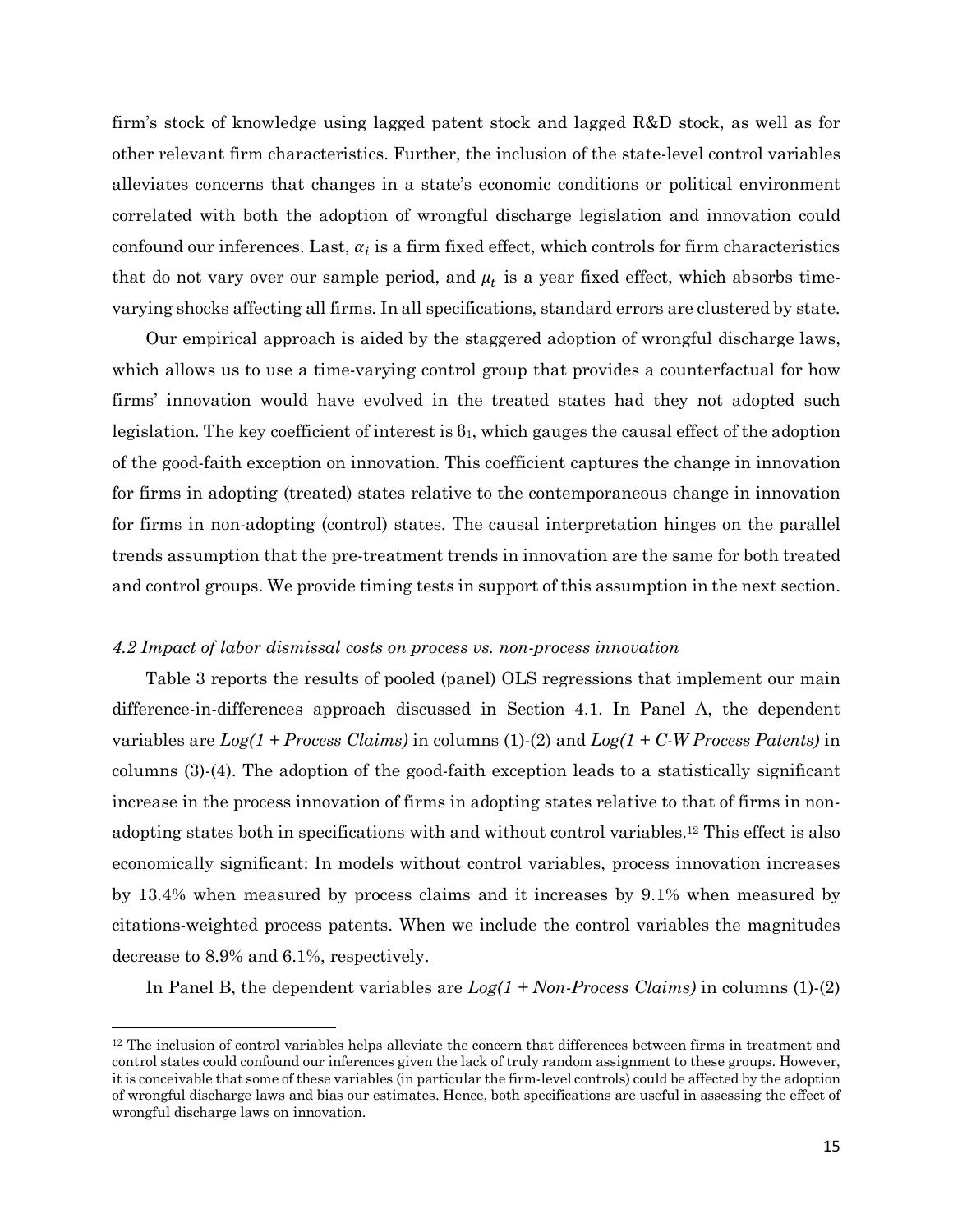firm's stock of knowledge using lagged patent stock and lagged R&D stock, as well as for other relevant firm characteristics. Further, the inclusion of the state-level control variables alleviates concerns that changes in a state's economic conditions or political environment correlated with both the adoption of wrongful discharge legislation and innovation could confound our inferences. Last, $\alpha_i$ is a firm fixed effect, which controls for firm characteristics that do not vary over our sample period, and $\mu_t$ is a year fixed effect, which absorbs time-varying shocks affecting all firms. In all specifications, standard errors are clustered by state.

Our empirical approach is aided by the staggered adoption of wrongful discharge laws, which allows us to use a time-varying control group that provides a counterfactual for how firms' innovation would have evolved in the treated states had they not adopted such legislation. The key coefficient of interest is $\beta_1$, which gauges the causal effect of the adoption of the good-faith exception on innovation. This coefficient captures the change in innovation for firms in adopting (treated) states relative to the contemporaneous change in innovation for firms in non-adopting (control) states. The causal interpretation hinges on the parallel trends assumption that the pre-treatment trends in innovation are the same for both treated and control groups. We provide timing tests in support of this assumption in the next section.

### *4.2 Impact of labor dismissal costs on process vs. non-process innovation*

Table 3 reports the results of pooled (panel) OLS regressions that implement our main difference-in-differences approach discussed in Section 4.1. In Panel A, the dependent variables are *Log(1 + Process Claims)* in columns (1)-(2) and *Log(1 + C-W Process Patents)* in columns (3)-(4). The adoption of the good-faith exception leads to a statistically significant increase in the process innovation of firms in adopting states relative to that of firms in non-adopting states both in specifications with and without control variables.[12] This effect is also economically significant: In models without control variables, process innovation increases by 13.4% when measured by process claims and it increases by 9.1% when measured by citations-weighted process patents. When we include the control variables the magnitudes decrease to 8.9% and 6.1%, respectively.

In Panel B, the dependent variables are *Log(1 + Non-Process Claims)* in columns (1)-(2)

---

[12] The inclusion of control variables helps alleviate the concern that differences between firms in treatment and control states could confound our inferences given the lack of truly random assignment to these groups. However, it is conceivable that some of these variables (in particular the firm-level controls) could be affected by the adoption of wrongful discharge laws and bias our estimates. Hence, both specifications are useful in assessing the effect of wrongful discharge laws on innovation.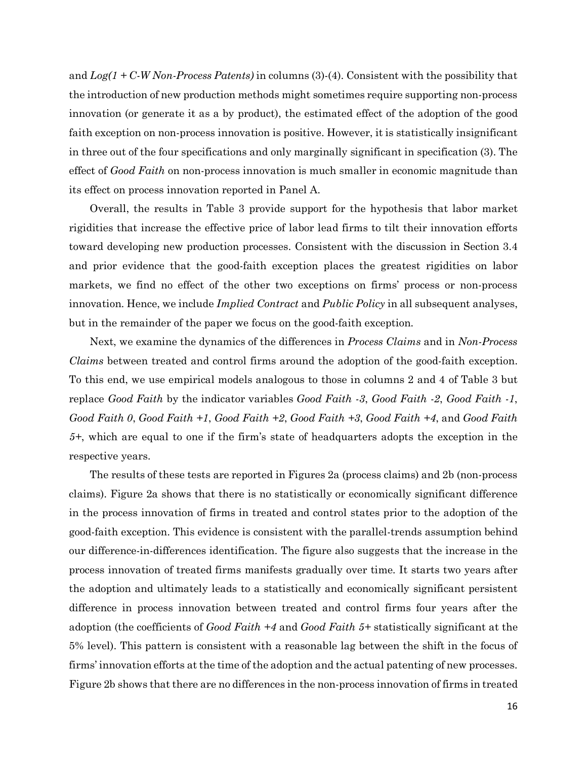and *Log(1 + C-W Non-Process Patents)* in columns (3)-(4). Consistent with the possibility that the introduction of new production methods might sometimes require supporting non-process innovation (or generate it as a by product), the estimated effect of the adoption of the good faith exception on non-process innovation is positive. However, it is statistically insignificant in three out of the four specifications and only marginally significant in specification (3). The effect of *Good Faith* on non-process innovation is much smaller in economic magnitude than its effect on process innovation reported in Panel A.

Overall, the results in Table 3 provide support for the hypothesis that labor market rigidities that increase the effective price of labor lead firms to tilt their innovation efforts toward developing new production processes. Consistent with the discussion in Section 3.4 and prior evidence that the good-faith exception places the greatest rigidities on labor markets, we find no effect of the other two exceptions on firms' process or non-process innovation. Hence, we include *Implied Contract* and *Public Policy* in all subsequent analyses, but in the remainder of the paper we focus on the good-faith exception.

Next, we examine the dynamics of the differences in *Process Claims* and in *Non-Process Claims* between treated and control firms around the adoption of the good-faith exception. To this end, we use empirical models analogous to those in columns 2 and 4 of Table 3 but replace *Good Faith* by the indicator variables *Good Faith -3*, *Good Faith -2*, *Good Faith -1*, *Good Faith 0*, *Good Faith +1*, *Good Faith +2*, *Good Faith +3*, *Good Faith +4*, and *Good Faith 5+*, which are equal to one if the firm's state of headquarters adopts the exception in the respective years.

The results of these tests are reported in Figures 2a (process claims) and 2b (non-process claims). Figure 2a shows that there is no statistically or economically significant difference in the process innovation of firms in treated and control states prior to the adoption of the good-faith exception. This evidence is consistent with the parallel-trends assumption behind our difference-in-differences identification. The figure also suggests that the increase in the process innovation of treated firms manifests gradually over time. It starts two years after the adoption and ultimately leads to a statistically and economically significant persistent difference in process innovation between treated and control firms four years after the adoption (the coefficients of *Good Faith +4* and *Good Faith 5+* statistically significant at the 5% level). This pattern is consistent with a reasonable lag between the shift in the focus of firms' innovation efforts at the time of the adoption and the actual patenting of new processes. Figure 2b shows that there are no differences in the non-process innovation of firms in treated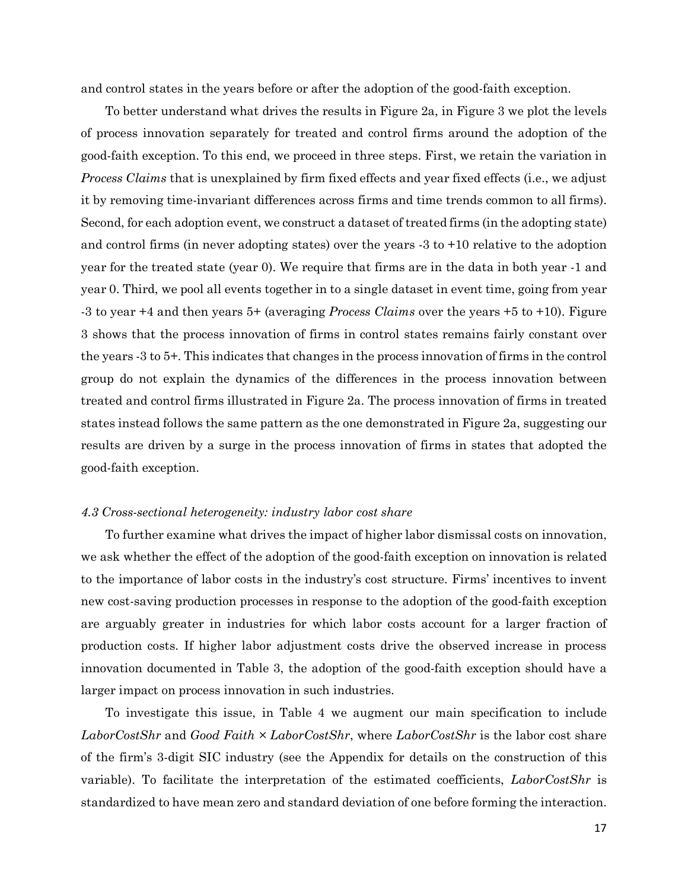and control states in the years before or after the adoption of the good-faith exception.

To better understand what drives the results in Figure 2a, in Figure 3 we plot the levels of process innovation separately for treated and control firms around the adoption of the good-faith exception. To this end, we proceed in three steps. First, we retain the variation in *Process Claims* that is unexplained by firm fixed effects and year fixed effects (i.e., we adjust it by removing time-invariant differences across firms and time trends common to all firms). Second, for each adoption event, we construct a dataset of treated firms (in the adopting state) and control firms (in never adopting states) over the years -3 to +10 relative to the adoption year for the treated state (year 0). We require that firms are in the data in both year -1 and year 0. Third, we pool all events together in to a single dataset in event time, going from year -3 to year +4 and then years 5+ (averaging *Process Claims* over the years +5 to +10). Figure 3 shows that the process innovation of firms in control states remains fairly constant over the years -3 to 5+. This indicates that changes in the process innovation of firms in the control group do not explain the dynamics of the differences in the process innovation between treated and control firms illustrated in Figure 2a. The process innovation of firms in treated states instead follows the same pattern as the one demonstrated in Figure 2a, suggesting our results are driven by a surge in the process innovation of firms in states that adopted the good-faith exception.

### *4.3 Cross-sectional heterogeneity: industry labor cost share*

To further examine what drives the impact of higher labor dismissal costs on innovation, we ask whether the effect of the adoption of the good-faith exception on innovation is related to the importance of labor costs in the industry's cost structure. Firms' incentives to invent new cost-saving production processes in response to the adoption of the good-faith exception are arguably greater in industries for which labor costs account for a larger fraction of production costs. If higher labor adjustment costs drive the observed increase in process innovation documented in Table 3, the adoption of the good-faith exception should have a larger impact on process innovation in such industries.

To investigate this issue, in Table 4 we augment our main specification to include *LaborCostShr* and *Good Faith* × *LaborCostShr*, where *LaborCostShr* is the labor cost share of the firm's 3-digit SIC industry (see the Appendix for details on the construction of this variable). To facilitate the interpretation of the estimated coefficients, *LaborCostShr* is standardized to have mean zero and standard deviation of one before forming the interaction.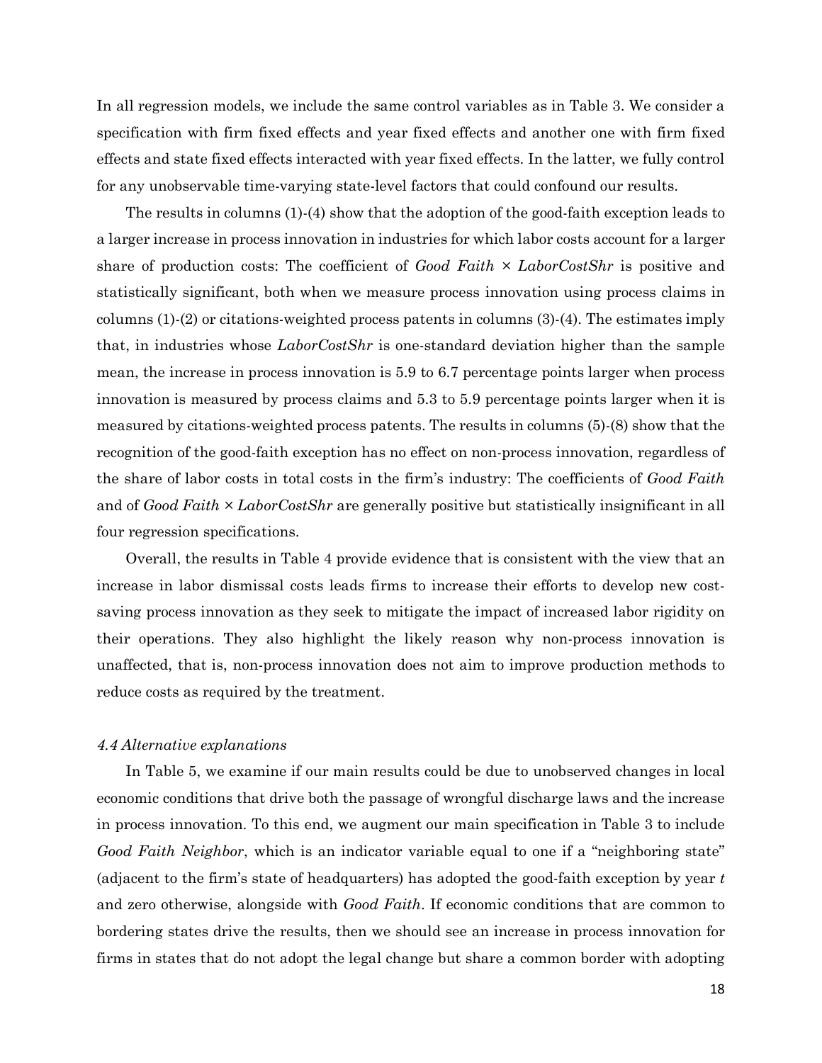In all regression models, we include the same control variables as in Table 3. We consider a specification with firm fixed effects and year fixed effects and another one with firm fixed effects and state fixed effects interacted with year fixed effects. In the latter, we fully control for any unobservable time-varying state-level factors that could confound our results.

The results in columns (1)-(4) show that the adoption of the good-faith exception leads to a larger increase in process innovation in industries for which labor costs account for a larger share of production costs: The coefficient of *Good Faith* × *LaborCostShr* is positive and statistically significant, both when we measure process innovation using process claims in columns (1)-(2) or citations-weighted process patents in columns (3)-(4). The estimates imply that, in industries whose *LaborCostShr* is one-standard deviation higher than the sample mean, the increase in process innovation is 5.9 to 6.7 percentage points larger when process innovation is measured by process claims and 5.3 to 5.9 percentage points larger when it is measured by citations-weighted process patents. The results in columns (5)-(8) show that the recognition of the good-faith exception has no effect on non-process innovation, regardless of the share of labor costs in total costs in the firm's industry: The coefficients of *Good Faith* and of *Good Faith* × *LaborCostShr* are generally positive but statistically insignificant in all four regression specifications.

Overall, the results in Table 4 provide evidence that is consistent with the view that an increase in labor dismissal costs leads firms to increase their efforts to develop new cost-saving process innovation as they seek to mitigate the impact of increased labor rigidity on their operations. They also highlight the likely reason why non-process innovation is unaffected, that is, non-process innovation does not aim to improve production methods to reduce costs as required by the treatment.

### *4.4 Alternative explanations*

In Table 5, we examine if our main results could be due to unobserved changes in local economic conditions that drive both the passage of wrongful discharge laws and the increase in process innovation. To this end, we augment our main specification in Table 3 to include *Good Faith Neighbor*, which is an indicator variable equal to one if a "neighboring state" (adjacent to the firm's state of headquarters) has adopted the good-faith exception by year $t$ and zero otherwise, alongside with *Good Faith*. If economic conditions that are common to bordering states drive the results, then we should see an increase in process innovation for firms in states that do not adopt the legal change but share a common border with adopting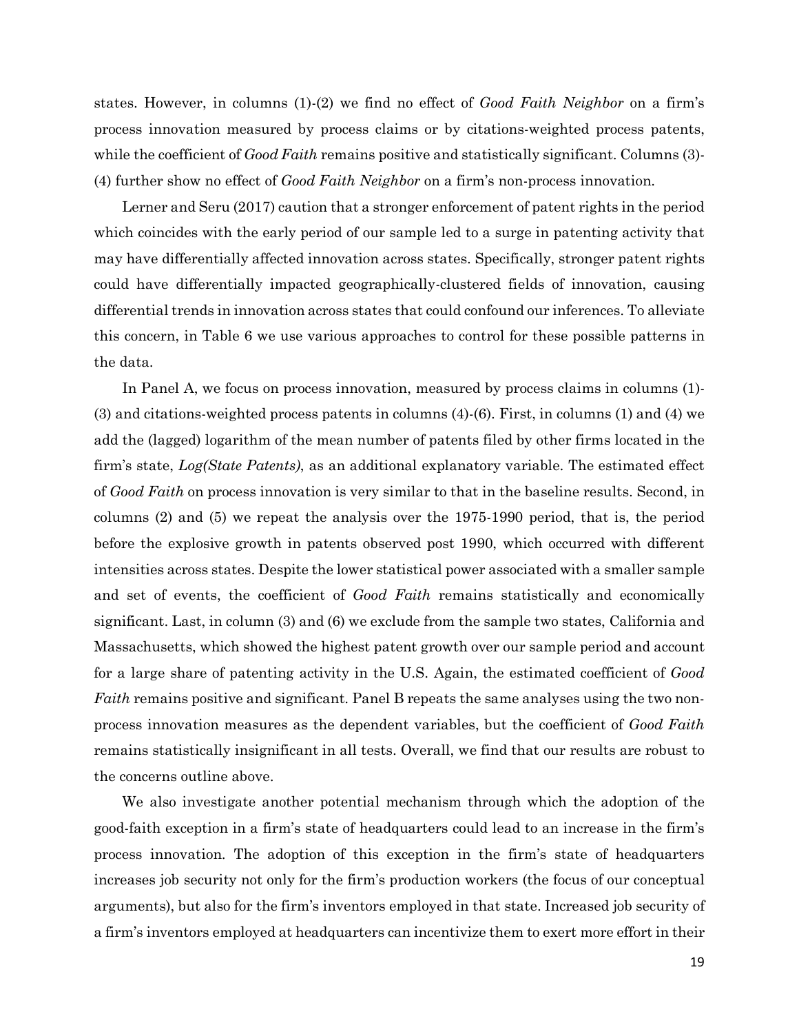states. However, in columns (1)-(2) we find no effect of *Good Faith Neighbor* on a firm's process innovation measured by process claims or by citations-weighted process patents, while the coefficient of *Good Faith* remains positive and statistically significant. Columns (3)-(4) further show no effect of *Good Faith Neighbor* on a firm's non-process innovation.

Lerner and Seru (2017) caution that a stronger enforcement of patent rights in the period which coincides with the early period of our sample led to a surge in patenting activity that may have differentially affected innovation across states. Specifically, stronger patent rights could have differentially impacted geographically-clustered fields of innovation, causing differential trends in innovation across states that could confound our inferences. To alleviate this concern, in Table 6 we use various approaches to control for these possible patterns in the data.

In Panel A, we focus on process innovation, measured by process claims in columns (1)-(3) and citations-weighted process patents in columns (4)-(6). First, in columns (1) and (4) we add the (lagged) logarithm of the mean number of patents filed by other firms located in the firm's state, *Log(State Patents)*, as an additional explanatory variable. The estimated effect of *Good Faith* on process innovation is very similar to that in the baseline results. Second, in columns (2) and (5) we repeat the analysis over the 1975-1990 period, that is, the period before the explosive growth in patents observed post 1990, which occurred with different intensities across states. Despite the lower statistical power associated with a smaller sample and set of events, the coefficient of *Good Faith* remains statistically and economically significant. Last, in column (3) and (6) we exclude from the sample two states, California and Massachusetts, which showed the highest patent growth over our sample period and account for a large share of patenting activity in the U.S. Again, the estimated coefficient of *Good Faith* remains positive and significant. Panel B repeats the same analyses using the two non-process innovation measures as the dependent variables, but the coefficient of *Good Faith* remains statistically insignificant in all tests. Overall, we find that our results are robust to the concerns outline above.

We also investigate another potential mechanism through which the adoption of the good-faith exception in a firm's state of headquarters could lead to an increase in the firm's process innovation. The adoption of this exception in the firm's state of headquarters increases job security not only for the firm's production workers (the focus of our conceptual arguments), but also for the firm's inventors employed in that state. Increased job security of a firm's inventors employed at headquarters can incentivize them to exert more effort in their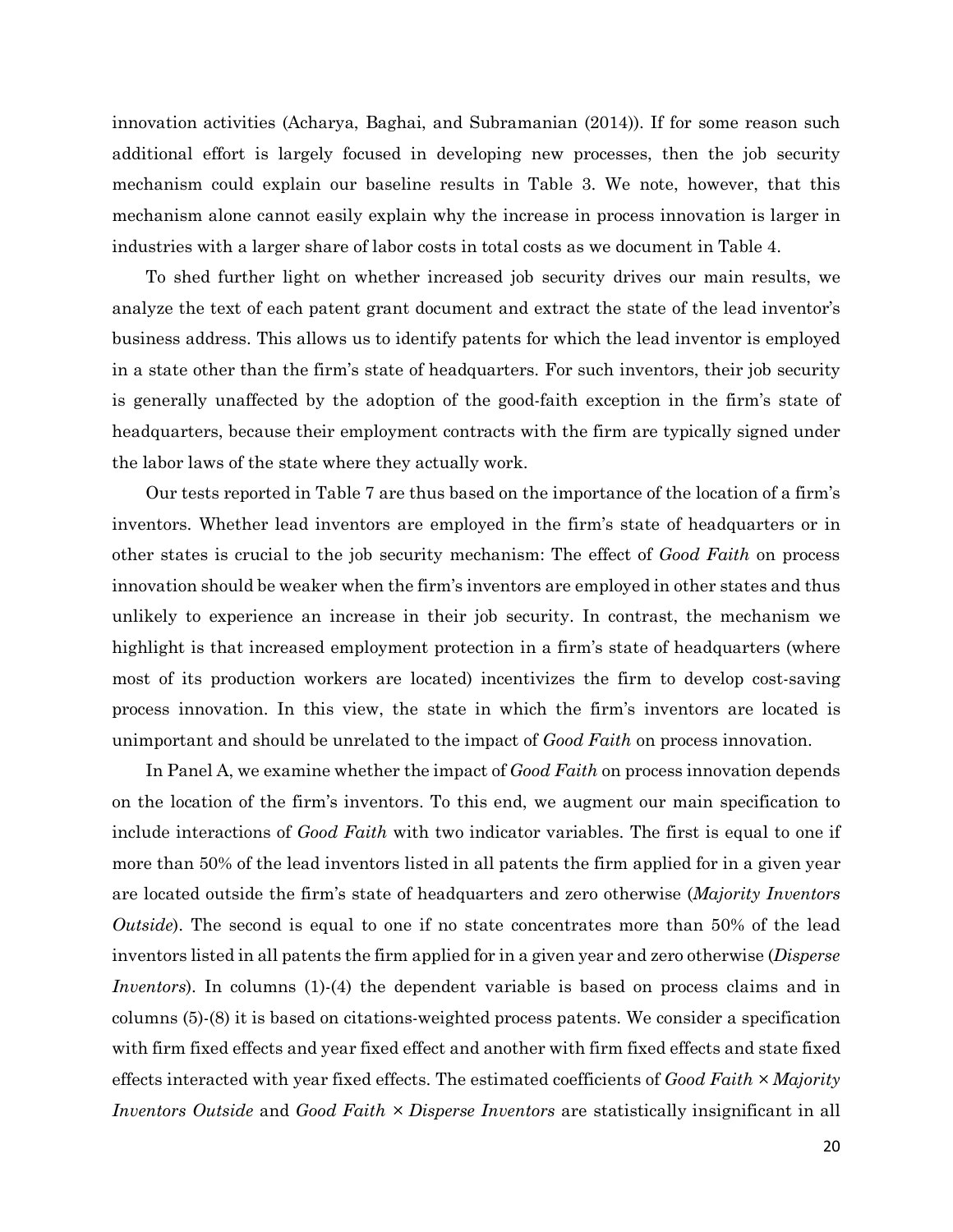innovation activities (Acharya, Baghai, and Subramanian (2014)). If for some reason such additional effort is largely focused in developing new processes, then the job security mechanism could explain our baseline results in Table 3. We note, however, that this mechanism alone cannot easily explain why the increase in process innovation is larger in industries with a larger share of labor costs in total costs as we document in Table 4.

To shed further light on whether increased job security drives our main results, we analyze the text of each patent grant document and extract the state of the lead inventor's business address. This allows us to identify patents for which the lead inventor is employed in a state other than the firm's state of headquarters. For such inventors, their job security is generally unaffected by the adoption of the good-faith exception in the firm's state of headquarters, because their employment contracts with the firm are typically signed under the labor laws of the state where they actually work.

Our tests reported in Table 7 are thus based on the importance of the location of a firm's inventors. Whether lead inventors are employed in the firm's state of headquarters or in other states is crucial to the job security mechanism: The effect of *Good Faith* on process innovation should be weaker when the firm's inventors are employed in other states and thus unlikely to experience an increase in their job security. In contrast, the mechanism we highlight is that increased employment protection in a firm's state of headquarters (where most of its production workers are located) incentivizes the firm to develop cost-saving process innovation. In this view, the state in which the firm's inventors are located is unimportant and should be unrelated to the impact of *Good Faith* on process innovation.

In Panel A, we examine whether the impact of *Good Faith* on process innovation depends on the location of the firm's inventors. To this end, we augment our main specification to include interactions of *Good Faith* with two indicator variables. The first is equal to one if more than 50% of the lead inventors listed in all patents the firm applied for in a given year are located outside the firm's state of headquarters and zero otherwise (*Majority Inventors Outside*). The second is equal to one if no state concentrates more than 50% of the lead inventors listed in all patents the firm applied for in a given year and zero otherwise (*Disperse Inventors*). In columns (1)-(4) the dependent variable is based on process claims and in columns (5)-(8) it is based on citations-weighted process patents. We consider a specification with firm fixed effects and year fixed effect and another with firm fixed effects and state fixed effects interacted with year fixed effects. The estimated coefficients of *Good Faith × Majority Inventors Outside* and *Good Faith × Disperse Inventors* are statistically insignificant in all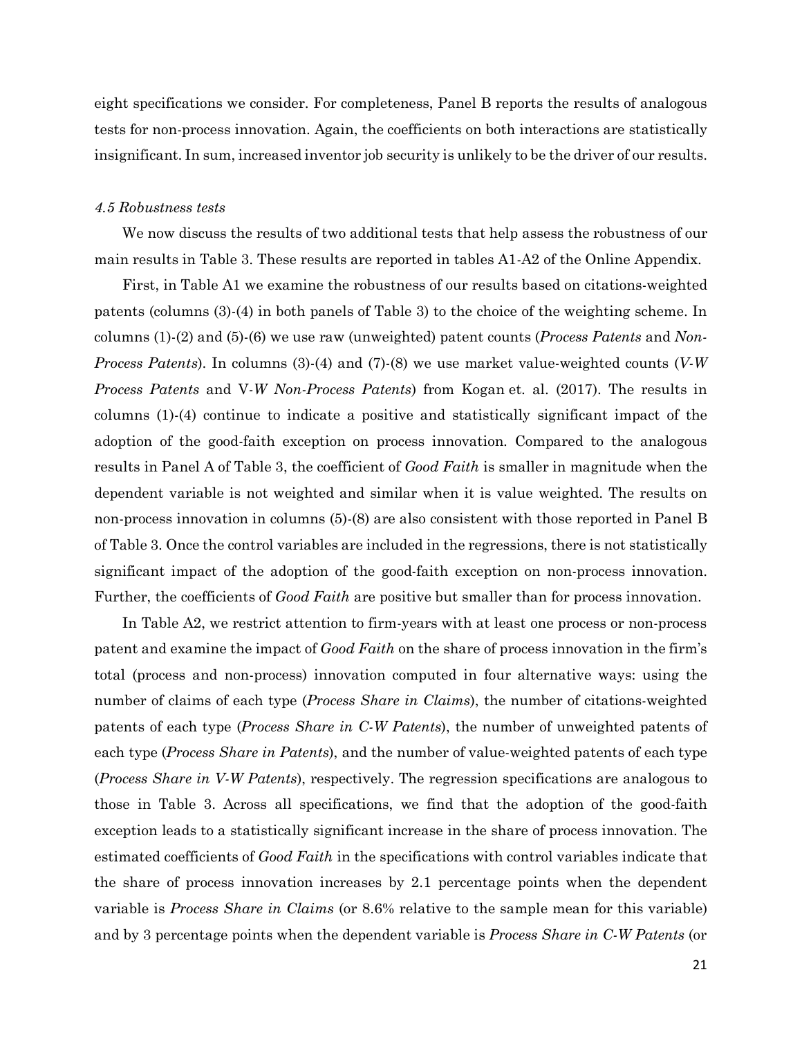eight specifications we consider. For completeness, Panel B reports the results of analogous tests for non-process innovation. Again, the coefficients on both interactions are statistically insignificant. In sum, increased inventor job security is unlikely to be the driver of our results.

### *4.5 Robustness tests*

We now discuss the results of two additional tests that help assess the robustness of our main results in Table 3. These results are reported in tables A1-A2 of the Online Appendix.

First, in Table A1 we examine the robustness of our results based on citations-weighted patents (columns (3)-(4) in both panels of Table 3) to the choice of the weighting scheme. In columns (1)-(2) and (5)-(6) we use raw (unweighted) patent counts (*Process Patents* and *Non-Process Patents*). In columns (3)-(4) and (7)-(8) we use market value-weighted counts (*V-W Process Patents* and V-*W Non-Process Patents*) from Kogan et. al. (2017). The results in columns (1)-(4) continue to indicate a positive and statistically significant impact of the adoption of the good-faith exception on process innovation. Compared to the analogous results in Panel A of Table 3, the coefficient of *Good Faith* is smaller in magnitude when the dependent variable is not weighted and similar when it is value weighted. The results on non-process innovation in columns (5)-(8) are also consistent with those reported in Panel B of Table 3. Once the control variables are included in the regressions, there is not statistically significant impact of the adoption of the good-faith exception on non-process innovation. Further, the coefficients of *Good Faith* are positive but smaller than for process innovation.

In Table A2, we restrict attention to firm-years with at least one process or non-process patent and examine the impact of *Good Faith* on the share of process innovation in the firm's total (process and non-process) innovation computed in four alternative ways: using the number of claims of each type (*Process Share in Claims*), the number of citations-weighted patents of each type (*Process Share in C-W Patents*), the number of unweighted patents of each type (*Process Share in Patents*), and the number of value-weighted patents of each type (*Process Share in V-W Patents*), respectively. The regression specifications are analogous to those in Table 3. Across all specifications, we find that the adoption of the good-faith exception leads to a statistically significant increase in the share of process innovation. The estimated coefficients of *Good Faith* in the specifications with control variables indicate that the share of process innovation increases by 2.1 percentage points when the dependent variable is *Process Share in Claims* (or 8.6% relative to the sample mean for this variable) and by 3 percentage points when the dependent variable is *Process Share in C-W Patents* (or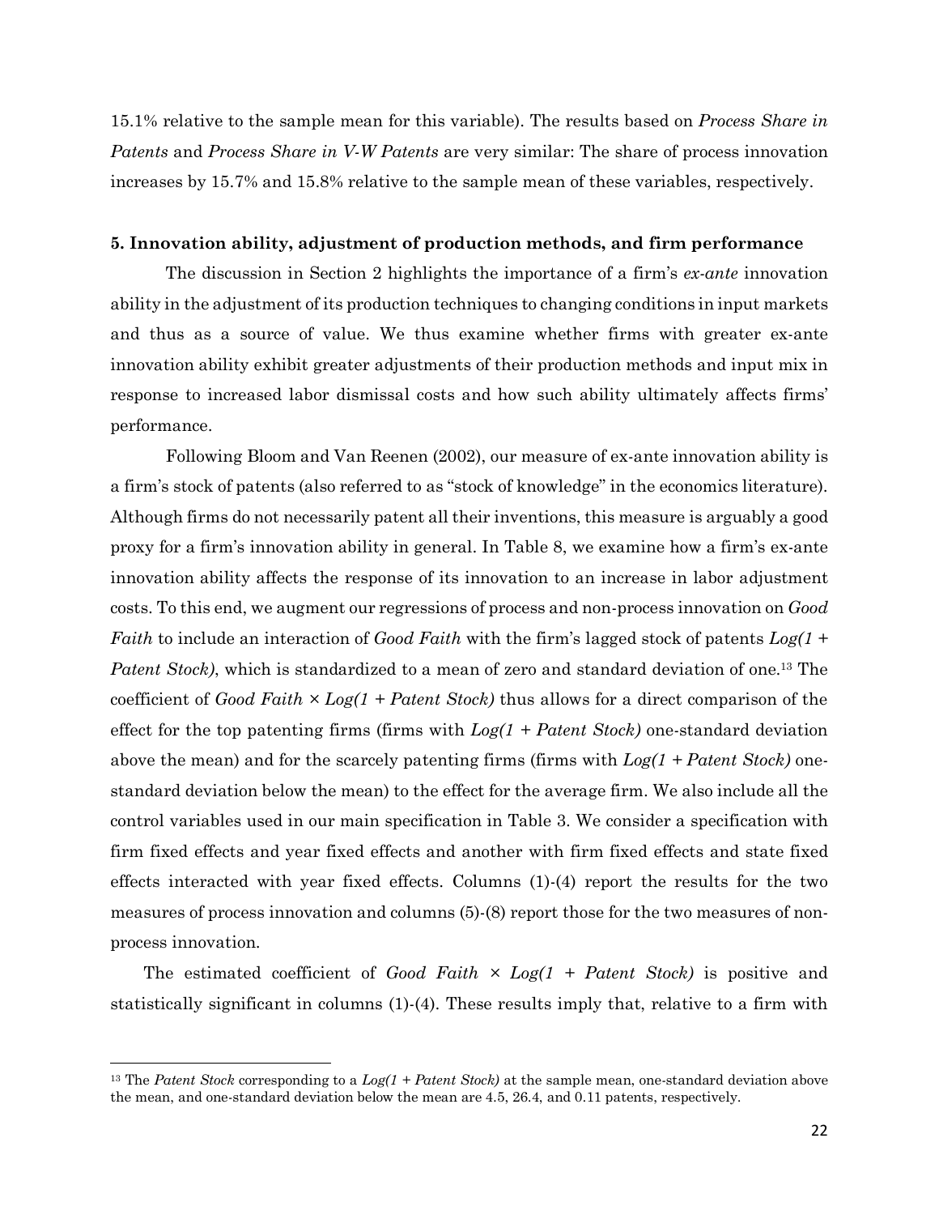15.1% relative to the sample mean for this variable). The results based on *Process Share in Patents* and *Process Share in V-W Patents* are very similar: The share of process innovation increases by 15.7% and 15.8% relative to the sample mean of these variables, respectively.

### 5. Innovation ability, adjustment of production methods, and firm performance

The discussion in Section 2 highlights the importance of a firm's *ex-ante* innovation ability in the adjustment of its production techniques to changing conditions in input markets and thus as a source of value. We thus examine whether firms with greater ex-ante innovation ability exhibit greater adjustments of their production methods and input mix in response to increased labor dismissal costs and how such ability ultimately affects firms' performance.

Following Bloom and Van Reenen (2002), our measure of ex-ante innovation ability is a firm's stock of patents (also referred to as "stock of knowledge" in the economics literature). Although firms do not necessarily patent all their inventions, this measure is arguably a good proxy for a firm's innovation ability in general. In Table 8, we examine how a firm's ex-ante innovation ability affects the response of its innovation to an increase in labor adjustment costs. To this end, we augment our regressions of process and non-process innovation on *Good Faith* to include an interaction of *Good Faith* with the firm's lagged stock of patents *Log(1 + Patent Stock)*, which is standardized to a mean of zero and standard deviation of one.[13] The coefficient of *Good Faith × Log(1 + Patent Stock)* thus allows for a direct comparison of the effect for the top patenting firms (firms with *Log(1 + Patent Stock)* one-standard deviation above the mean) and for the scarcely patenting firms (firms with *Log(1 + Patent Stock)* one-standard deviation below the mean) to the effect for the average firm. We also include all the control variables used in our main specification in Table 3. We consider a specification with firm fixed effects and year fixed effects and another with firm fixed effects and state fixed effects interacted with year fixed effects. Columns (1)-(4) report the results for the two measures of process innovation and columns (5)-(8) report those for the two measures of non-process innovation.

The estimated coefficient of *Good Faith × Log(1 + Patent Stock)* is positive and statistically significant in columns (1)-(4). These results imply that, relative to a firm with

[13] The *Patent Stock* corresponding to a *Log(1 + Patent Stock)* at the sample mean, one-standard deviation above the mean, and one-standard deviation below the mean are 4.5, 26.4, and 0.11 patents, respectively.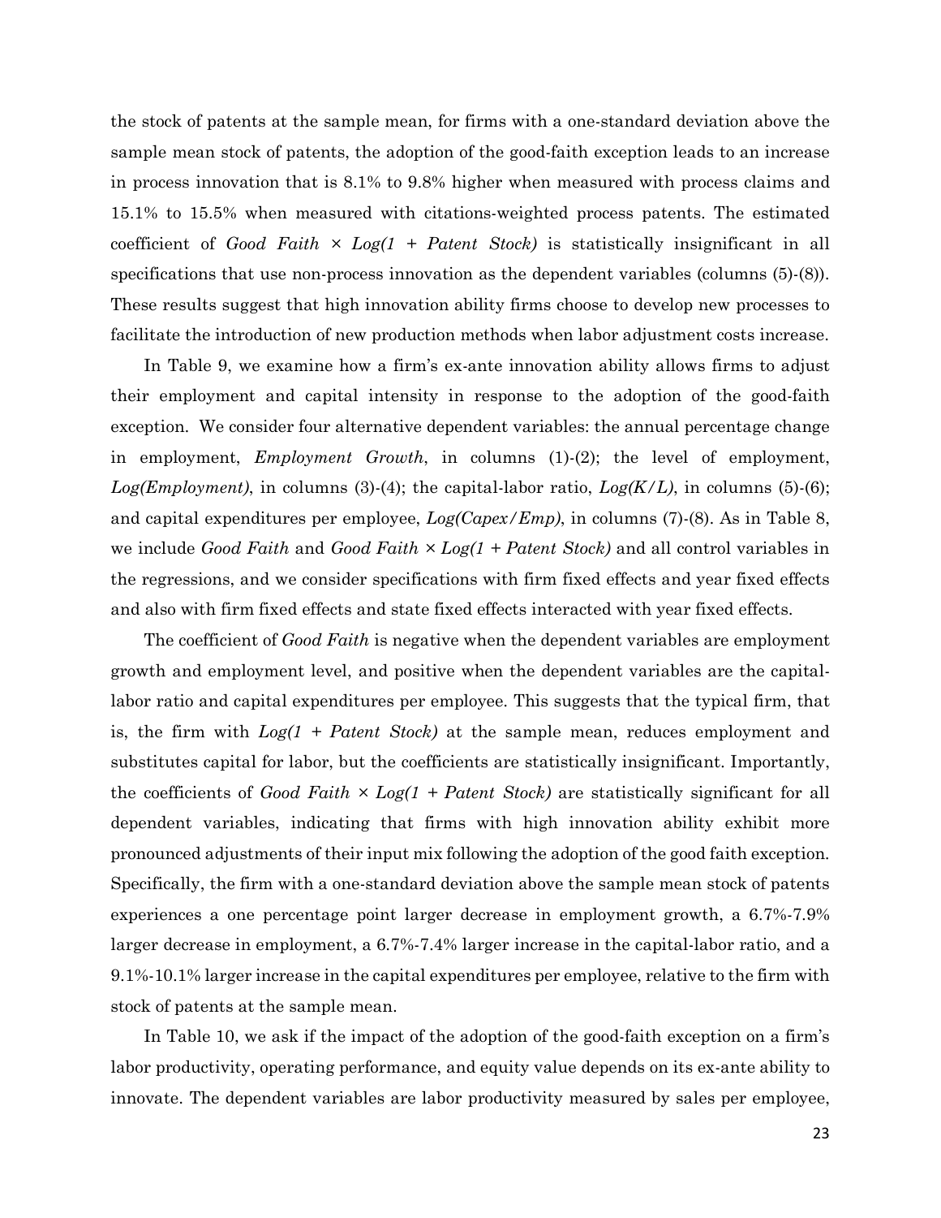the stock of patents at the sample mean, for firms with a one-standard deviation above the sample mean stock of patents, the adoption of the good-faith exception leads to an increase in process innovation that is 8.1% to 9.8% higher when measured with process claims and 15.1% to 15.5% when measured with citations-weighted process patents. The estimated coefficient of *Good Faith × Log(1 + Patent Stock)* is statistically insignificant in all specifications that use non-process innovation as the dependent variables (columns (5)-(8)). These results suggest that high innovation ability firms choose to develop new processes to facilitate the introduction of new production methods when labor adjustment costs increase.

In Table 9, we examine how a firm's ex-ante innovation ability allows firms to adjust their employment and capital intensity in response to the adoption of the good-faith exception. We consider four alternative dependent variables: the annual percentage change in employment, *Employment Growth*, in columns (1)-(2); the level of employment, *Log(Employment)*, in columns (3)-(4); the capital-labor ratio, *Log(K/L)*, in columns (5)-(6); and capital expenditures per employee, *Log(Capex/Emp)*, in columns (7)-(8). As in Table 8, we include *Good Faith* and *Good Faith × Log(1 + Patent Stock)* and all control variables in the regressions, and we consider specifications with firm fixed effects and year fixed effects and also with firm fixed effects and state fixed effects interacted with year fixed effects.

The coefficient of *Good Faith* is negative when the dependent variables are employment growth and employment level, and positive when the dependent variables are the capital-labor ratio and capital expenditures per employee. This suggests that the typical firm, that is, the firm with *Log(1 + Patent Stock)* at the sample mean, reduces employment and substitutes capital for labor, but the coefficients are statistically insignificant. Importantly, the coefficients of *Good Faith × Log(1 + Patent Stock)* are statistically significant for all dependent variables, indicating that firms with high innovation ability exhibit more pronounced adjustments of their input mix following the adoption of the good faith exception. Specifically, the firm with a one-standard deviation above the sample mean stock of patents experiences a one percentage point larger decrease in employment growth, a 6.7%-7.9% larger decrease in employment, a 6.7%-7.4% larger increase in the capital-labor ratio, and a 9.1%-10.1% larger increase in the capital expenditures per employee, relative to the firm with stock of patents at the sample mean.

In Table 10, we ask if the impact of the adoption of the good-faith exception on a firm's labor productivity, operating performance, and equity value depends on its ex-ante ability to innovate. The dependent variables are labor productivity measured by sales per employee,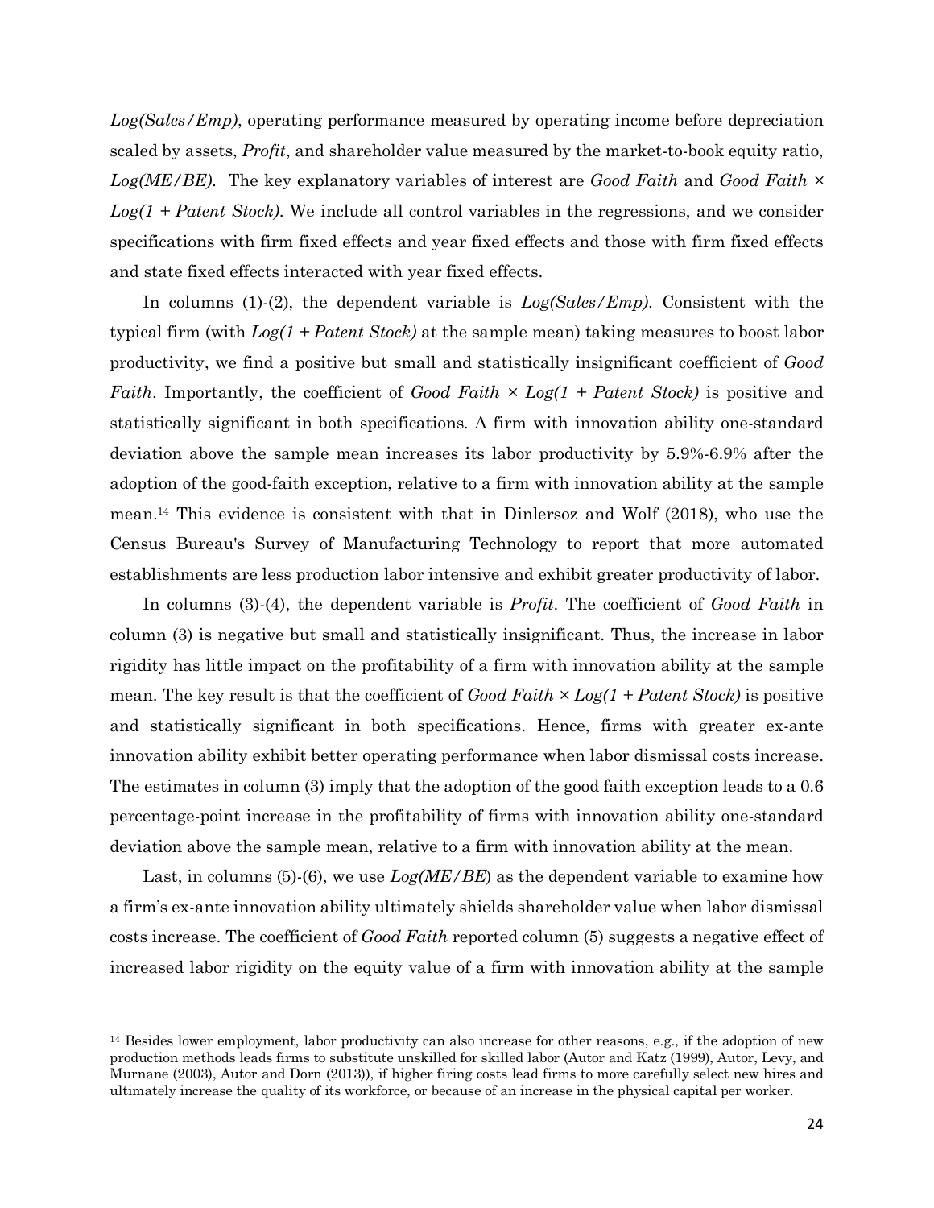*Log(Sales/Emp)*, operating performance measured by operating income before depreciation scaled by assets, *Profit*, and shareholder value measured by the market-to-book equity ratio, *Log(ME/BE)*. The key explanatory variables of interest are *Good Faith* and *Good Faith × Log(1 + Patent Stock)*. We include all control variables in the regressions, and we consider specifications with firm fixed effects and year fixed effects and those with firm fixed effects and state fixed effects interacted with year fixed effects.

In columns (1)-(2), the dependent variable is *Log(Sales/Emp)*. Consistent with the typical firm (with *Log(1 + Patent Stock)* at the sample mean) taking measures to boost labor productivity, we find a positive but small and statistically insignificant coefficient of *Good Faith*. Importantly, the coefficient of *Good Faith × Log(1 + Patent Stock)* is positive and statistically significant in both specifications. A firm with innovation ability one-standard deviation above the sample mean increases its labor productivity by 5.9%-6.9% after the adoption of the good-faith exception, relative to a firm with innovation ability at the sample mean.[14] This evidence is consistent with that in Dinlersoz and Wolf (2018), who use the Census Bureau's Survey of Manufacturing Technology to report that more automated establishments are less production labor intensive and exhibit greater productivity of labor.

In columns (3)-(4), the dependent variable is *Profit*. The coefficient of *Good Faith* in column (3) is negative but small and statistically insignificant. Thus, the increase in labor rigidity has little impact on the profitability of a firm with innovation ability at the sample mean. The key result is that the coefficient of *Good Faith × Log(1 + Patent Stock)* is positive and statistically significant in both specifications. Hence, firms with greater ex-ante innovation ability exhibit better operating performance when labor dismissal costs increase. The estimates in column (3) imply that the adoption of the good faith exception leads to a 0.6 percentage-point increase in the profitability of firms with innovation ability one-standard deviation above the sample mean, relative to a firm with innovation ability at the mean.

Last, in columns (5)-(6), we use *Log(ME/BE*) as the dependent variable to examine how a firm's ex-ante innovation ability ultimately shields shareholder value when labor dismissal costs increase. The coefficient of *Good Faith* reported column (5) suggests a negative effect of increased labor rigidity on the equity value of a firm with innovation ability at the sample

---

[14] Besides lower employment, labor productivity can also increase for other reasons, e.g., if the adoption of new production methods leads firms to substitute unskilled for skilled labor (Autor and Katz (1999), Autor, Levy, and Murnane (2003), Autor and Dorn (2013)), if higher firing costs lead firms to more carefully select new hires and ultimately increase the quality of its workforce, or because of an increase in the physical capital per worker.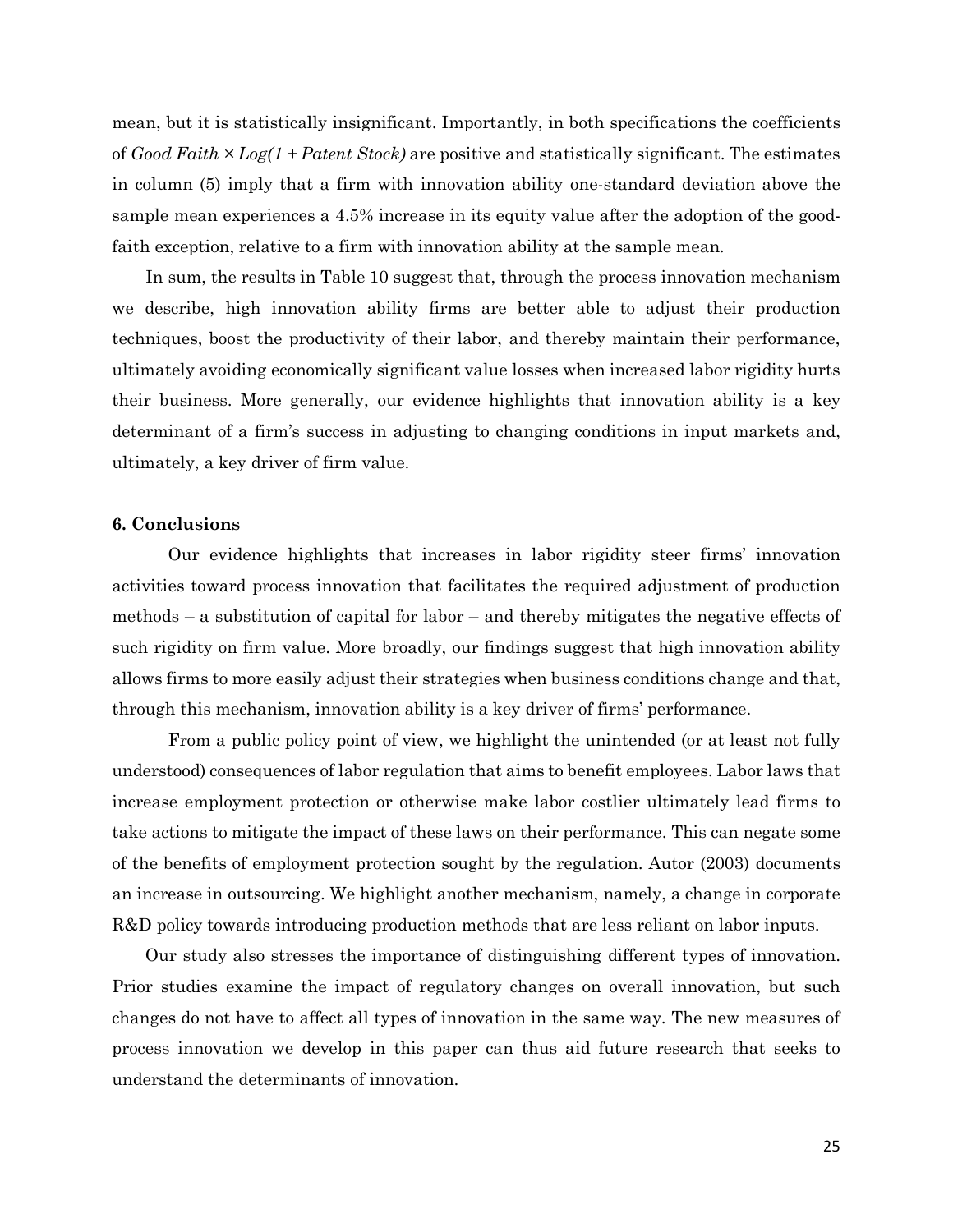mean, but it is statistically insignificant. Importantly, in both specifications the coefficients of *Good Faith × Log(1 + Patent Stock)* are positive and statistically significant. The estimates in column (5) imply that a firm with innovation ability one-standard deviation above the sample mean experiences a 4.5% increase in its equity value after the adoption of the good-faith exception, relative to a firm with innovation ability at the sample mean.

In sum, the results in Table 10 suggest that, through the process innovation mechanism we describe, high innovation ability firms are better able to adjust their production techniques, boost the productivity of their labor, and thereby maintain their performance, ultimately avoiding economically significant value losses when increased labor rigidity hurts their business. More generally, our evidence highlights that innovation ability is a key determinant of a firm's success in adjusting to changing conditions in input markets and, ultimately, a key driver of firm value.

### 6. Conclusions

Our evidence highlights that increases in labor rigidity steer firms' innovation activities toward process innovation that facilitates the required adjustment of production methods – a substitution of capital for labor – and thereby mitigates the negative effects of such rigidity on firm value. More broadly, our findings suggest that high innovation ability allows firms to more easily adjust their strategies when business conditions change and that, through this mechanism, innovation ability is a key driver of firms' performance.

From a public policy point of view, we highlight the unintended (or at least not fully understood) consequences of labor regulation that aims to benefit employees. Labor laws that increase employment protection or otherwise make labor costlier ultimately lead firms to take actions to mitigate the impact of these laws on their performance. This can negate some of the benefits of employment protection sought by the regulation. Autor (2003) documents an increase in outsourcing. We highlight another mechanism, namely, a change in corporate R&D policy towards introducing production methods that are less reliant on labor inputs.

Our study also stresses the importance of distinguishing different types of innovation. Prior studies examine the impact of regulatory changes on overall innovation, but such changes do not have to affect all types of innovation in the same way. The new measures of process innovation we develop in this paper can thus aid future research that seeks to understand the determinants of innovation.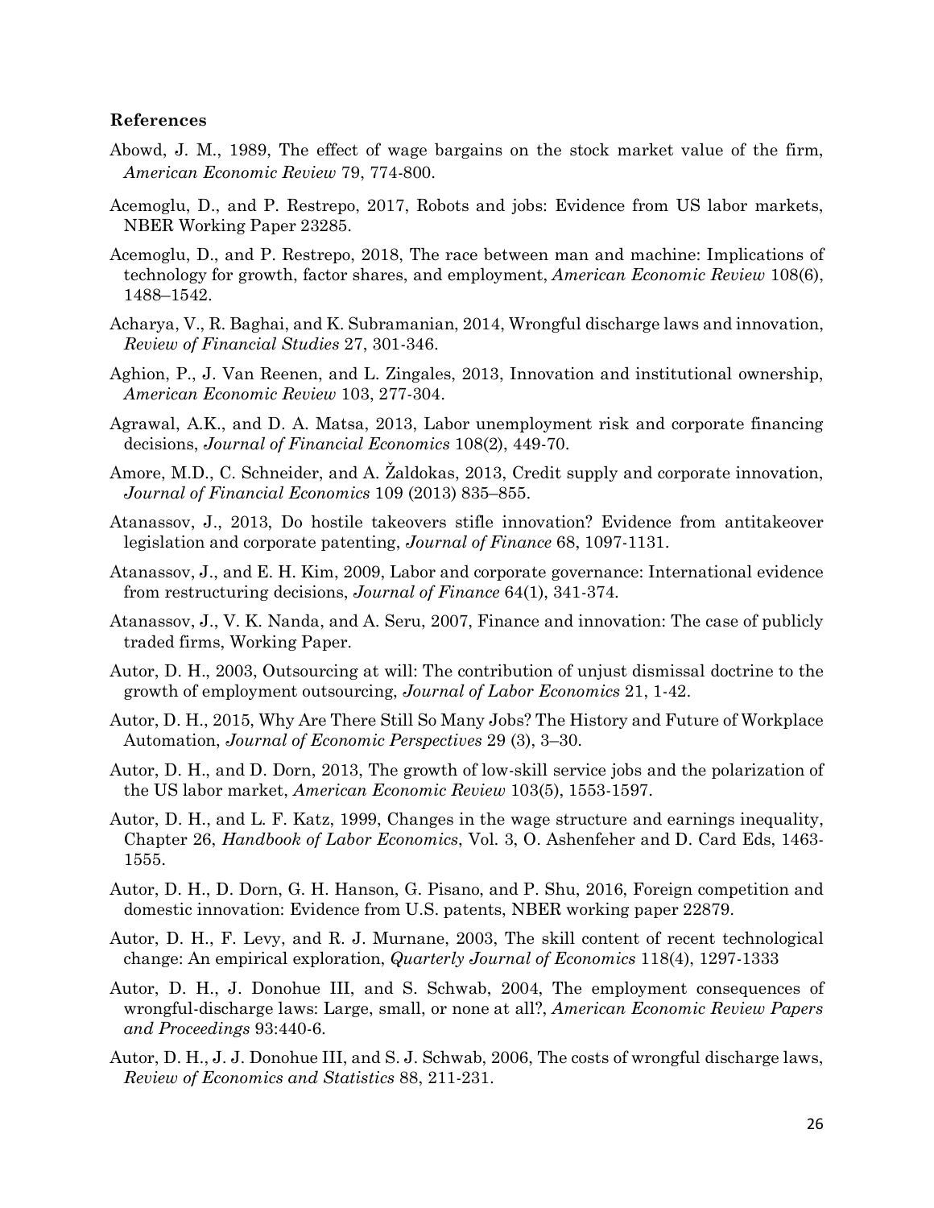**References**

Abowd, J. M., 1989, The effect of wage bargains on the stock market value of the firm, *American Economic Review* 79, 774-800.

Acemoglu, D., and P. Restrepo, 2017, Robots and jobs: Evidence from US labor markets, NBER Working Paper 23285.

Acemoglu, D., and P. Restrepo, 2018, The race between man and machine: Implications of technology for growth, factor shares, and employment, *American Economic Review* 108(6), 1488–1542.

Acharya, V., R. Baghai, and K. Subramanian, 2014, Wrongful discharge laws and innovation, *Review of Financial Studies* 27, 301-346.

Aghion, P., J. Van Reenen, and L. Zingales, 2013, Innovation and institutional ownership, *American Economic Review* 103, 277-304.

Agrawal, A.K., and D. A. Matsa, 2013, Labor unemployment risk and corporate financing decisions, *Journal of Financial Economics* 108(2), 449-70.

Amore, M.D., C. Schneider, and A. Žaldokas, 2013, Credit supply and corporate innovation, *Journal of Financial Economics* 109 (2013) 835–855.

Atanassov, J., 2013, Do hostile takeovers stifle innovation? Evidence from antitakeover legislation and corporate patenting, *Journal of Finance* 68, 1097-1131.

Atanassov, J., and E. H. Kim, 2009, Labor and corporate governance: International evidence from restructuring decisions, *Journal of Finance* 64(1), 341-374.

Atanassov, J., V. K. Nanda, and A. Seru, 2007, Finance and innovation: The case of publicly traded firms, Working Paper.

Autor, D. H., 2003, Outsourcing at will: The contribution of unjust dismissal doctrine to the growth of employment outsourcing, *Journal of Labor Economics* 21, 1-42.

Autor, D. H., 2015, Why Are There Still So Many Jobs? The History and Future of Workplace Automation, *Journal of Economic Perspectives* 29 (3), 3–30.

Autor, D. H., and D. Dorn, 2013, The growth of low-skill service jobs and the polarization of the US labor market, *American Economic Review* 103(5), 1553-1597.

Autor, D. H., and L. F. Katz, 1999, Changes in the wage structure and earnings inequality, Chapter 26, *Handbook of Labor Economics*, Vol. 3, O. Ashenfeher and D. Card Eds, 1463-1555.

Autor, D. H., D. Dorn, G. H. Hanson, G. Pisano, and P. Shu, 2016, Foreign competition and domestic innovation: Evidence from U.S. patents, NBER working paper 22879.

Autor, D. H., F. Levy, and R. J. Murnane, 2003, The skill content of recent technological change: An empirical exploration, *Quarterly Journal of Economics* 118(4), 1297-1333

Autor, D. H., J. Donohue III, and S. Schwab, 2004, The employment consequences of wrongful-discharge laws: Large, small, or none at all?, *American Economic Review Papers and Proceedings* 93:440-6.

Autor, D. H., J. J. Donohue III, and S. J. Schwab, 2006, The costs of wrongful discharge laws, *Review of Economics and Statistics* 88, 211-231.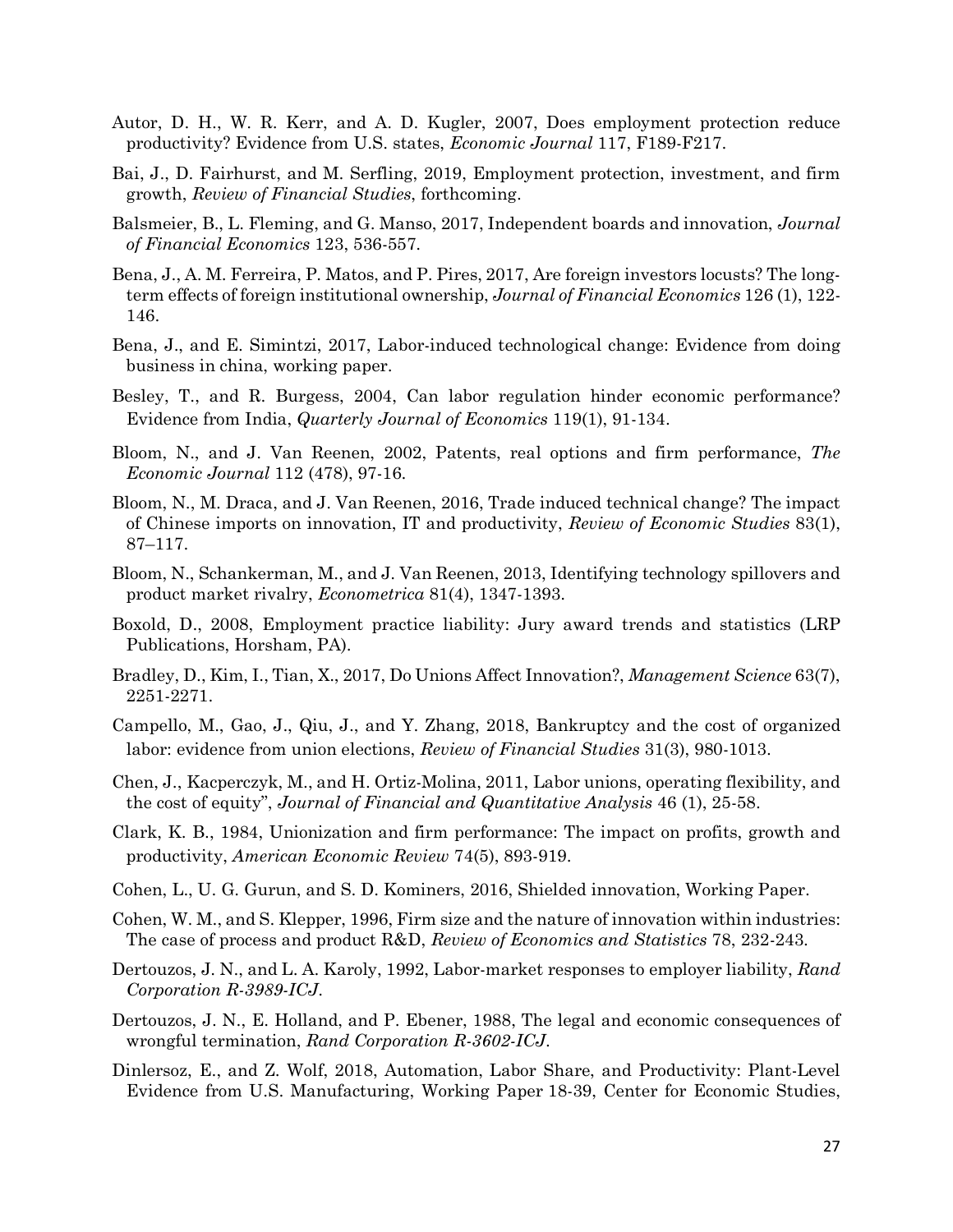Autor, D. H., W. R. Kerr, and A. D. Kugler, 2007, Does employment protection reduce productivity? Evidence from U.S. states, *Economic Journal* 117, F189-F217.

Bai, J., D. Fairhurst, and M. Serfling, 2019, Employment protection, investment, and firm growth, *Review of Financial Studies*, forthcoming.

Balsmeier, B., L. Fleming, and G. Manso, 2017, Independent boards and innovation, *Journal of Financial Economics* 123, 536-557.

Bena, J., A. M. Ferreira, P. Matos, and P. Pires, 2017, Are foreign investors locusts? The long-term effects of foreign institutional ownership, *Journal of Financial Economics* 126 (1), 122-146.

Bena, J., and E. Simintzi, 2017, Labor-induced technological change: Evidence from doing business in china, working paper.

Besley, T., and R. Burgess, 2004, Can labor regulation hinder economic performance? Evidence from India, *Quarterly Journal of Economics* 119(1), 91-134.

Bloom, N., and J. Van Reenen, 2002, Patents, real options and firm performance, *The Economic Journal* 112 (478), 97-16.

Bloom, N., M. Draca, and J. Van Reenen, 2016, Trade induced technical change? The impact of Chinese imports on innovation, IT and productivity, *Review of Economic Studies* 83(1), 87–117.

Bloom, N., Schankerman, M., and J. Van Reenen, 2013, Identifying technology spillovers and product market rivalry, *Econometrica* 81(4), 1347-1393.

Boxold, D., 2008, Employment practice liability: Jury award trends and statistics (LRP Publications, Horsham, PA).

Bradley, D., Kim, I., Tian, X., 2017, Do Unions Affect Innovation?, *Management Science* 63(7), 2251-2271.

Campello, M., Gao, J., Qiu, J., and Y. Zhang, 2018, Bankruptcy and the cost of organized labor: evidence from union elections, *Review of Financial Studies* 31(3), 980-1013.

Chen, J., Kacperczyk, M., and H. Ortiz-Molina, 2011, Labor unions, operating flexibility, and the cost of equity", *Journal of Financial and Quantitative Analysis* 46 (1), 25-58.

Clark, K. B., 1984, Unionization and firm performance: The impact on profits, growth and productivity, *American Economic Review* 74(5), 893-919.

Cohen, L., U. G. Gurun, and S. D. Kominers, 2016, Shielded innovation, Working Paper.

Cohen, W. M., and S. Klepper, 1996, Firm size and the nature of innovation within industries: The case of process and product R&D, *Review of Economics and Statistics* 78, 232-243.

Dertouzos, J. N., and L. A. Karoly, 1992, Labor-market responses to employer liability, *Rand Corporation R-3989-ICJ*.

Dertouzos, J. N., E. Holland, and P. Ebener, 1988, The legal and economic consequences of wrongful termination, *Rand Corporation R-3602-ICJ*.

Dinlersoz, E., and Z. Wolf, 2018, Automation, Labor Share, and Productivity: Plant-Level Evidence from U.S. Manufacturing, Working Paper 18-39, Center for Economic Studies,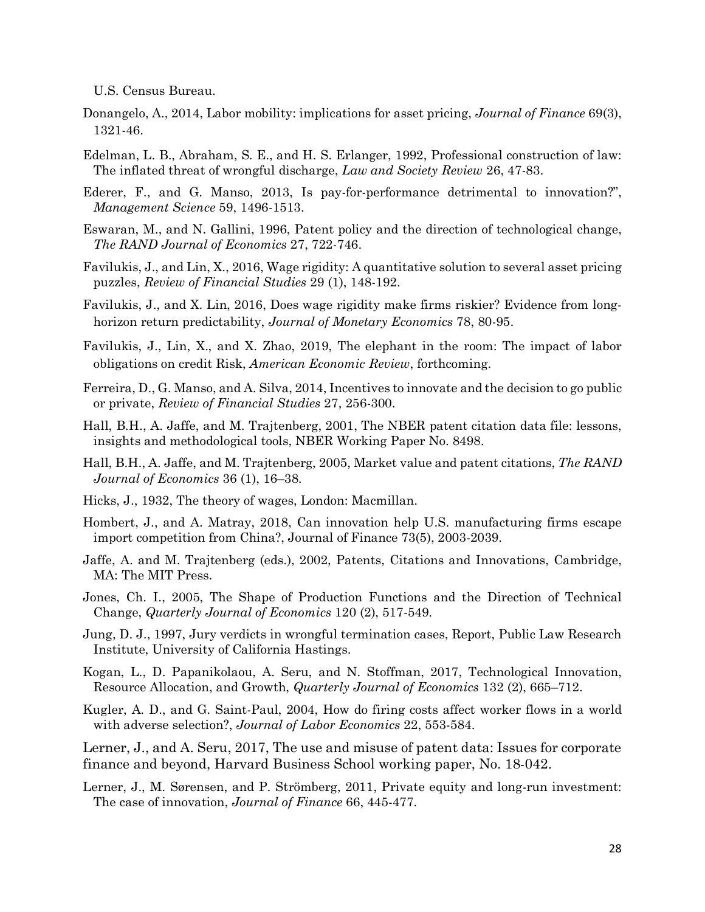U.S. Census Bureau.

Donangelo, A., 2014, Labor mobility: implications for asset pricing, *Journal of Finance* 69(3), 1321-46.

Edelman, L. B., Abraham, S. E., and H. S. Erlanger, 1992, Professional construction of law: The inflated threat of wrongful discharge, *Law and Society Review* 26, 47-83.

Ederer, F., and G. Manso, 2013, Is pay-for-performance detrimental to innovation?", *Management Science* 59, 1496-1513.

Eswaran, M., and N. Gallini, 1996, Patent policy and the direction of technological change, *The RAND Journal of Economics* 27, 722-746.

Favilukis, J., and Lin, X., 2016, Wage rigidity: A quantitative solution to several asset pricing puzzles, *Review of Financial Studies* 29 (1), 148-192.

Favilukis, J., and X. Lin, 2016, Does wage rigidity make firms riskier? Evidence from long-horizon return predictability, *Journal of Monetary Economics* 78, 80-95.

Favilukis, J., Lin, X., and X. Zhao, 2019, The elephant in the room: The impact of labor obligations on credit Risk, *American Economic Review*, forthcoming.

Ferreira, D., G. Manso, and A. Silva, 2014, Incentives to innovate and the decision to go public or private, *Review of Financial Studies* 27, 256-300.

Hall, B.H., A. Jaffe, and M. Trajtenberg, 2001, The NBER patent citation data file: lessons, insights and methodological tools, NBER Working Paper No. 8498.

Hall, B.H., A. Jaffe, and M. Trajtenberg, 2005, Market value and patent citations, *The RAND Journal of Economics* 36 (1), 16–38.

Hicks, J., 1932, The theory of wages, London: Macmillan.

Hombert, J., and A. Matray, 2018, Can innovation help U.S. manufacturing firms escape import competition from China?, Journal of Finance 73(5), 2003-2039.

Jaffe, A. and M. Trajtenberg (eds.), 2002, Patents, Citations and Innovations, Cambridge, MA: The MIT Press.

Jones, Ch. I., 2005, The Shape of Production Functions and the Direction of Technical Change, *Quarterly Journal of Economics* 120 (2), 517-549.

Jung, D. J., 1997, Jury verdicts in wrongful termination cases, Report, Public Law Research Institute, University of California Hastings.

Kogan, L., D. Papanikolaou, A. Seru, and N. Stoffman, 2017, Technological Innovation, Resource Allocation, and Growth, *Quarterly Journal of Economics* 132 (2), 665–712.

Kugler, A. D., and G. Saint-Paul, 2004, How do firing costs affect worker flows in a world with adverse selection?, *Journal of Labor Economics* 22, 553-584.

Lerner, J., and A. Seru, 2017, The use and misuse of patent data: Issues for corporate finance and beyond, Harvard Business School working paper, No. 18-042.

Lerner, J., M. Sørensen, and P. Strömberg, 2011, Private equity and long-run investment: The case of innovation, *Journal of Finance* 66, 445-477.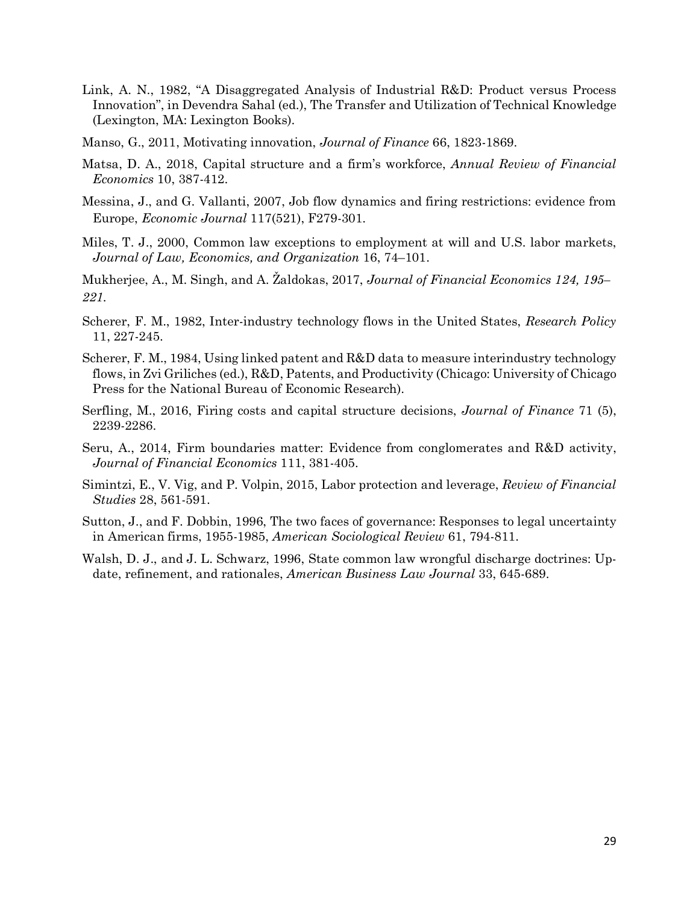Link, A. N., 1982, "A Disaggregated Analysis of Industrial R&D: Product versus Process Innovation", in Devendra Sahal (ed.), The Transfer and Utilization of Technical Knowledge (Lexington, MA: Lexington Books).

Manso, G., 2011, Motivating innovation, *Journal of Finance* 66, 1823-1869.

Matsa, D. A., 2018, Capital structure and a firm's workforce, *Annual Review of Financial Economics* 10, 387-412.

Messina, J., and G. Vallanti, 2007, Job flow dynamics and firing restrictions: evidence from Europe, *Economic Journal* 117(521), F279-301.

Miles, T. J., 2000, Common law exceptions to employment at will and U.S. labor markets, *Journal of Law, Economics, and Organization* 16, 74–101.

Mukherjee, A., M. Singh, and A. Žaldokas, 2017, *Journal of Financial Economics 124, 195–221.*

Scherer, F. M., 1982, Inter-industry technology flows in the United States, *Research Policy* 11, 227-245.

Scherer, F. M., 1984, Using linked patent and R&D data to measure interindustry technology flows, in Zvi Griliches (ed.), R&D, Patents, and Productivity (Chicago: University of Chicago Press for the National Bureau of Economic Research).

Serfling, M., 2016, Firing costs and capital structure decisions, *Journal of Finance* 71 (5), 2239-2286.

Seru, A., 2014, Firm boundaries matter: Evidence from conglomerates and R&D activity, *Journal of Financial Economics* 111, 381-405.

Simintzi, E., V. Vig, and P. Volpin, 2015, Labor protection and leverage, *Review of Financial Studies* 28, 561-591.

Sutton, J., and F. Dobbin, 1996, The two faces of governance: Responses to legal uncertainty in American firms, 1955-1985, *American Sociological Review* 61, 794-811.

Walsh, D. J., and J. L. Schwarz, 1996, State common law wrongful discharge doctrines: Update, refinement, and rationales, *American Business Law Journal* 33, 645-689.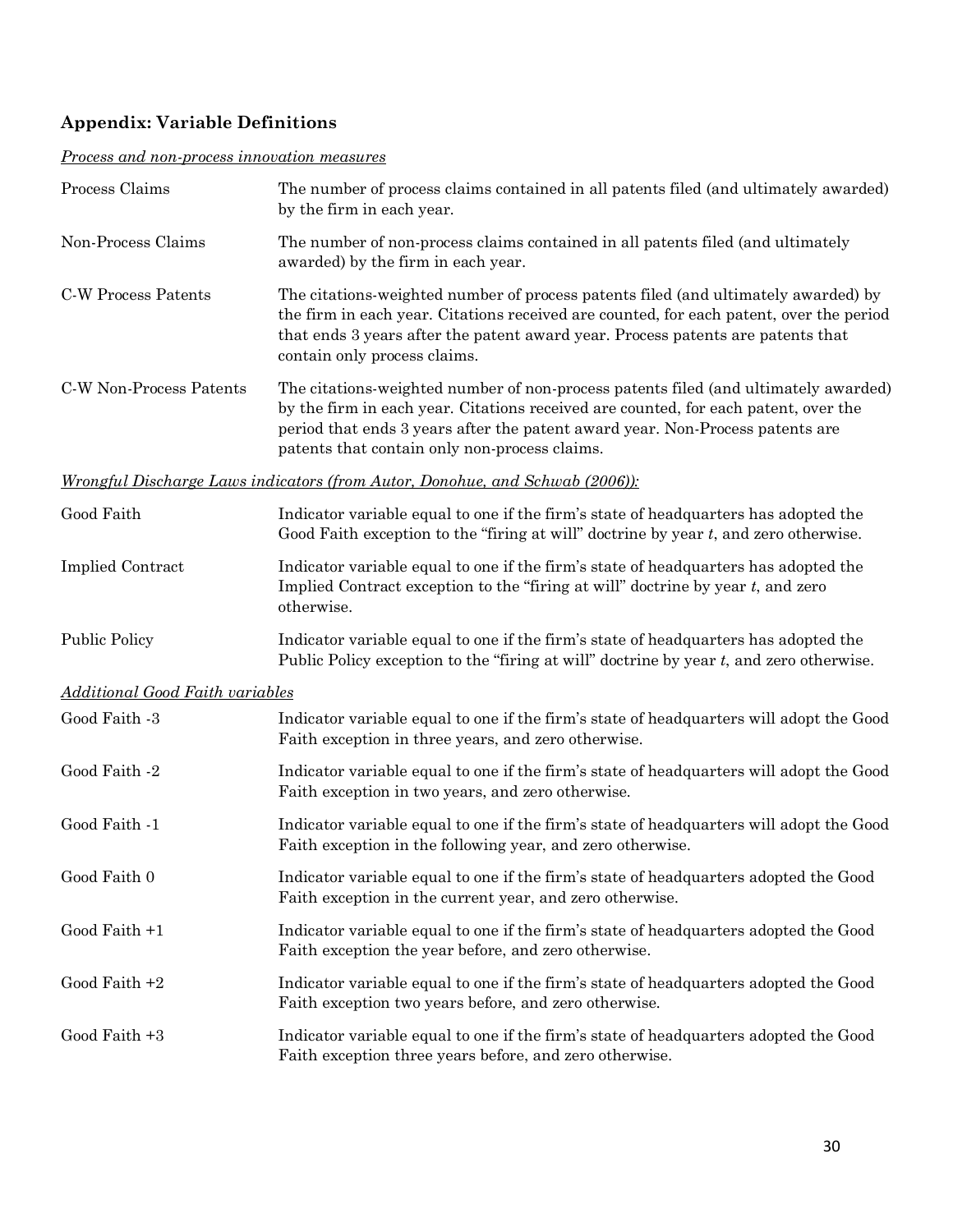## Appendix: Variable Definitions

*Process and non-process innovation measures*

| | |
|---|---|
| Process Claims | The number of process claims contained in all patents filed (and ultimately awarded) by the firm in each year. |
| Non-Process Claims | The number of non-process claims contained in all patents filed (and ultimately awarded) by the firm in each year. |
| C-W Process Patents | The citations-weighted number of process patents filed (and ultimately awarded) by the firm in each year. Citations received are counted, for each patent, over the period that ends 3 years after the patent award year. Process patents are patents that contain only process claims. |
| C-W Non-Process Patents | The citations-weighted number of non-process patents filed (and ultimately awarded) by the firm in each year. Citations received are counted, for each patent, over the period that ends 3 years after the patent award year. Non-Process patents are patents that contain only non-process claims. |

*Wrongful Discharge Laws indicators (from Autor, Donohue, and Schwab (2006)):*

| | |
|---|---|
| Good Faith | Indicator variable equal to one if the firm's state of headquarters has adopted the Good Faith exception to the "firing at will" doctrine by year *t*, and zero otherwise. |
| Implied Contract | Indicator variable equal to one if the firm's state of headquarters has adopted the Implied Contract exception to the "firing at will" doctrine by year *t*, and zero otherwise. |
| Public Policy | Indicator variable equal to one if the firm's state of headquarters has adopted the Public Policy exception to the "firing at will" doctrine by year *t*, and zero otherwise. |

*Additional Good Faith variables*

| | |
|---|---|
| Good Faith -3 | Indicator variable equal to one if the firm's state of headquarters will adopt the Good Faith exception in three years, and zero otherwise. |
| Good Faith -2 | Indicator variable equal to one if the firm's state of headquarters will adopt the Good Faith exception in two years, and zero otherwise. |
| Good Faith -1 | Indicator variable equal to one if the firm's state of headquarters will adopt the Good Faith exception in the following year, and zero otherwise. |
| Good Faith 0 | Indicator variable equal to one if the firm's state of headquarters adopted the Good Faith exception in the current year, and zero otherwise. |
| Good Faith +1 | Indicator variable equal to one if the firm's state of headquarters adopted the Good Faith exception the year before, and zero otherwise. |
| Good Faith +2 | Indicator variable equal to one if the firm's state of headquarters adopted the Good Faith exception two years before, and zero otherwise. |
| Good Faith +3 | Indicator variable equal to one if the firm's state of headquarters adopted the Good Faith exception three years before, and zero otherwise. |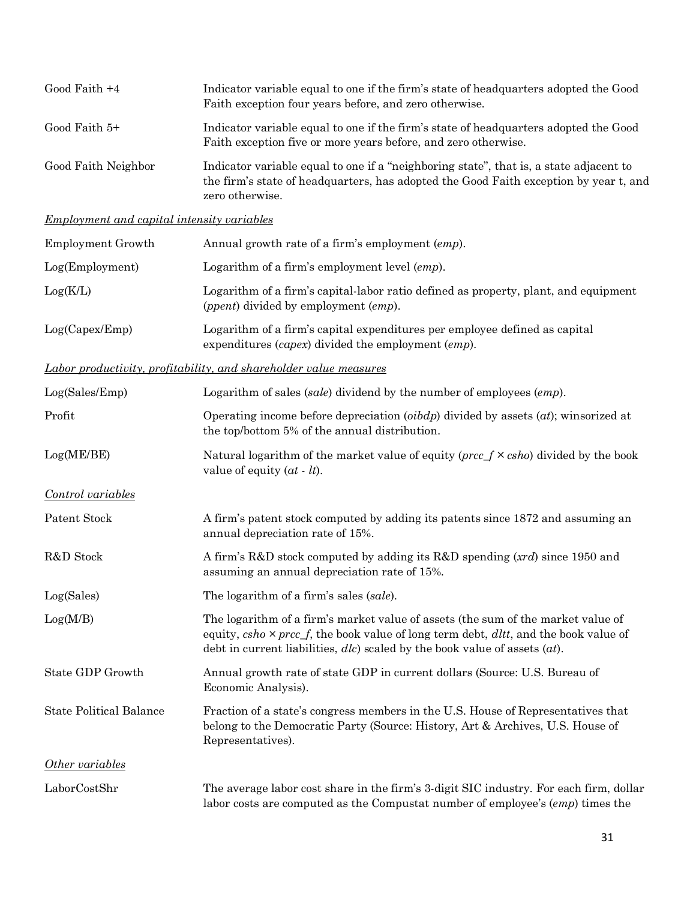| | |
|---|---|
| Good Faith +4 | Indicator variable equal to one if the firm's state of headquarters adopted the Good Faith exception four years before, and zero otherwise. |
| Good Faith 5+ | Indicator variable equal to one if the firm's state of headquarters adopted the Good Faith exception five or more years before, and zero otherwise. |
| Good Faith Neighbor | Indicator variable equal to one if a "neighboring state", that is, a state adjacent to the firm's state of headquarters, has adopted the Good Faith exception by year t, and zero otherwise. |
| *Employment and capital intensity variables* | |
| Employment Growth | Annual growth rate of a firm's employment (*emp*). |
| Log(Employment) | Logarithm of a firm's employment level (*emp*). |
| Log(K/L) | Logarithm of a firm's capital-labor ratio defined as property, plant, and equipment (*ppent*) divided by employment (*emp*). |
| Log(Capex/Emp) | Logarithm of a firm's capital expenditures per employee defined as capital expenditures (*capex*) divided the employment (*emp*). |
| *Labor productivity, profitability, and shareholder value measures* | |
| Log(Sales/Emp) | Logarithm of sales (*sale*) dividend by the number of employees (*emp*). |
| Profit | Operating income before depreciation (*oibdp*) divided by assets (*at*); winsorized at the top/bottom 5% of the annual distribution. |
| Log(ME/BE) | Natural logarithm of the market value of equity (*prcc_f* × *csho*) divided by the book value of equity (*at* - *lt*). |
| *Control variables* | |
| Patent Stock | A firm's patent stock computed by adding its patents since 1872 and assuming an annual depreciation rate of 15%. |
| R&D Stock | A firm's R&D stock computed by adding its R&D spending (*xrd*) since 1950 and assuming an annual depreciation rate of 15%. |
| Log(Sales) | The logarithm of a firm's sales (*sale*). |
| Log(M/B) | The logarithm of a firm's market value of assets (the sum of the market value of equity, *csho* × *prcc_f*, the book value of long term debt, *dltt*, and the book value of debt in current liabilities, *dlc*) scaled by the book value of assets (*at*). |
| State GDP Growth | Annual growth rate of state GDP in current dollars (Source: U.S. Bureau of Economic Analysis). |
| State Political Balance | Fraction of a state's congress members in the U.S. House of Representatives that belong to the Democratic Party (Source: History, Art & Archives, U.S. House of Representatives). |
| *Other variables* | |
| LaborCostShr | The average labor cost share in the firm's 3-digit SIC industry. For each firm, dollar labor costs are computed as the Compustat number of employee's (*emp*) times the |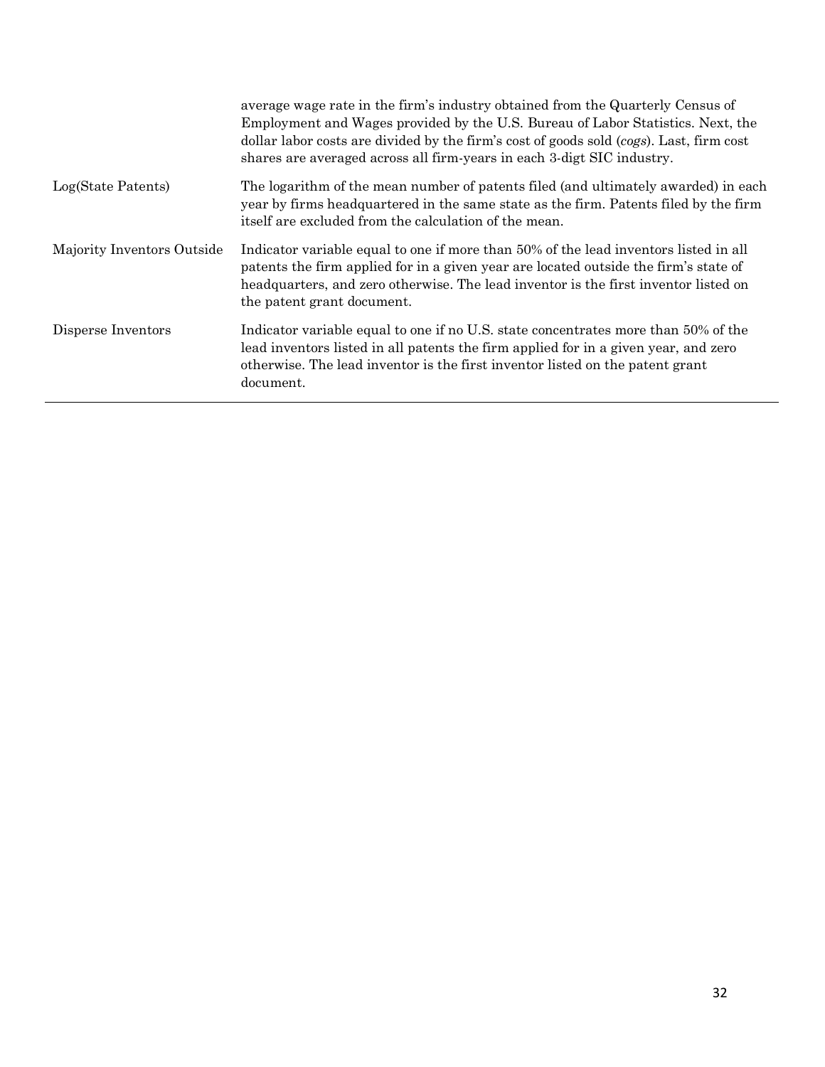| | |
|---|---|
| | average wage rate in the firm's industry obtained from the Quarterly Census of Employment and Wages provided by the U.S. Bureau of Labor Statistics. Next, the dollar labor costs are divided by the firm's cost of goods sold (*cogs*). Last, firm cost shares are averaged across all firm-years in each 3-digt SIC industry. |
| Log(State Patents) | The logarithm of the mean number of patents filed (and ultimately awarded) in each year by firms headquartered in the same state as the firm. Patents filed by the firm itself are excluded from the calculation of the mean. |
| Majority Inventors Outside | Indicator variable equal to one if more than 50% of the lead inventors listed in all patents the firm applied for in a given year are located outside the firm's state of headquarters, and zero otherwise. The lead inventor is the first inventor listed on the patent grant document. |
| Disperse Inventors | Indicator variable equal to one if no U.S. state concentrates more than 50% of the lead inventors listed in all patents the firm applied for in a given year, and zero otherwise. The lead inventor is the first inventor listed on the patent grant document. |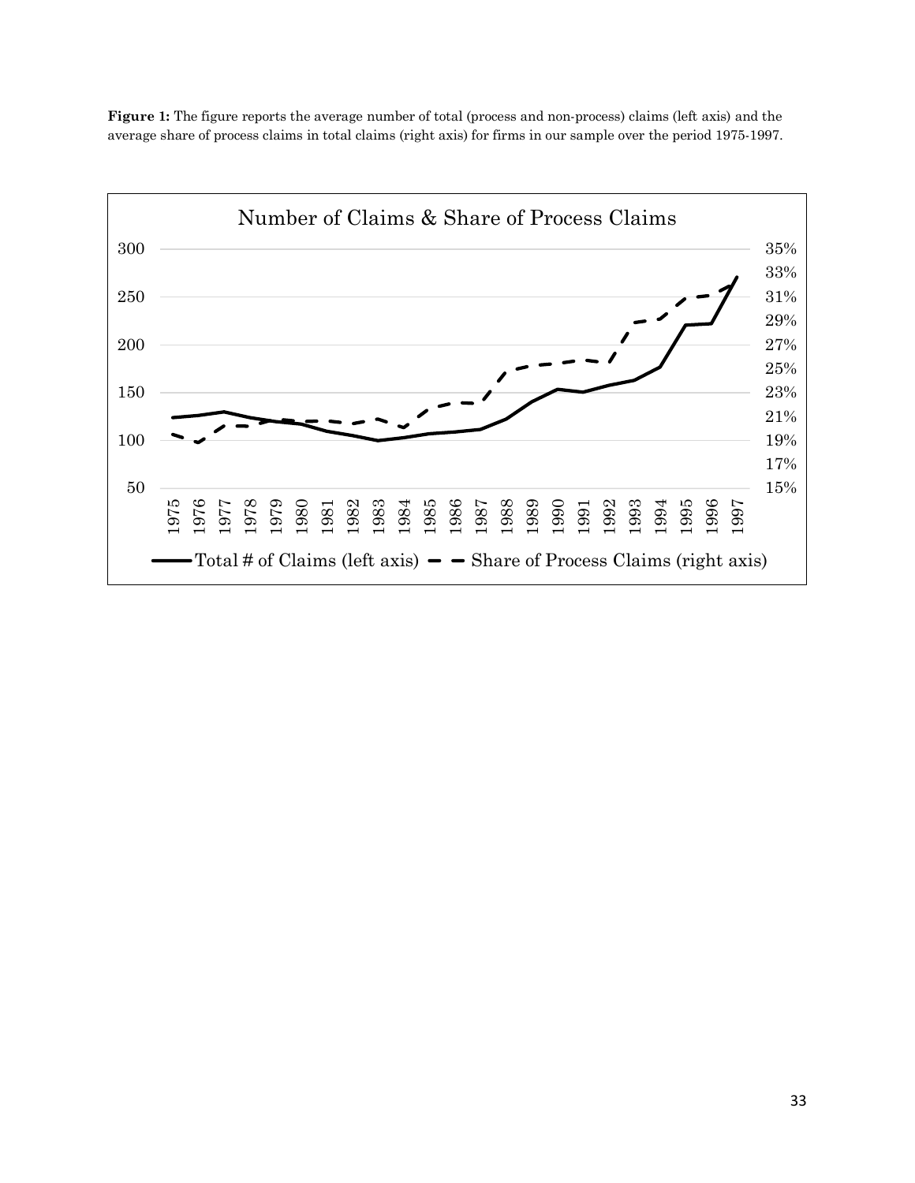**Figure 1:** The figure reports the average number of total (process and non-process) claims (left axis) and the average share of process claims in total claims (right axis) for firms in our sample over the period 1975-1997.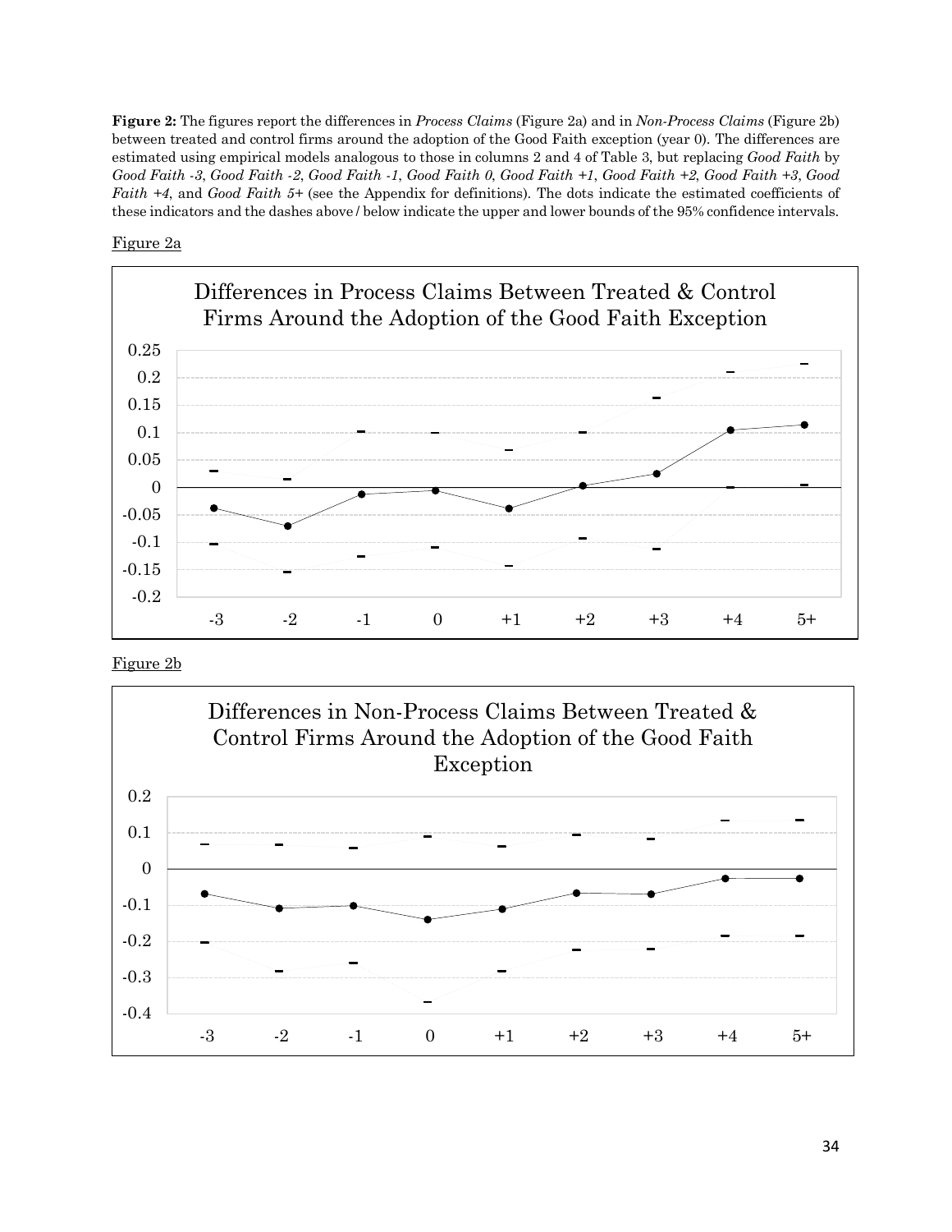**Figure 2:** The figures report the differences in *Process Claims* (Figure 2a) and in *Non-Process Claims* (Figure 2b) between treated and control firms around the adoption of the Good Faith exception (year 0). The differences are estimated using empirical models analogous to those in columns 2 and 4 of Table 3, but replacing *Good Faith* by *Good Faith -3*, *Good Faith -2*, *Good Faith -1*, *Good Faith 0*, *Good Faith +1*, *Good Faith +2*, *Good Faith +3*, *Good Faith +4*, and *Good Faith 5+* (see the Appendix for definitions). The dots indicate the estimated coefficients of these indicators and the dashes above / below indicate the upper and lower bounds of the 95% confidence intervals.

Figure 2a

Differences in Process Claims Between Treated & Control Firms Around the Adoption of the Good Faith Exception

Figure 2b

Differences in Non-Process Claims Between Treated & Control Firms Around the Adoption of the Good Faith Exception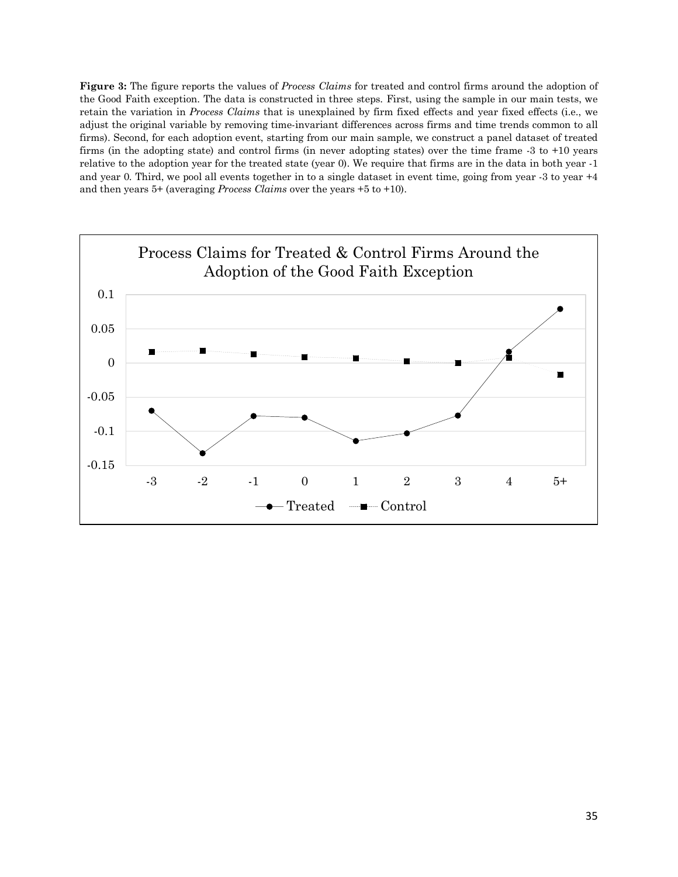**Figure 3:** The figure reports the values of *Process Claims* for treated and control firms around the adoption of the Good Faith exception. The data is constructed in three steps. First, using the sample in our main tests, we retain the variation in *Process Claims* that is unexplained by firm fixed effects and year fixed effects (i.e., we adjust the original variable by removing time-invariant differences across firms and time trends common to all firms). Second, for each adoption event, starting from our main sample, we construct a panel dataset of treated firms (in the adopting state) and control firms (in never adopting states) over the time frame -3 to +10 years relative to the adoption year for the treated state (year 0). We require that firms are in the data in both year -1 and year 0. Third, we pool all events together in to a single dataset in event time, going from year -3 to year +4 and then years 5+ (averaging *Process Claims* over the years +5 to +10).

Process Claims for Treated & Control Firms Around the Adoption of the Good Faith Exception

| Event year | -3 | -2 | -1 | 0 | 1 | 2 | 3 | 4 | 5+ |
|---|---|---|---|---|---|---|---|---|---|
| Treated | -0.070 | -0.132 | -0.078 | -0.080 | -0.114 | -0.103 | -0.077 | 0.016 | 0.079 |
| Control | 0.016 | 0.018 | 0.013 | 0.009 | 0.007 | 0.002 | 0.000 | 0.008 | -0.017 |

*Note: values read approximately from the chart.*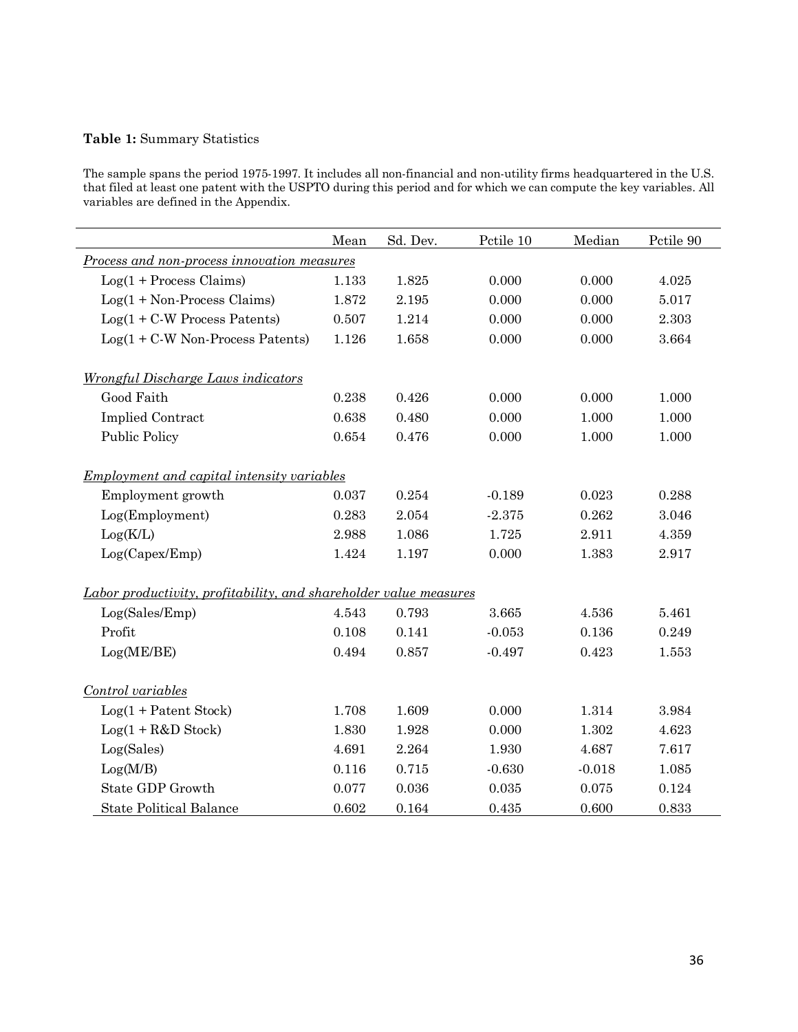**Table 1:** Summary Statistics

The sample spans the period 1975-1997. It includes all non-financial and non-utility firms headquartered in the U.S. that filed at least one patent with the USPTO during this period and for which we can compute the key variables. All variables are defined in the Appendix.

| | Mean | Sd. Dev. | Pctile 10 | Median | Pctile 90 |
|---|---|---|---|---|---|
| *Process and non-process innovation measures* | | | | | |
| Log(1 + Process Claims) | 1.133 | 1.825 | 0.000 | 0.000 | 4.025 |
| Log(1 + Non-Process Claims) | 1.872 | 2.195 | 0.000 | 0.000 | 5.017 |
| Log(1 + C-W Process Patents) | 0.507 | 1.214 | 0.000 | 0.000 | 2.303 |
| Log(1 + C-W Non-Process Patents) | 1.126 | 1.658 | 0.000 | 0.000 | 3.664 |
| *Wrongful Discharge Laws indicators* | | | | | |
| Good Faith | 0.238 | 0.426 | 0.000 | 0.000 | 1.000 |
| Implied Contract | 0.638 | 0.480 | 0.000 | 1.000 | 1.000 |
| Public Policy | 0.654 | 0.476 | 0.000 | 1.000 | 1.000 |
| *Employment and capital intensity variables* | | | | | |
| Employment growth | 0.037 | 0.254 | -0.189 | 0.023 | 0.288 |
| Log(Employment) | 0.283 | 2.054 | -2.375 | 0.262 | 3.046 |
| Log(K/L) | 2.988 | 1.086 | 1.725 | 2.911 | 4.359 |
| Log(Capex/Emp) | 1.424 | 1.197 | 0.000 | 1.383 | 2.917 |
| *Labor productivity, profitability, and shareholder value measures* | | | | | |
| Log(Sales/Emp) | 4.543 | 0.793 | 3.665 | 4.536 | 5.461 |
| Profit | 0.108 | 0.141 | -0.053 | 0.136 | 0.249 |
| Log(ME/BE) | 0.494 | 0.857 | -0.497 | 0.423 | 1.553 |
| *Control variables* | | | | | |
| Log(1 + Patent Stock) | 1.708 | 1.609 | 0.000 | 1.314 | 3.984 |
| Log(1 + R&D Stock) | 1.830 | 1.928 | 0.000 | 1.302 | 4.623 |
| Log(Sales) | 4.691 | 2.264 | 1.930 | 4.687 | 7.617 |
| Log(M/B) | 0.116 | 0.715 | -0.630 | -0.018 | 1.085 |
| State GDP Growth | 0.077 | 0.036 | 0.035 | 0.075 | 0.124 |
| State Political Balance | 0.602 | 0.164 | 0.435 | 0.600 | 0.833 |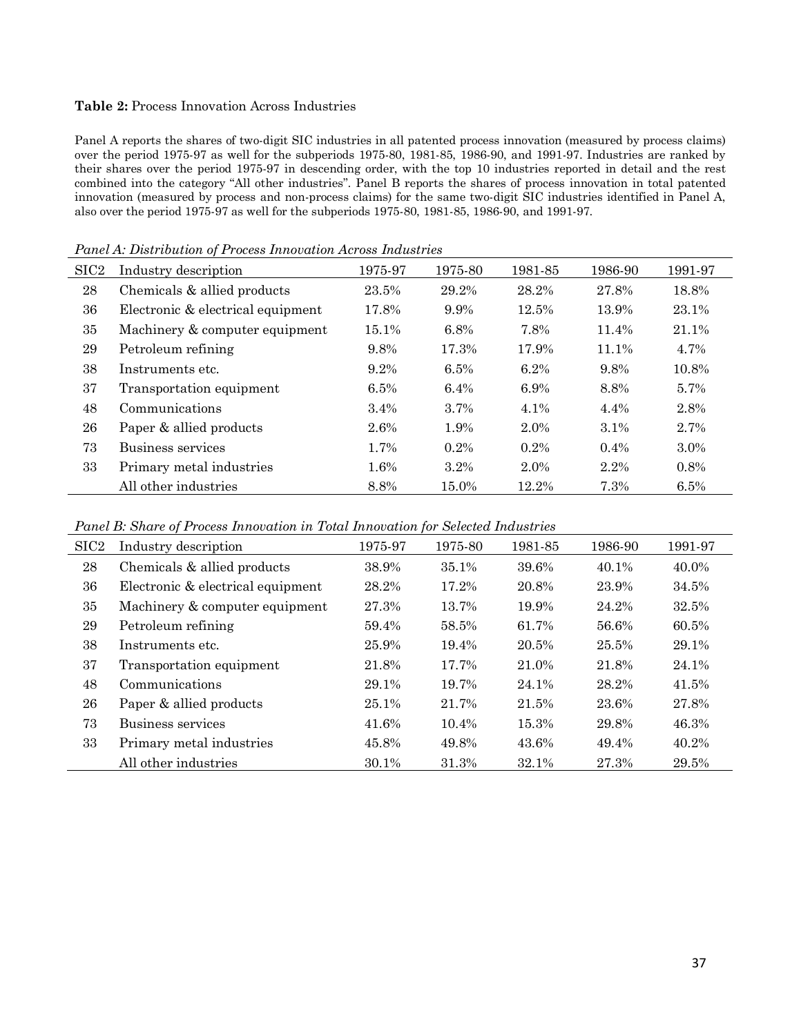**Table 2:** Process Innovation Across Industries

Panel A reports the shares of two-digit SIC industries in all patented process innovation (measured by process claims) over the period 1975-97 as well for the subperiods 1975-80, 1981-85, 1986-90, and 1991-97. Industries are ranked by their shares over the period 1975-97 in descending order, with the top 10 industries reported in detail and the rest combined into the category "All other industries". Panel B reports the shares of process innovation in total patented innovation (measured by process and non-process claims) for the same two-digit SIC industries identified in Panel A, also over the period 1975-97 as well for the subperiods 1975-80, 1981-85, 1986-90, and 1991-97.

*Panel A: Distribution of Process Innovation Across Industries*

| SIC2 | Industry description | 1975-97 | 1975-80 | 1981-85 | 1986-90 | 1991-97 |
|---|---|---|---|---|---|---|
| 28 | Chemicals & allied products | 23.5% | 29.2% | 28.2% | 27.8% | 18.8% |
| 36 | Electronic & electrical equipment | 17.8% | 9.9% | 12.5% | 13.9% | 23.1% |
| 35 | Machinery & computer equipment | 15.1% | 6.8% | 7.8% | 11.4% | 21.1% |
| 29 | Petroleum refining | 9.8% | 17.3% | 17.9% | 11.1% | 4.7% |
| 38 | Instruments etc. | 9.2% | 6.5% | 6.2% | 9.8% | 10.8% |
| 37 | Transportation equipment | 6.5% | 6.4% | 6.9% | 8.8% | 5.7% |
| 48 | Communications | 3.4% | 3.7% | 4.1% | 4.4% | 2.8% |
| 26 | Paper & allied products | 2.6% | 1.9% | 2.0% | 3.1% | 2.7% |
| 73 | Business services | 1.7% | 0.2% | 0.2% | 0.4% | 3.0% |
| 33 | Primary metal industries | 1.6% | 3.2% | 2.0% | 2.2% | 0.8% |
| | All other industries | 8.8% | 15.0% | 12.2% | 7.3% | 6.5% |

*Panel B: Share of Process Innovation in Total Innovation for Selected Industries*

| SIC2 | Industry description | 1975-97 | 1975-80 | 1981-85 | 1986-90 | 1991-97 |
|---|---|---|---|---|---|---|
| 28 | Chemicals & allied products | 38.9% | 35.1% | 39.6% | 40.1% | 40.0% |
| 36 | Electronic & electrical equipment | 28.2% | 17.2% | 20.8% | 23.9% | 34.5% |
| 35 | Machinery & computer equipment | 27.3% | 13.7% | 19.9% | 24.2% | 32.5% |
| 29 | Petroleum refining | 59.4% | 58.5% | 61.7% | 56.6% | 60.5% |
| 38 | Instruments etc. | 25.9% | 19.4% | 20.5% | 25.5% | 29.1% |
| 37 | Transportation equipment | 21.8% | 17.7% | 21.0% | 21.8% | 24.1% |
| 48 | Communications | 29.1% | 19.7% | 24.1% | 28.2% | 41.5% |
| 26 | Paper & allied products | 25.1% | 21.7% | 21.5% | 23.6% | 27.8% |
| 73 | Business services | 41.6% | 10.4% | 15.3% | 29.8% | 46.3% |
| 33 | Primary metal industries | 45.8% | 49.8% | 43.6% | 49.4% | 40.2% |
| | All other industries | 30.1% | 31.3% | 32.1% | 27.3% | 29.5% |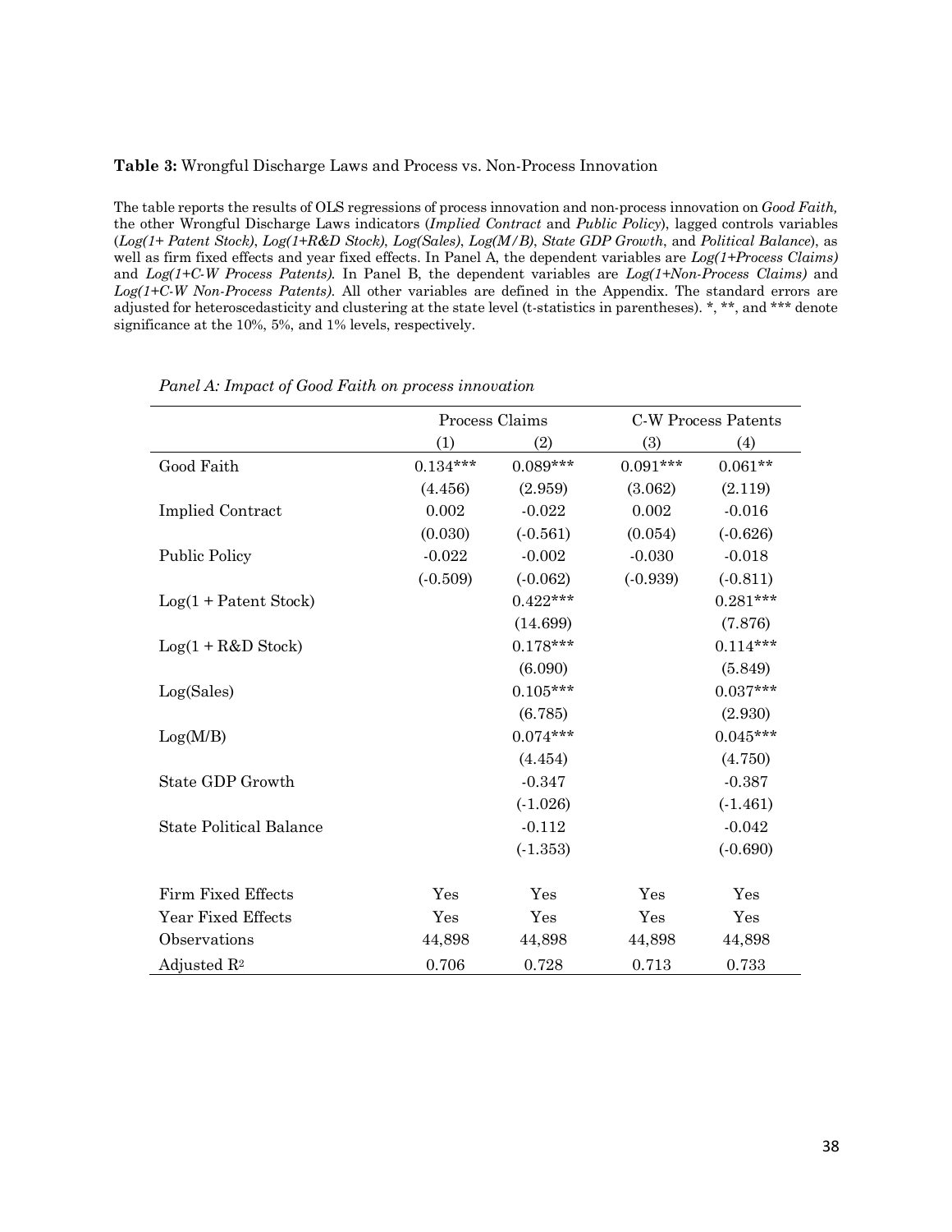**Table 3:** Wrongful Discharge Laws and Process vs. Non-Process Innovation

The table reports the results of OLS regressions of process innovation and non-process innovation on *Good Faith,* the other Wrongful Discharge Laws indicators (*Implied Contract* and *Public Policy*), lagged controls variables (*Log(1+ Patent Stock)*, *Log(1+R&D Stock)*, *Log(Sales)*, *Log(M/B)*, *State GDP Growth*, and *Political Balance*), as well as firm fixed effects and year fixed effects. In Panel A, the dependent variables are *Log(1+Process Claims)* and *Log(1+C-W Process Patents)*. In Panel B, the dependent variables are *Log(1+Non-Process Claims)* and *Log(1+C-W Non-Process Patents)*. All other variables are defined in the Appendix. The standard errors are adjusted for heteroscedasticity and clustering at the state level (t-statistics in parentheses). *, **, and *** denote significance at the 10%, 5%, and 1% levels, respectively.

*Panel A: Impact of Good Faith on process innovation*

| | Process Claims | | C-W Process Patents | |
|---|---|---|---|---|
| | (1) | (2) | (3) | (4) |
| Good Faith | 0.134*** | 0.089*** | 0.091*** | 0.061** |
| | (4.456) | (2.959) | (3.062) | (2.119) |
| Implied Contract | 0.002 | -0.022 | 0.002 | -0.016 |
| | (0.030) | (-0.561) | (0.054) | (-0.626) |
| Public Policy | -0.022 | -0.002 | -0.030 | -0.018 |
| | (-0.509) | (-0.062) | (-0.939) | (-0.811) |
| Log(1 + Patent Stock) | | 0.422*** | | 0.281*** |
| | | (14.699) | | (7.876) |
| Log(1 + R&D Stock) | | 0.178*** | | 0.114*** |
| | | (6.090) | | (5.849) |
| Log(Sales) | | 0.105*** | | 0.037*** |
| | | (6.785) | | (2.930) |
| Log(M/B) | | 0.074*** | | 0.045*** |
| | | (4.454) | | (4.750) |
| State GDP Growth | | -0.347 | | -0.387 |
| | | (-1.026) | | (-1.461) |
| State Political Balance | | -0.112 | | -0.042 |
| | | (-1.353) | | (-0.690) |
| Firm Fixed Effects | Yes | Yes | Yes | Yes |
| Year Fixed Effects | Yes | Yes | Yes | Yes |
| Observations | 44,898 | 44,898 | 44,898 | 44,898 |
| Adjusted $R^2$ | 0.706 | 0.728 | 0.713 | 0.733 |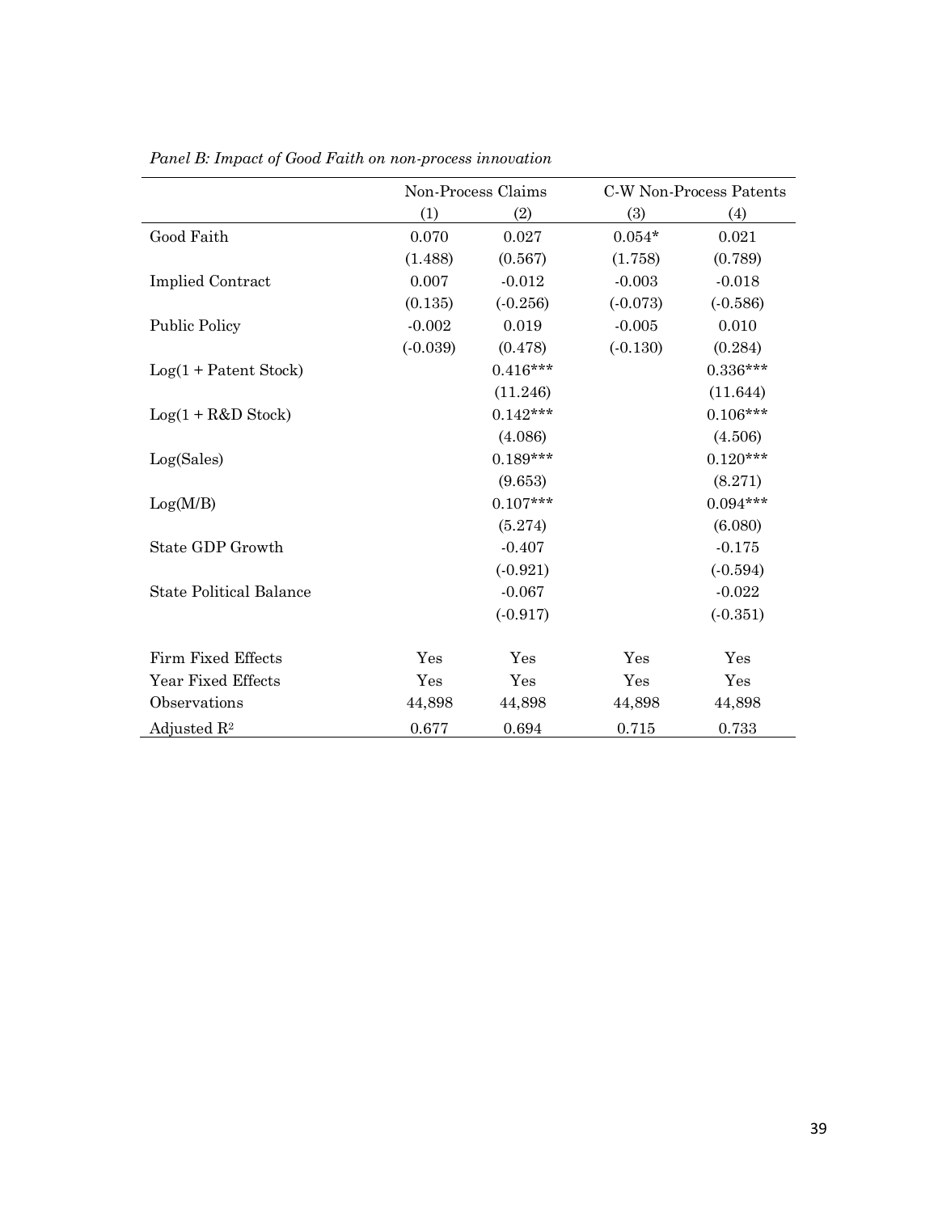*Panel B: Impact of Good Faith on non-process innovation*

| | Non-Process Claims | | C-W Non-Process Patents | |
|---|---|---|---|---|
| | (1) | (2) | (3) | (4) |
| Good Faith | 0.070 | 0.027 | 0.054* | 0.021 |
| | (1.488) | (0.567) | (1.758) | (0.789) |
| Implied Contract | 0.007 | -0.012 | -0.003 | -0.018 |
| | (0.135) | (-0.256) | (-0.073) | (-0.586) |
| Public Policy | -0.002 | 0.019 | -0.005 | 0.010 |
| | (-0.039) | (0.478) | (-0.130) | (0.284) |
| Log(1 + Patent Stock) | | 0.416*** | | 0.336*** |
| | | (11.246) | | (11.644) |
| Log(1 + R&D Stock) | | 0.142*** | | 0.106*** |
| | | (4.086) | | (4.506) |
| Log(Sales) | | 0.189*** | | 0.120*** |
| | | (9.653) | | (8.271) |
| Log(M/B) | | 0.107*** | | 0.094*** |
| | | (5.274) | | (6.080) |
| State GDP Growth | | -0.407 | | -0.175 |
| | | (-0.921) | | (-0.594) |
| State Political Balance | | -0.067 | | -0.022 |
| | | (-0.917) | | (-0.351) |
| Firm Fixed Effects | Yes | Yes | Yes | Yes |
| Year Fixed Effects | Yes | Yes | Yes | Yes |
| Observations | 44,898 | 44,898 | 44,898 | 44,898 |
| Adjusted $R^2$ | 0.677 | 0.694 | 0.715 | 0.733 |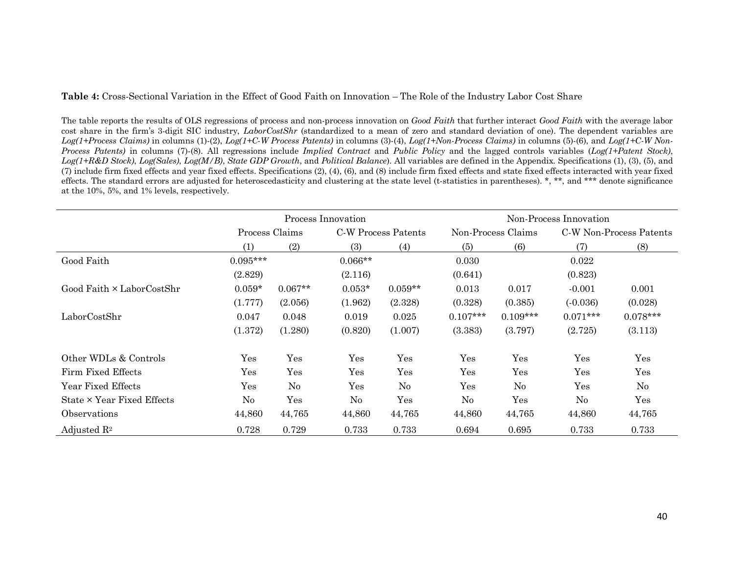**Table 4:** Cross-Sectional Variation in the Effect of Good Faith on Innovation – The Role of the Industry Labor Cost Share

The table reports the results of OLS regressions of process and non-process innovation on *Good Faith* that further interact *Good Faith* with the average labor cost share in the firm's 3-digit SIC industry, *LaborCostShr* (standardized to a mean of zero and standard deviation of one). The dependent variables are *Log(1+Process Claims)* in columns (1)-(2), *Log(1+C-W Process Patents)* in columns (3)-(4), *Log(1+Non-Process Claims)* in columns (5)-(6), and *Log(1+C-W Non-Process Patents)* in columns (7)-(8). All regressions include *Implied Contract* and *Public Policy* and the lagged controls variables (*Log(1+Patent Stock)*, *Log(1+R&D Stock)*, *Log(Sales)*, *Log(M/B)*, *State GDP Growth*, and *Political Balance*). All variables are defined in the Appendix. Specifications (1), (3), (5), and (7) include firm fixed effects and year fixed effects. Specifications (2), (4), (6), and (8) include firm fixed effects and state fixed effects interacted with year fixed effects. The standard errors are adjusted for heteroscedasticity and clustering at the state level (t-statistics in parentheses). *, **, and *** denote significance at the 10%, 5%, and 1% levels, respectively.

| | Process Innovation | | | | Non-Process Innovation | | | |
|---|---|---|---|---|---|---|---|---|
| | Process Claims | | C-W Process Patents | | Non-Process Claims | | C-W Non-Process Patents | |
| | (1) | (2) | (3) | (4) | (5) | (6) | (7) | (8) |
| Good Faith | 0.095*** | | 0.066** | | 0.030 | | 0.022 | |
| | (2.829) | | (2.116) | | (0.641) | | (0.823) | |
| Good Faith × LaborCostShr | 0.059* | 0.067** | 0.053* | 0.059** | 0.013 | 0.017 | -0.001 | 0.001 |
| | (1.777) | (2.056) | (1.962) | (2.328) | (0.328) | (0.385) | (-0.036) | (0.028) |
| LaborCostShr | 0.047 | 0.048 | 0.019 | 0.025 | 0.107*** | 0.109*** | 0.071*** | 0.078*** |
| | (1.372) | (1.280) | (0.820) | (1.007) | (3.383) | (3.797) | (2.725) | (3.113) |
| Other WDLs & Controls | Yes | Yes | Yes | Yes | Yes | Yes | Yes | Yes |
| Firm Fixed Effects | Yes | Yes | Yes | Yes | Yes | Yes | Yes | Yes |
| Year Fixed Effects | Yes | No | Yes | No | Yes | No | Yes | No |
| State × Year Fixed Effects | No | Yes | No | Yes | No | Yes | No | Yes |
| Observations | 44,860 | 44,765 | 44,860 | 44,765 | 44,860 | 44,765 | 44,860 | 44,765 |
| Adjusted $R^2$ | 0.728 | 0.729 | 0.733 | 0.733 | 0.694 | 0.695 | 0.733 | 0.733 |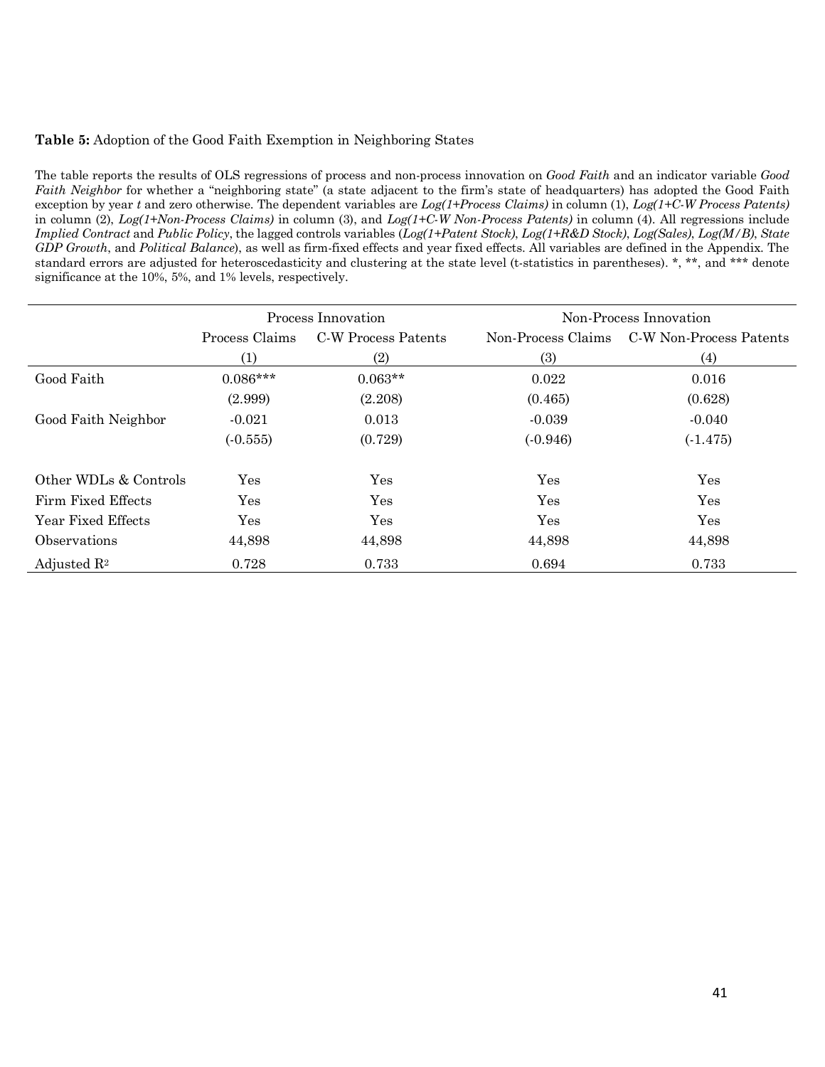**Table 5:** Adoption of the Good Faith Exemption in Neighboring States

The table reports the results of OLS regressions of process and non-process innovation on *Good Faith* and an indicator variable *Good Faith Neighbor* for whether a "neighboring state" (a state adjacent to the firm's state of headquarters) has adopted the Good Faith exception by year *t* and zero otherwise. The dependent variables are *Log(1+Process Claims)* in column (1), *Log(1+C-W Process Patents)* in column (2), *Log(1+Non-Process Claims)* in column (3), and *Log(1+C-W Non-Process Patents)* in column (4). All regressions include *Implied Contract* and *Public Policy*, the lagged controls variables (*Log(1+Patent Stock)*, *Log(1+R&D Stock)*, *Log(Sales)*, *Log(M/B)*, *State GDP Growth*, and *Political Balance*), as well as firm-fixed effects and year fixed effects. All variables are defined in the Appendix. The standard errors are adjusted for heteroscedasticity and clustering at the state level (t-statistics in parentheses). *, **, and *** denote significance at the 10%, 5%, and 1% levels, respectively.

| | Process Innovation | | Non-Process Innovation | |
|---|---|---|---|---|
| | Process Claims | C-W Process Patents | Non-Process Claims | C-W Non-Process Patents |
| | (1) | (2) | (3) | (4) |
| Good Faith | 0.086*** | 0.063** | 0.022 | 0.016 |
| | (2.999) | (2.208) | (0.465) | (0.628) |
| Good Faith Neighbor | -0.021 | 0.013 | -0.039 | -0.040 |
| | (-0.555) | (0.729) | (-0.946) | (-1.475) |
| Other WDLs & Controls | Yes | Yes | Yes | Yes |
| Firm Fixed Effects | Yes | Yes | Yes | Yes |
| Year Fixed Effects | Yes | Yes | Yes | Yes |
| Observations | 44,898 | 44,898 | 44,898 | 44,898 |
| Adjusted $R^2$ | 0.728 | 0.733 | 0.694 | 0.733 |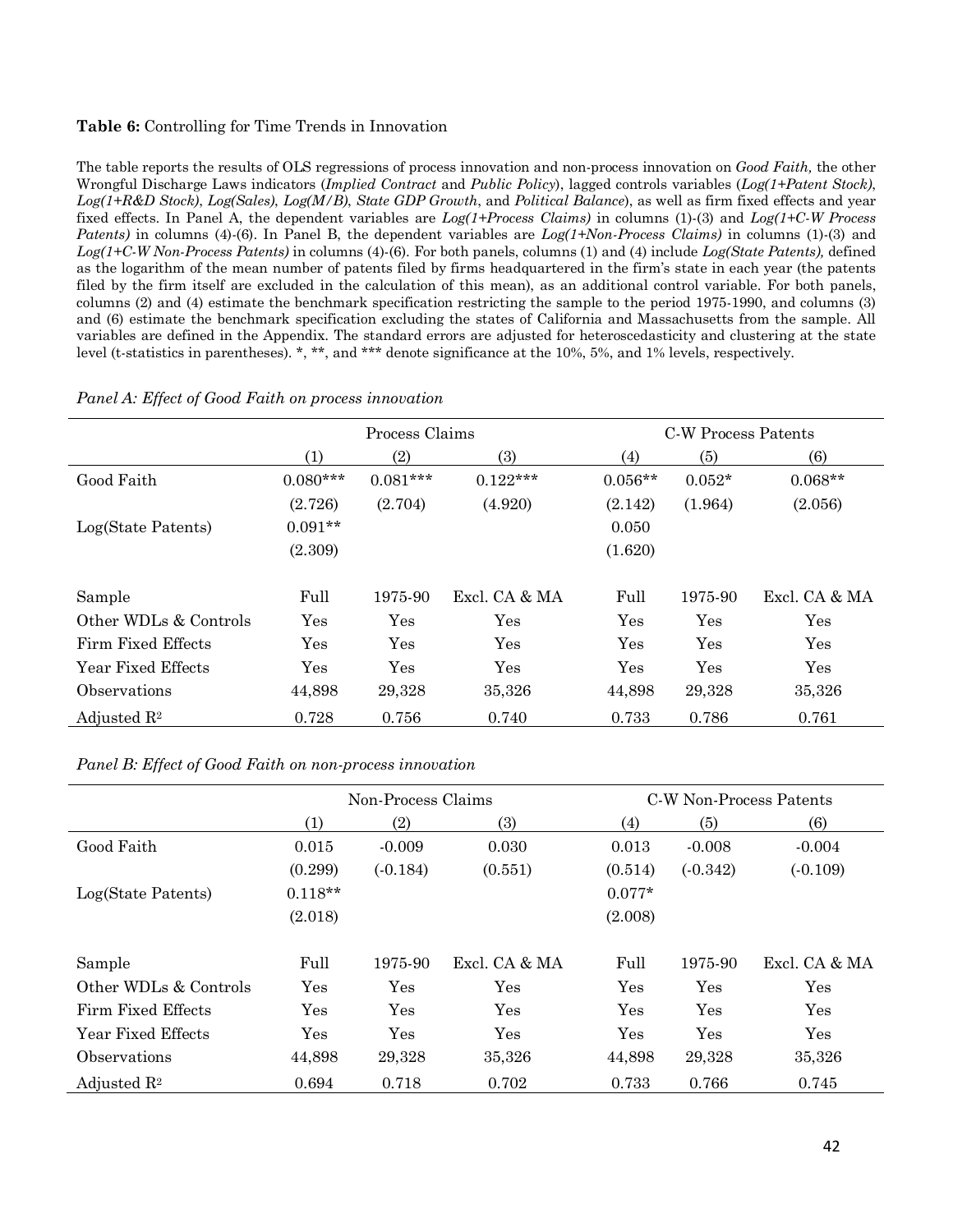**Table 6:** Controlling for Time Trends in Innovation

The table reports the results of OLS regressions of process innovation and non-process innovation on *Good Faith,* the other Wrongful Discharge Laws indicators (*Implied Contract* and *Public Policy*), lagged controls variables (*Log(1+Patent Stock)*, *Log(1+R&D Stock)*, *Log(Sales)*, *Log(M/B)*, *State GDP Growth*, and *Political Balance*), as well as firm fixed effects and year fixed effects. In Panel A, the dependent variables are *Log(1+Process Claims)* in columns (1)-(3) and *Log(1+C-W Process Patents)* in columns (4)-(6). In Panel B, the dependent variables are *Log(1+Non-Process Claims)* in columns (1)-(3) and *Log(1+C-W Non-Process Patents)* in columns (4)-(6). For both panels, columns (1) and (4) include *Log(State Patents),* defined as the logarithm of the mean number of patents filed by firms headquartered in the firm's state in each year (the patents filed by the firm itself are excluded in the calculation of this mean), as an additional control variable. For both panels, columns (2) and (4) estimate the benchmark specification restricting the sample to the period 1975-1990, and columns (3) and (6) estimate the benchmark specification excluding the states of California and Massachusetts from the sample. All variables are defined in the Appendix. The standard errors are adjusted for heteroscedasticity and clustering at the state level (t-statistics in parentheses). *, **, and *** denote significance at the 10%, 5%, and 1% levels, respectively.

*Panel A: Effect of Good Faith on process innovation*

| | Process Claims | | | C-W Process Patents | | |
|---|---|---|---|---|---|---|
| | (1) | (2) | (3) | (4) | (5) | (6) |
| Good Faith | 0.080*** | 0.081*** | 0.122*** | 0.056** | 0.052* | 0.068** |
| | (2.726) | (2.704) | (4.920) | (2.142) | (1.964) | (2.056) |
| Log(State Patents) | 0.091** | | | 0.050 | | |
| | (2.309) | | | (1.620) | | |
| Sample | Full | 1975-90 | Excl. CA & MA | Full | 1975-90 | Excl. CA & MA |
| Other WDLs & Controls | Yes | Yes | Yes | Yes | Yes | Yes |
| Firm Fixed Effects | Yes | Yes | Yes | Yes | Yes | Yes |
| Year Fixed Effects | Yes | Yes | Yes | Yes | Yes | Yes |
| Observations | 44,898 | 29,328 | 35,326 | 44,898 | 29,328 | 35,326 |
| Adjusted $R^2$ | 0.728 | 0.756 | 0.740 | 0.733 | 0.786 | 0.761 |

*Panel B: Effect of Good Faith on non-process innovation*

| | Non-Process Claims | | | C-W Non-Process Patents | | |
|---|---|---|---|---|---|---|
| | (1) | (2) | (3) | (4) | (5) | (6) |
| Good Faith | 0.015 | -0.009 | 0.030 | 0.013 | -0.008 | -0.004 |
| | (0.299) | (-0.184) | (0.551) | (0.514) | (-0.342) | (-0.109) |
| Log(State Patents) | 0.118** | | | 0.077* | | |
| | (2.018) | | | (2.008) | | |
| Sample | Full | 1975-90 | Excl. CA & MA | Full | 1975-90 | Excl. CA & MA |
| Other WDLs & Controls | Yes | Yes | Yes | Yes | Yes | Yes |
| Firm Fixed Effects | Yes | Yes | Yes | Yes | Yes | Yes |
| Year Fixed Effects | Yes | Yes | Yes | Yes | Yes | Yes |
| Observations | 44,898 | 29,328 | 35,326 | 44,898 | 29,328 | 35,326 |
| Adjusted $R^2$ | 0.694 | 0.718 | 0.702 | 0.733 | 0.766 | 0.745 |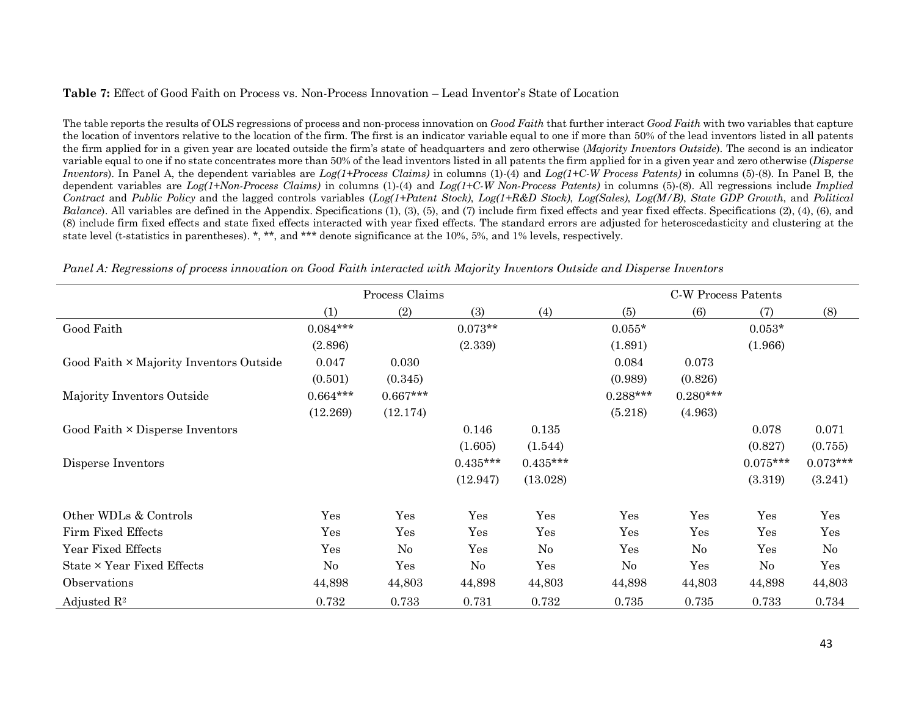**Table 7:** Effect of Good Faith on Process vs. Non-Process Innovation – Lead Inventor's State of Location

The table reports the results of OLS regressions of process and non-process innovation on *Good Faith* that further interact *Good Faith* with two variables that capture the location of inventors relative to the location of the firm. The first is an indicator variable equal to one if more than 50% of the lead inventors listed in all patents the firm applied for in a given year are located outside the firm's state of headquarters and zero otherwise (*Majority Inventors Outside*). The second is an indicator variable equal to one if no state concentrates more than 50% of the lead inventors listed in all patents the firm applied for in a given year and zero otherwise (*Disperse Inventors*). In Panel A, the dependent variables are *Log(1+Process Claims)* in columns (1)-(4) and *Log(1+C-W Process Patents)* in columns (5)-(8). In Panel B, the dependent variables are *Log(1+Non-Process Claims)* in columns (1)-(4) and *Log(1+C-W Non-Process Patents)* in columns (5)-(8). All regressions include *Implied Contract* and *Public Policy* and the lagged controls variables (*Log(1+Patent Stock)*, *Log(1+R&D Stock)*, *Log(Sales)*, *Log(M/B)*, *State GDP Growth*, and *Political Balance*). All variables are defined in the Appendix. Specifications (1), (3), (5), and (7) include firm fixed effects and year fixed effects. Specifications (2), (4), (6), and (8) include firm fixed effects and state fixed effects interacted with year fixed effects. The standard errors are adjusted for heteroscedasticity and clustering at the state level (t-statistics in parentheses). *, **, and *** denote significance at the 10%, 5%, and 1% levels, respectively.

*Panel A: Regressions of process innovation on Good Faith interacted with Majority Inventors Outside and Disperse Inventors*

| | Process Claims | | | | C-W Process Patents | | | |
|---|---|---|---|---|---|---|---|---|
| | (1) | (2) | (3) | (4) | (5) | (6) | (7) | (8) |
| Good Faith | 0.084*** | | 0.073** | | 0.055* | | 0.053* | |
| | (2.896) | | (2.339) | | (1.891) | | (1.966) | |
| Good Faith × Majority Inventors Outside | 0.047 | 0.030 | | | 0.084 | 0.073 | | |
| | (0.501) | (0.345) | | | (0.989) | (0.826) | | |
| Majority Inventors Outside | 0.664*** | 0.667*** | | | 0.288*** | 0.280*** | | |
| | (12.269) | (12.174) | | | (5.218) | (4.963) | | |
| Good Faith × Disperse Inventors | | | 0.146 | 0.135 | | | 0.078 | 0.071 |
| | | | (1.605) | (1.544) | | | (0.827) | (0.755) |
| Disperse Inventors | | | 0.435*** | 0.435*** | | | 0.075*** | 0.073*** |
| | | | (12.947) | (13.028) | | | (3.319) | (3.241) |
| Other WDLs & Controls | Yes | Yes | Yes | Yes | Yes | Yes | Yes | Yes |
| Firm Fixed Effects | Yes | Yes | Yes | Yes | Yes | Yes | Yes | Yes |
| Year Fixed Effects | Yes | No | Yes | No | Yes | No | Yes | No |
| State × Year Fixed Effects | No | Yes | No | Yes | No | Yes | No | Yes |
| Observations | 44,898 | 44,803 | 44,898 | 44,803 | 44,898 | 44,803 | 44,898 | 44,803 |
| Adjusted $R^2$ | 0.732 | 0.733 | 0.731 | 0.732 | 0.735 | 0.735 | 0.733 | 0.734 |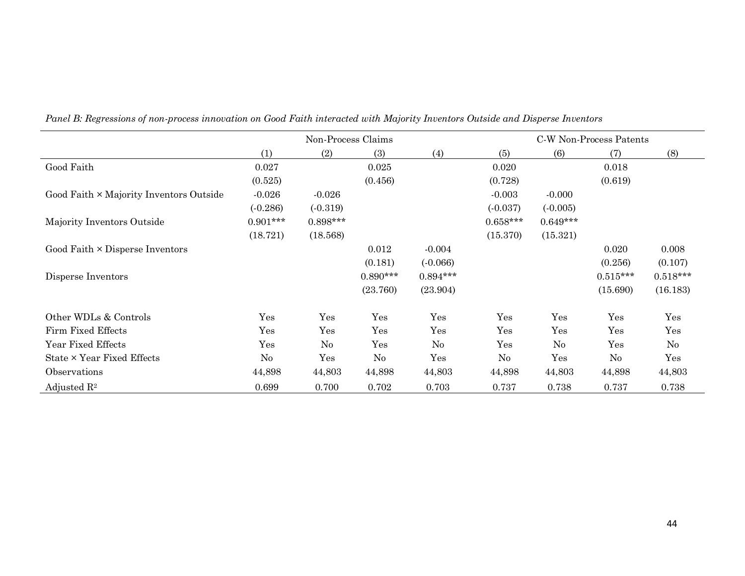*Panel B: Regressions of non-process innovation on Good Faith interacted with Majority Inventors Outside and Disperse Inventors*

| | Non-Process Claims | | | | C-W Non-Process Patents | | | |
|---|---|---|---|---|---|---|---|---|
| | (1) | (2) | (3) | (4) | (5) | (6) | (7) | (8) |
| Good Faith | 0.027 | | 0.025 | | 0.020 | | 0.018 | |
| | (0.525) | | (0.456) | | (0.728) | | (0.619) | |
| Good Faith × Majority Inventors Outside | -0.026 | -0.026 | | | -0.003 | -0.000 | | |
| | (-0.286) | (-0.319) | | | (-0.037) | (-0.005) | | |
| Majority Inventors Outside | 0.901*** | 0.898*** | | | 0.658*** | 0.649*** | | |
| | (18.721) | (18.568) | | | (15.370) | (15.321) | | |
| Good Faith × Disperse Inventors | | | 0.012 | -0.004 | | | 0.020 | 0.008 |
| | | | (0.181) | (-0.066) | | | (0.256) | (0.107) |
| Disperse Inventors | | | 0.890*** | 0.894*** | | | 0.515*** | 0.518*** |
| | | | (23.760) | (23.904) | | | (15.690) | (16.183) |
| Other WDLs & Controls | Yes | Yes | Yes | Yes | Yes | Yes | Yes | Yes |
| Firm Fixed Effects | Yes | Yes | Yes | Yes | Yes | Yes | Yes | Yes |
| Year Fixed Effects | Yes | No | Yes | No | Yes | No | Yes | No |
| State × Year Fixed Effects | No | Yes | No | Yes | No | Yes | No | Yes |
| Observations | 44,898 | 44,803 | 44,898 | 44,803 | 44,898 | 44,803 | 44,898 | 44,803 |
| Adjusted $R^2$ | 0.699 | 0.700 | 0.702 | 0.703 | 0.737 | 0.738 | 0.737 | 0.738 |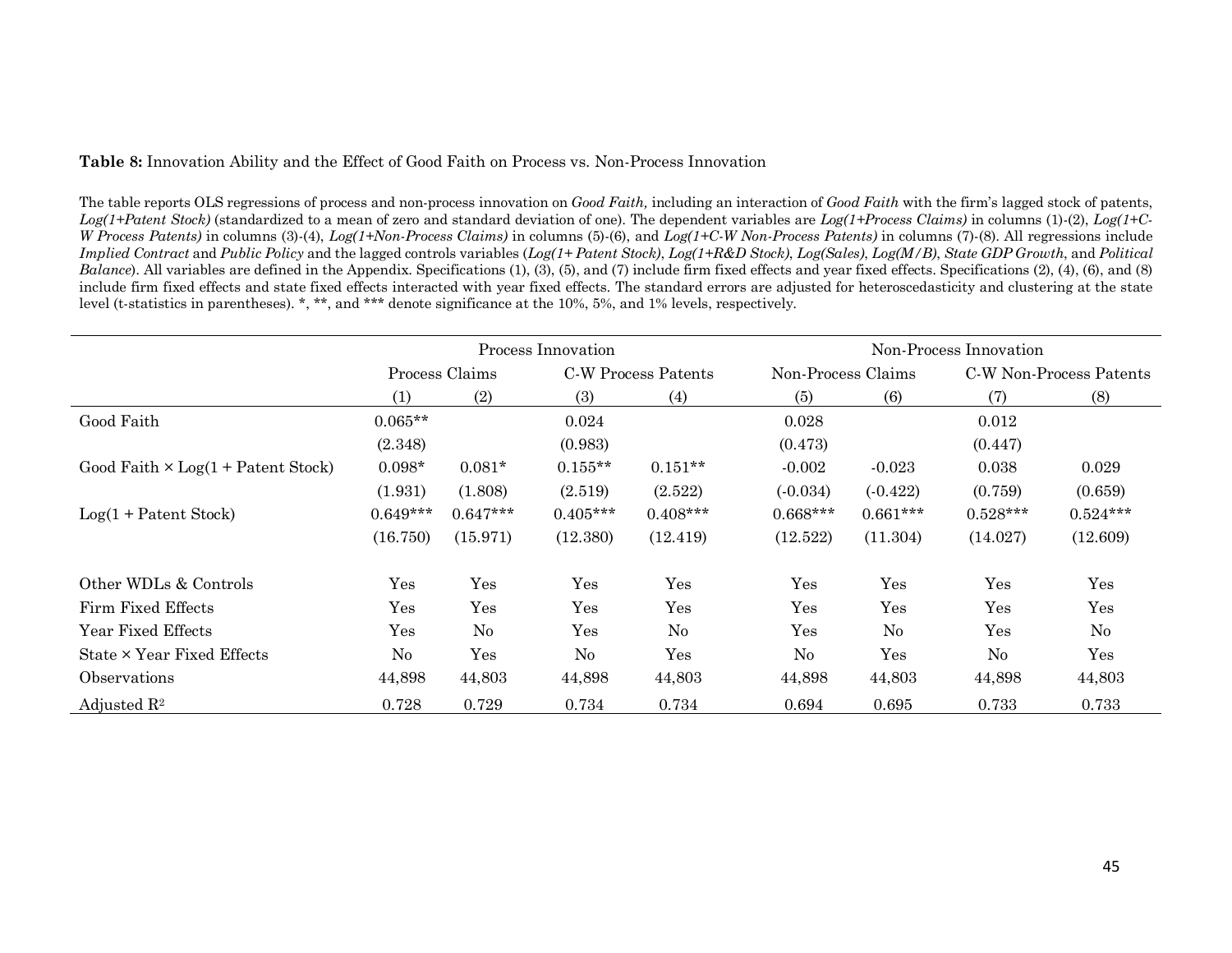**Table 8:** Innovation Ability and the Effect of Good Faith on Process vs. Non-Process Innovation

The table reports OLS regressions of process and non-process innovation on *Good Faith,* including an interaction of *Good Faith* with the firm's lagged stock of patents, *Log(1+Patent Stock)* (standardized to a mean of zero and standard deviation of one). The dependent variables are *Log(1+Process Claims)* in columns (1)-(2), *Log(1+C-W Process Patents)* in columns (3)-(4), *Log(1+Non-Process Claims)* in columns (5)-(6), and *Log(1+C-W Non-Process Patents)* in columns (7)-(8). All regressions include *Implied Contract* and *Public Policy* and the lagged controls variables (*Log(1+ Patent Stock)*, *Log(1+R&D Stock)*, *Log(Sales)*, *Log(M/B)*, *State GDP Growth*, and *Political Balance*). All variables are defined in the Appendix. Specifications (1), (3), (5), and (7) include firm fixed effects and year fixed effects. Specifications (2), (4), (6), and (8) include firm fixed effects and state fixed effects interacted with year fixed effects. The standard errors are adjusted for heteroscedasticity and clustering at the state level (t-statistics in parentheses). *, **, and *** denote significance at the 10%, 5%, and 1% levels, respectively.

| | Process Innovation | | | | Non-Process Innovation | | | |
|---|---|---|---|---|---|---|---|---|
| | Process Claims | | C-W Process Patents | | Non-Process Claims | | C-W Non-Process Patents | |
| | (1) | (2) | (3) | (4) | (5) | (6) | (7) | (8) |
| Good Faith | 0.065** | | 0.024 | | 0.028 | | 0.012 | |
| | (2.348) | | (0.983) | | (0.473) | | (0.447) | |
| Good Faith × Log(1 + Patent Stock) | 0.098* | 0.081* | 0.155** | 0.151** | -0.002 | -0.023 | 0.038 | 0.029 |
| | (1.931) | (1.808) | (2.519) | (2.522) | (-0.034) | (-0.422) | (0.759) | (0.659) |
| Log(1 + Patent Stock) | 0.649*** | 0.647*** | 0.405*** | 0.408*** | 0.668*** | 0.661*** | 0.528*** | 0.524*** |
| | (16.750) | (15.971) | (12.380) | (12.419) | (12.522) | (11.304) | (14.027) | (12.609) |
| Other WDLs & Controls | Yes | Yes | Yes | Yes | Yes | Yes | Yes | Yes |
| Firm Fixed Effects | Yes | Yes | Yes | Yes | Yes | Yes | Yes | Yes |
| Year Fixed Effects | Yes | No | Yes | No | Yes | No | Yes | No |
| State × Year Fixed Effects | No | Yes | No | Yes | No | Yes | No | Yes |
| Observations | 44,898 | 44,803 | 44,898 | 44,803 | 44,898 | 44,803 | 44,898 | 44,803 |
| Adjusted $R^2$ | 0.728 | 0.729 | 0.734 | 0.734 | 0.694 | 0.695 | 0.733 | 0.733 |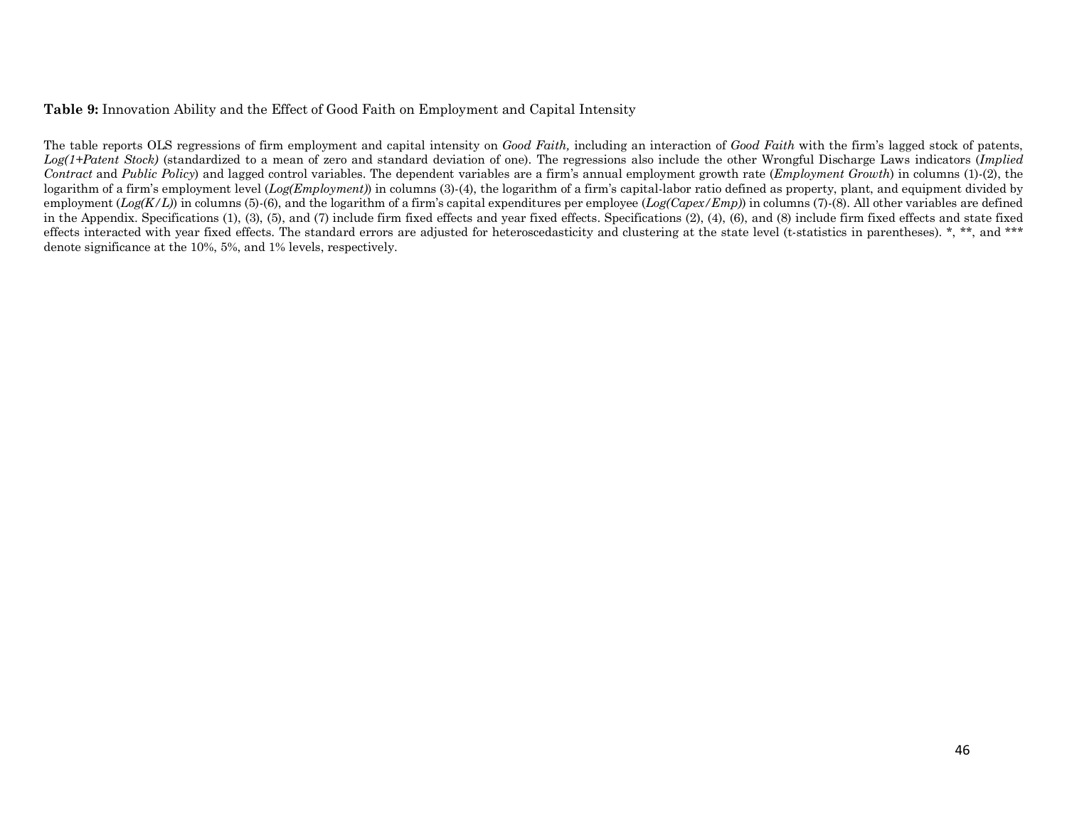**Table 9:** Innovation Ability and the Effect of Good Faith on Employment and Capital Intensity

The table reports OLS regressions of firm employment and capital intensity on *Good Faith,* including an interaction of *Good Faith* with the firm's lagged stock of patents, *Log(1+Patent Stock)* (standardized to a mean of zero and standard deviation of one). The regressions also include the other Wrongful Discharge Laws indicators (*Implied Contract* and *Public Policy*) and lagged control variables. The dependent variables are a firm's annual employment growth rate (*Employment Growth*) in columns (1)-(2), the logarithm of a firm's employment level (*Log(Employment)*) in columns (3)-(4), the logarithm of a firm's capital-labor ratio defined as property, plant, and equipment divided by employment (*Log(K/L)*) in columns (5)-(6), and the logarithm of a firm's capital expenditures per employee (*Log(Capex/Emp)*) in columns (7)-(8). All other variables are defined in the Appendix. Specifications (1), (3), (5), and (7) include firm fixed effects and year fixed effects. Specifications (2), (4), (6), and (8) include firm fixed effects and state fixed effects interacted with year fixed effects. The standard errors are adjusted for heteroscedasticity and clustering at the state level (t-statistics in parentheses). *, **, and *** denote significance at the 10%, 5%, and 1% levels, respectively.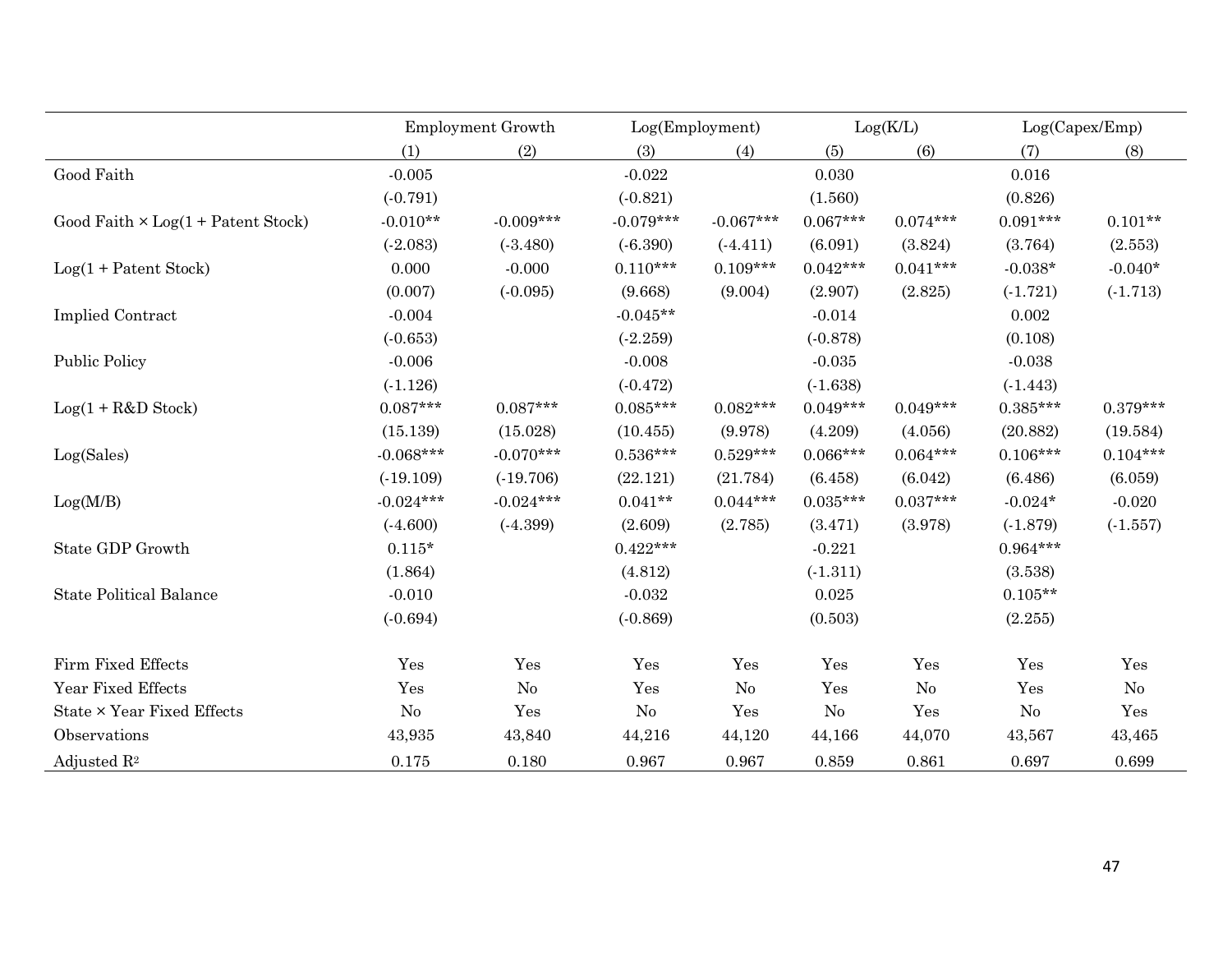| | Employment Growth | | Log(Employment) | | Log(K/L) | | Log(Capex/Emp) | |
|---|---|---|---|---|---|---|---|---|
| | (1) | (2) | (3) | (4) | (5) | (6) | (7) | (8) |
| Good Faith | -0.005 | | -0.022 | | 0.030 | | 0.016 | |
| | (-0.791) | | (-0.821) | | (1.560) | | (0.826) | |
| Good Faith × Log(1 + Patent Stock) | -0.010** | -0.009*** | -0.079*** | -0.067*** | 0.067*** | 0.074*** | 0.091*** | 0.101** |
| | (-2.083) | (-3.480) | (-6.390) | (-4.411) | (6.091) | (3.824) | (3.764) | (2.553) |
| Log(1 + Patent Stock) | 0.000 | -0.000 | 0.110*** | 0.109*** | 0.042*** | 0.041*** | -0.038* | -0.040* |
| | (0.007) | (-0.095) | (9.668) | (9.004) | (2.907) | (2.825) | (-1.721) | (-1.713) |
| Implied Contract | -0.004 | | -0.045** | | -0.014 | | 0.002 | |
| | (-0.653) | | (-2.259) | | (-0.878) | | (0.108) | |
| Public Policy | -0.006 | | -0.008 | | -0.035 | | -0.038 | |
| | (-1.126) | | (-0.472) | | (-1.638) | | (-1.443) | |
| Log(1 + R&D Stock) | 0.087*** | 0.087*** | 0.085*** | 0.082*** | 0.049*** | 0.049*** | 0.385*** | 0.379*** |
| | (15.139) | (15.028) | (10.455) | (9.978) | (4.209) | (4.056) | (20.882) | (19.584) |
| Log(Sales) | -0.068*** | -0.070*** | 0.536*** | 0.529*** | 0.066*** | 0.064*** | 0.106*** | 0.104*** |
| | (-19.109) | (-19.706) | (22.121) | (21.784) | (6.458) | (6.042) | (6.486) | (6.059) |
| Log(M/B) | -0.024*** | -0.024*** | 0.041** | 0.044*** | 0.035*** | 0.037*** | -0.024* | -0.020 |
| | (-4.600) | (-4.399) | (2.609) | (2.785) | (3.471) | (3.978) | (-1.879) | (-1.557) |
| State GDP Growth | 0.115* | | 0.422*** | | -0.221 | | 0.964*** | |
| | (1.864) | | (4.812) | | (-1.311) | | (3.538) | |
| State Political Balance | -0.010 | | -0.032 | | 0.025 | | 0.105** | |
| | (-0.694) | | (-0.869) | | (0.503) | | (2.255) | |
| Firm Fixed Effects | Yes | Yes | Yes | Yes | Yes | Yes | Yes | Yes |
| Year Fixed Effects | Yes | No | Yes | No | Yes | No | Yes | No |
| State × Year Fixed Effects | No | Yes | No | Yes | No | Yes | No | Yes |
| Observations | 43,935 | 43,840 | 44,216 | 44,120 | 44,166 | 44,070 | 43,567 | 43,465 |
| Adjusted $R^2$ | 0.175 | 0.180 | 0.967 | 0.967 | 0.859 | 0.861 | 0.697 | 0.699 |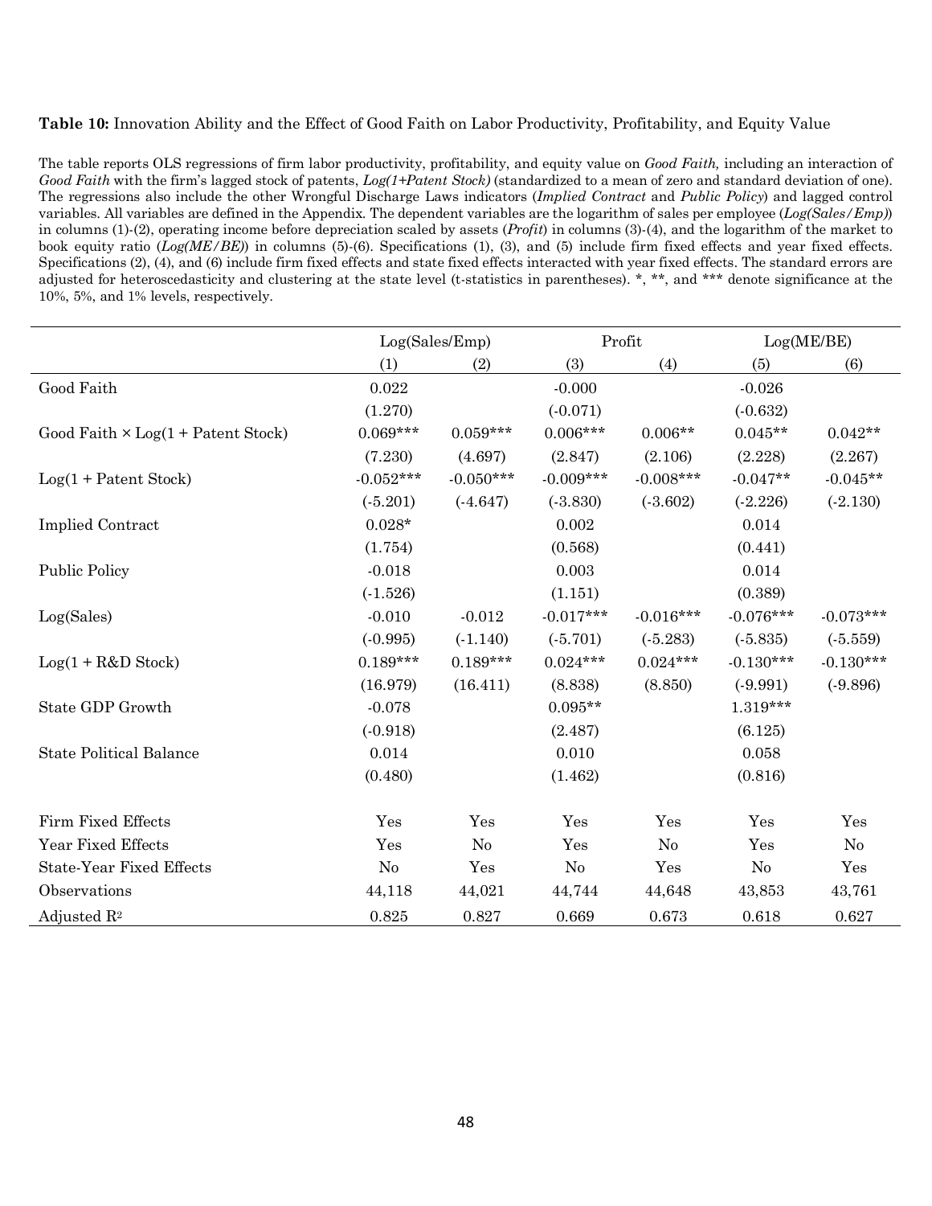**Table 10:** Innovation Ability and the Effect of Good Faith on Labor Productivity, Profitability, and Equity Value

The table reports OLS regressions of firm labor productivity, profitability, and equity value on *Good Faith,* including an interaction of *Good Faith* with the firm's lagged stock of patents, *Log(1+Patent Stock)* (standardized to a mean of zero and standard deviation of one). The regressions also include the other Wrongful Discharge Laws indicators (*Implied Contract* and *Public Policy*) and lagged control variables. All variables are defined in the Appendix. The dependent variables are the logarithm of sales per employee (*Log(Sales/Emp)*) in columns (1)-(2), operating income before depreciation scaled by assets (*Profit*) in columns (3)-(4), and the logarithm of the market to book equity ratio (*Log(ME/BE)*) in columns (5)-(6). Specifications (1), (3), and (5) include firm fixed effects and year fixed effects. Specifications (2), (4), and (6) include firm fixed effects and state fixed effects interacted with year fixed effects. The standard errors are adjusted for heteroscedasticity and clustering at the state level (t-statistics in parentheses). *, **, and *** denote significance at the 10%, 5%, and 1% levels, respectively.

| | Log(Sales/Emp) | | Profit | | Log(ME/BE) | |
|---|---|---|---|---|---|---|
| | (1) | (2) | (3) | (4) | (5) | (6) |
| Good Faith | 0.022 | | -0.000 | | -0.026 | |
| | (1.270) | | (-0.071) | | (-0.632) | |
| Good Faith × Log(1 + Patent Stock) | 0.069*** | 0.059*** | 0.006*** | 0.006** | 0.045** | 0.042** |
| | (7.230) | (4.697) | (2.847) | (2.106) | (2.228) | (2.267) |
| Log(1 + Patent Stock) | -0.052*** | -0.050*** | -0.009*** | -0.008*** | -0.047** | -0.045** |
| | (-5.201) | (-4.647) | (-3.830) | (-3.602) | (-2.226) | (-2.130) |
| Implied Contract | 0.028* | | 0.002 | | 0.014 | |
| | (1.754) | | (0.568) | | (0.441) | |
| Public Policy | -0.018 | | 0.003 | | 0.014 | |
| | (-1.526) | | (1.151) | | (0.389) | |
| Log(Sales) | -0.010 | -0.012 | -0.017*** | -0.016*** | -0.076*** | -0.073*** |
| | (-0.995) | (-1.140) | (-5.701) | (-5.283) | (-5.835) | (-5.559) |
| Log(1 + R&D Stock) | 0.189*** | 0.189*** | 0.024*** | 0.024*** | -0.130*** | -0.130*** |
| | (16.979) | (16.411) | (8.838) | (8.850) | (-9.991) | (-9.896) |
| State GDP Growth | -0.078 | | 0.095** | | 1.319*** | |
| | (-0.918) | | (2.487) | | (6.125) | |
| State Political Balance | 0.014 | | 0.010 | | 0.058 | |
| | (0.480) | | (1.462) | | (0.816) | |
| Firm Fixed Effects | Yes | Yes | Yes | Yes | Yes | Yes |
| Year Fixed Effects | Yes | No | Yes | No | Yes | No |
| State-Year Fixed Effects | No | Yes | No | Yes | No | Yes |
| Observations | 44,118 | 44,021 | 44,744 | 44,648 | 43,853 | 43,761 |
| Adjusted $R^2$ | 0.825 | 0.827 | 0.669 | 0.673 | 0.618 | 0.627 |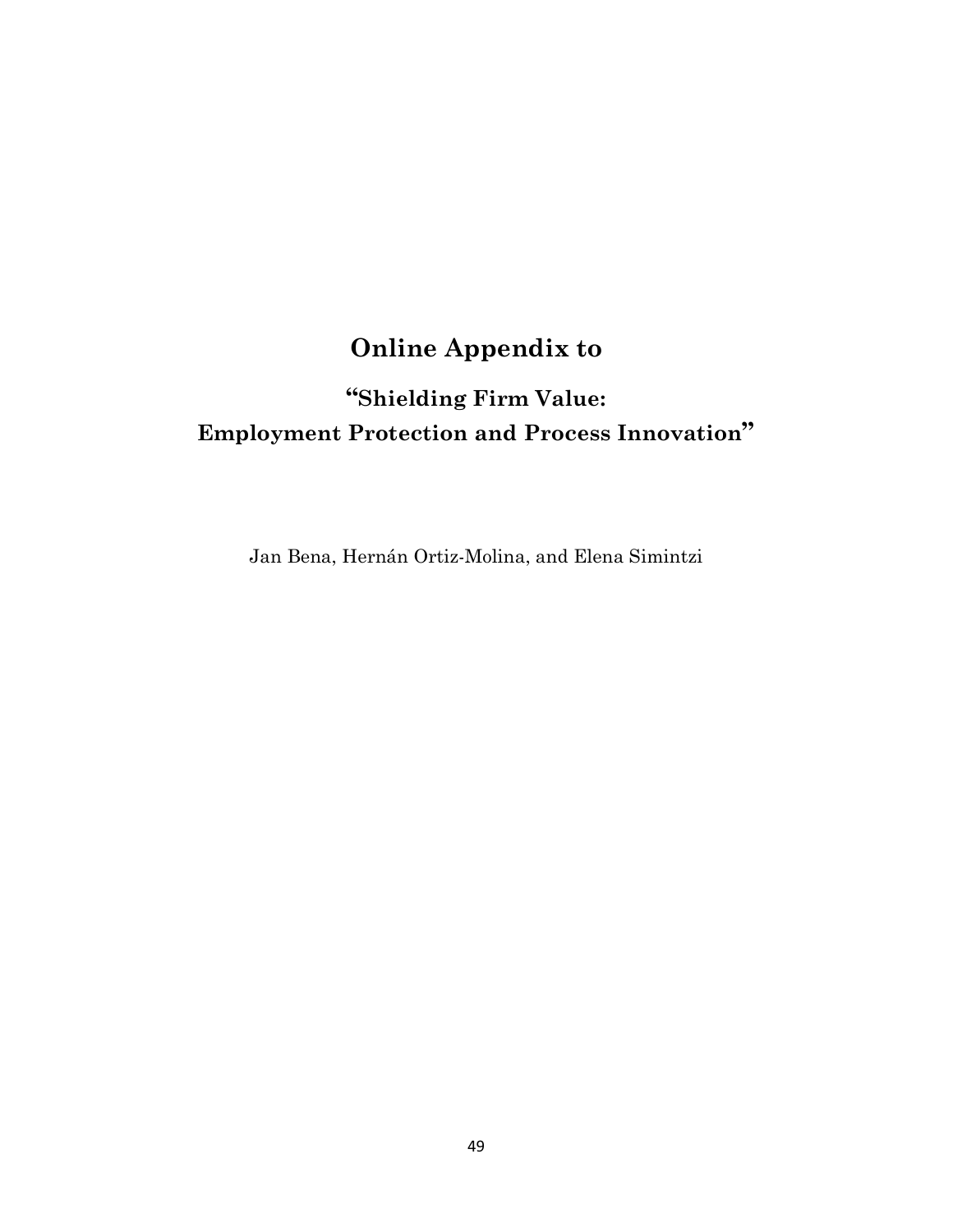# Online Appendix to

## “Shielding Firm Value: Employment Protection and Process Innovation”

Jan Bena, Hernán Ortiz-Molina, and Elena Simintzi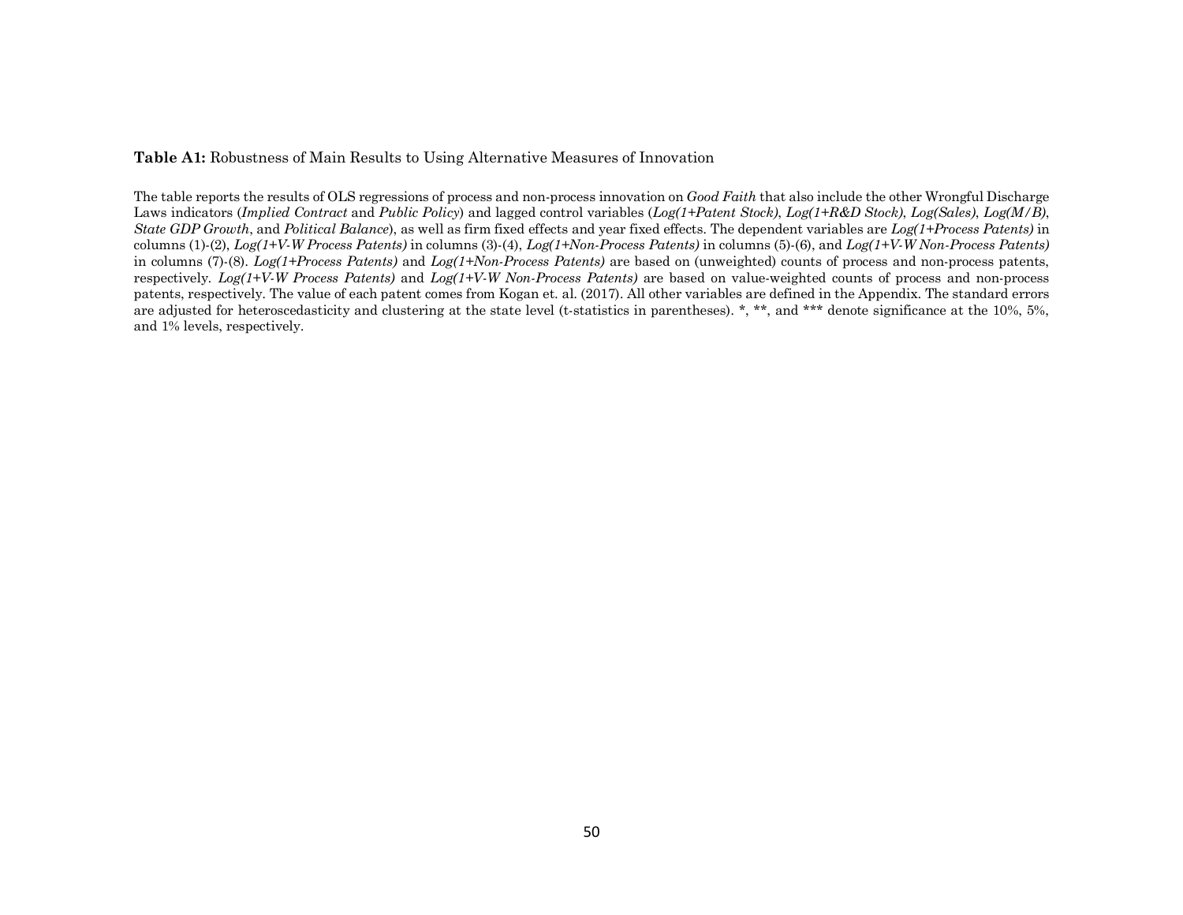**Table A1:** Robustness of Main Results to Using Alternative Measures of Innovation

The table reports the results of OLS regressions of process and non-process innovation on *Good Faith* that also include the other Wrongful Discharge Laws indicators (*Implied Contract* and *Public Policy*) and lagged control variables (*Log(1+Patent Stock)*, *Log(1+R&D Stock)*, *Log(Sales)*, *Log(M/B)*, *State GDP Growth*, and *Political Balance*), as well as firm fixed effects and year fixed effects. The dependent variables are *Log(1+Process Patents)* in columns (1)-(2), *Log(1+V-W Process Patents)* in columns (3)-(4), *Log(1+Non-Process Patents)* in columns (5)-(6), and *Log(1+V-W Non-Process Patents)* in columns (7)-(8). *Log(1+Process Patents)* and *Log(1+Non-Process Patents)* are based on (unweighted) counts of process and non-process patents, respectively. *Log(1+V-W Process Patents)* and *Log(1+V-W Non-Process Patents)* are based on value-weighted counts of process and non-process patents, respectively. The value of each patent comes from Kogan et. al. (2017). All other variables are defined in the Appendix. The standard errors are adjusted for heteroscedasticity and clustering at the state level (t-statistics in parentheses). *, **, and *** denote significance at the 10%, 5%, and 1% levels, respectively.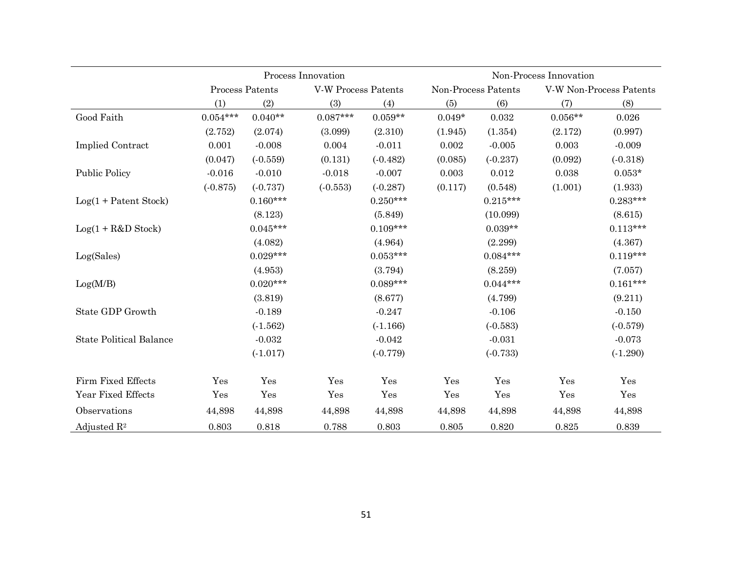| | Process Innovation | | | | Non-Process Innovation | | | |
|---|---|---|---|---|---|---|---|---|
| | Process Patents | | V-W Process Patents | | Non-Process Patents | | V-W Non-Process Patents | |
| | (1) | (2) | (3) | (4) | (5) | (6) | (7) | (8) |
| Good Faith | 0.054*** | 0.040** | 0.087*** | 0.059** | 0.049* | 0.032 | 0.056** | 0.026 |
| | (2.752) | (2.074) | (3.099) | (2.310) | (1.945) | (1.354) | (2.172) | (0.997) |
| Implied Contract | 0.001 | -0.008 | 0.004 | -0.011 | 0.002 | -0.005 | 0.003 | -0.009 |
| | (0.047) | (-0.559) | (0.131) | (-0.482) | (0.085) | (-0.237) | (0.092) | (-0.318) |
| Public Policy | -0.016 | -0.010 | -0.018 | -0.007 | 0.003 | 0.012 | 0.038 | 0.053* |
| | (-0.875) | (-0.737) | (-0.553) | (-0.287) | (0.117) | (0.548) | (1.001) | (1.933) |
| Log(1 + Patent Stock) | | 0.160*** | | 0.250*** | | 0.215*** | | 0.283*** |
| | | (8.123) | | (5.849) | | (10.099) | | (8.615) |
| Log(1 + R&D Stock) | | 0.045*** | | 0.109*** | | 0.039** | | 0.113*** |
| | | (4.082) | | (4.964) | | (2.299) | | (4.367) |
| Log(Sales) | | 0.029*** | | 0.053*** | | 0.084*** | | 0.119*** |
| | | (4.953) | | (3.794) | | (8.259) | | (7.057) |
| Log(M/B) | | 0.020*** | | 0.089*** | | 0.044*** | | 0.161*** |
| | | (3.819) | | (8.677) | | (4.799) | | (9.211) |
| State GDP Growth | | -0.189 | | -0.247 | | -0.106 | | -0.150 |
| | | (-1.562) | | (-1.166) | | (-0.583) | | (-0.579) |
| State Political Balance | | -0.032 | | -0.042 | | -0.031 | | -0.073 |
| | | (-1.017) | | (-0.779) | | (-0.733) | | (-1.290) |
| Firm Fixed Effects | Yes | Yes | Yes | Yes | Yes | Yes | Yes | Yes |
| Year Fixed Effects | Yes | Yes | Yes | Yes | Yes | Yes | Yes | Yes |
| Observations | 44,898 | 44,898 | 44,898 | 44,898 | 44,898 | 44,898 | 44,898 | 44,898 |
| Adjusted $R^2$ | 0.803 | 0.818 | 0.788 | 0.803 | 0.805 | 0.820 | 0.825 | 0.839 |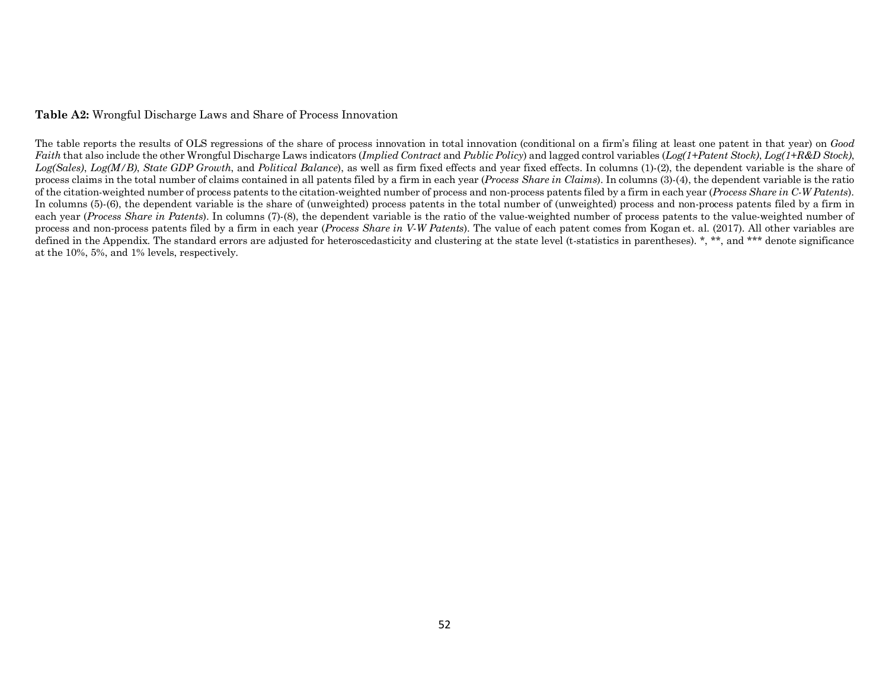**Table A2:** Wrongful Discharge Laws and Share of Process Innovation

The table reports the results of OLS regressions of the share of process innovation in total innovation (conditional on a firm's filing at least one patent in that year) on *Good Faith* that also include the other Wrongful Discharge Laws indicators (*Implied Contract* and *Public Policy*) and lagged control variables (*Log(1+Patent Stock)*, *Log(1+R&D Stock)*, *Log(Sales)*, *Log(M/B)*, *State GDP Growth*, and *Political Balance*), as well as firm fixed effects and year fixed effects. In columns (1)-(2), the dependent variable is the share of process claims in the total number of claims contained in all patents filed by a firm in each year (*Process Share in Claims*). In columns (3)-(4), the dependent variable is the ratio of the citation-weighted number of process patents to the citation-weighted number of process and non-process patents filed by a firm in each year (*Process Share in C-W Patents*). In columns (5)-(6), the dependent variable is the share of (unweighted) process patents in the total number of (unweighted) process and non-process patents filed by a firm in each year (*Process Share in Patents*). In columns (7)-(8), the dependent variable is the ratio of the value-weighted number of process patents to the value-weighted number of process and non-process patents filed by a firm in each year (*Process Share in V-W Patents*). The value of each patent comes from Kogan et. al. (2017). All other variables are defined in the Appendix. The standard errors are adjusted for heteroscedasticity and clustering at the state level (t-statistics in parentheses). *, **, and *** denote significance at the 10%, 5%, and 1% levels, respectively.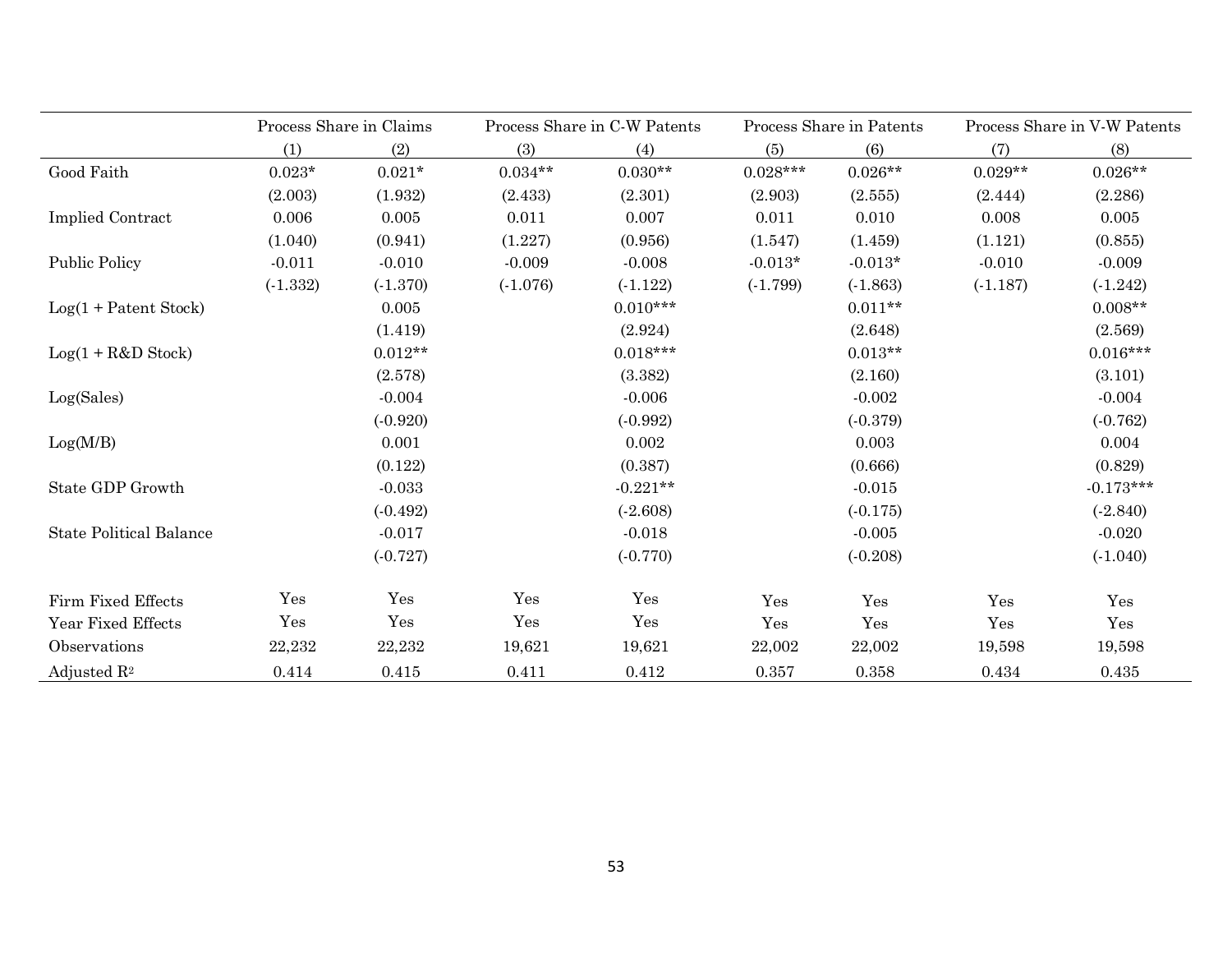| | Process Share in Claims | | Process Share in C-W Patents | | Process Share in Patents | | Process Share in V-W Patents | |
|---|---|---|---|---|---|---|---|---|
| | (1) | (2) | (3) | (4) | (5) | (6) | (7) | (8) |
| Good Faith | 0.023* | 0.021* | 0.034** | 0.030** | 0.028*** | 0.026** | 0.029** | 0.026** |
| | (2.003) | (1.932) | (2.433) | (2.301) | (2.903) | (2.555) | (2.444) | (2.286) |
| Implied Contract | 0.006 | 0.005 | 0.011 | 0.007 | 0.011 | 0.010 | 0.008 | 0.005 |
| | (1.040) | (0.941) | (1.227) | (0.956) | (1.547) | (1.459) | (1.121) | (0.855) |
| Public Policy | -0.011 | -0.010 | -0.009 | -0.008 | -0.013* | -0.013* | -0.010 | -0.009 |
| | (-1.332) | (-1.370) | (-1.076) | (-1.122) | (-1.799) | (-1.863) | (-1.187) | (-1.242) |
| Log(1 + Patent Stock) | | 0.005 | | 0.010*** | | 0.011** | | 0.008** |
| | | (1.419) | | (2.924) | | (2.648) | | (2.569) |
| Log(1 + R&D Stock) | | 0.012** | | 0.018*** | | 0.013** | | 0.016*** |
| | | (2.578) | | (3.382) | | (2.160) | | (3.101) |
| Log(Sales) | | -0.004 | | -0.006 | | -0.002 | | -0.004 |
| | | (-0.920) | | (-0.992) | | (-0.379) | | (-0.762) |
| Log(M/B) | | 0.001 | | 0.002 | | 0.003 | | 0.004 |
| | | (0.122) | | (0.387) | | (0.666) | | (0.829) |
| State GDP Growth | | -0.033 | | -0.221** | | -0.015 | | -0.173*** |
| | | (-0.492) | | (-2.608) | | (-0.175) | | (-2.840) |
| State Political Balance | | -0.017 | | -0.018 | | -0.005 | | -0.020 |
| | | (-0.727) | | (-0.770) | | (-0.208) | | (-1.040) |
| Firm Fixed Effects | Yes | Yes | Yes | Yes | Yes | Yes | Yes | Yes |
| Year Fixed Effects | Yes | Yes | Yes | Yes | Yes | Yes | Yes | Yes |
| Observations | 22,232 | 22,232 | 19,621 | 19,621 | 22,002 | 22,002 | 19,598 | 19,598 |
| Adjusted $R^2$ | 0.414 | 0.415 | 0.411 | 0.412 | 0.357 | 0.358 | 0.434 | 0.435 |